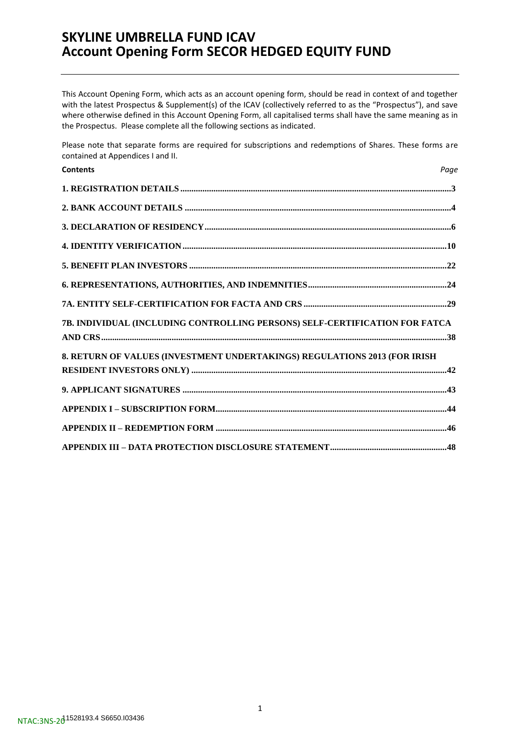# SKYLINE UMBRELLA FUND ICAV
# Account Opening Form SECOR HEDGED EQUITY FUND

This Account Opening Form, which acts as an account opening form, should be read in context of and together with the latest Prospectus & Supplement(s) of the ICAV (collectively referred to as the "Prospectus"), and save where otherwise defined in this Account Opening Form, all capitalised terms shall have the same meaning as in the Prospectus. Please complete all the following sections as indicated.

Please note that separate forms are required for subscriptions and redemptions of Shares. These forms are contained at Appendices I and II.

| **Contents** | *Page* |
|---|---|
| **1. REGISTRATION DETAILS** | **3** |
| **2. BANK ACCOUNT DETAILS** | **4** |
| **3. DECLARATION OF RESIDENCY** | **6** |
| **4. IDENTITY VERIFICATION** | **10** |
| **5. BENEFIT PLAN INVESTORS** | **22** |
| **6. REPRESENTATIONS, AUTHORITIES, AND INDEMNITIES** | **24** |
| **7A. ENTITY SELF-CERTIFICATION FOR FACTA AND CRS** | **29** |
| **7B. INDIVIDUAL (INCLUDING CONTROLLING PERSONS) SELF-CERTIFICATION FOR FATCA AND CRS** | **38** |
| **8. RETURN OF VALUES (INVESTMENT UNDERTAKINGS) REGULATIONS 2013 (FOR IRISH RESIDENT INVESTORS ONLY)** | **42** |
| **9. APPLICANT SIGNATURES** | **43** |
| **APPENDIX I – SUBSCRIPTION FORM** | **44** |
| **APPENDIX II – REDEMPTION FORM** | **46** |
| **APPENDIX III – DATA PROTECTION DISCLOSURE STATEMENT** | **48** |

NTAC:3NS-20 11528193.4 S6650.I03436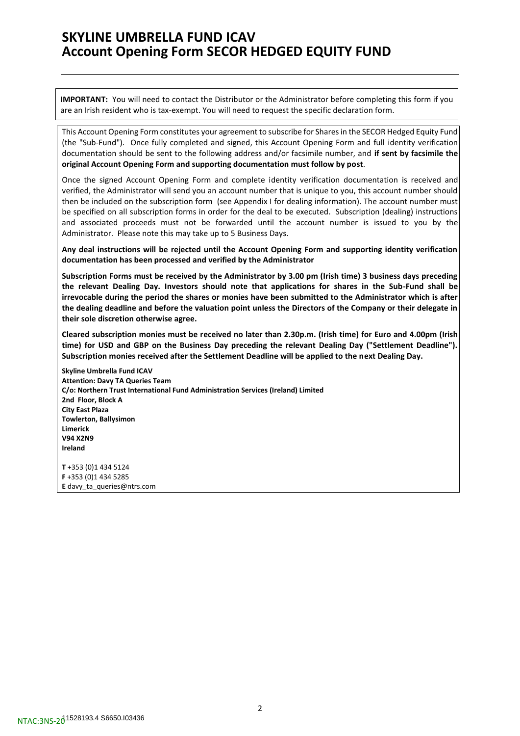# SKYLINE UMBRELLA FUND ICAV
# Account Opening Form SECOR HEDGED EQUITY FUND

**IMPORTANT:** You will need to contact the Distributor or the Administrator before completing this form if you are an Irish resident who is tax-exempt. You will need to request the specific declaration form.

This Account Opening Form constitutes your agreement to subscribe for Shares in the SECOR Hedged Equity Fund (the "Sub-Fund"). Once fully completed and signed, this Account Opening Form and full identity verification documentation should be sent to the following address and/or facsimile number, and **if sent by facsimile the original Account Opening Form and supporting documentation must follow by post**.

Once the signed Account Opening Form and complete identity verification documentation is received and verified, the Administrator will send you an account number that is unique to you, this account number should then be included on the subscription form (see Appendix I for dealing information). The account number must be specified on all subscription forms in order for the deal to be executed. Subscription (dealing) instructions and associated proceeds must not be forwarded until the account number is issued to you by the Administrator. Please note this may take up to 5 Business Days.

**Any deal instructions will be rejected until the Account Opening Form and supporting identity verification documentation has been processed and verified by the Administrator**

**Subscription Forms must be received by the Administrator by 3.00 pm (Irish time) 3 business days preceding the relevant Dealing Day. Investors should note that applications for shares in the Sub-Fund shall be irrevocable during the period the shares or monies have been submitted to the Administrator which is after the dealing deadline and before the valuation point unless the Directors of the Company or their delegate in their sole discretion otherwise agree.**

**Cleared subscription monies must be received no later than 2.30p.m. (Irish time) for Euro and 4.00pm (Irish time) for USD and GBP on the Business Day preceding the relevant Dealing Day ("Settlement Deadline"). Subscription monies received after the Settlement Deadline will be applied to the next Dealing Day.**

**Skyline Umbrella Fund ICAV**
**Attention: Davy TA Queries Team**
**C/o: Northern Trust International Fund Administration Services (Ireland) Limited**
**2nd Floor, Block A**
**City East Plaza**
**Towlerton, Ballysimon**
**Limerick**
**V94 X2N9**
**Ireland**

**T** +353 (0)1 434 5124
**F** +353 (0)1 434 5285
**E** davy_ta_queries@ntrs.com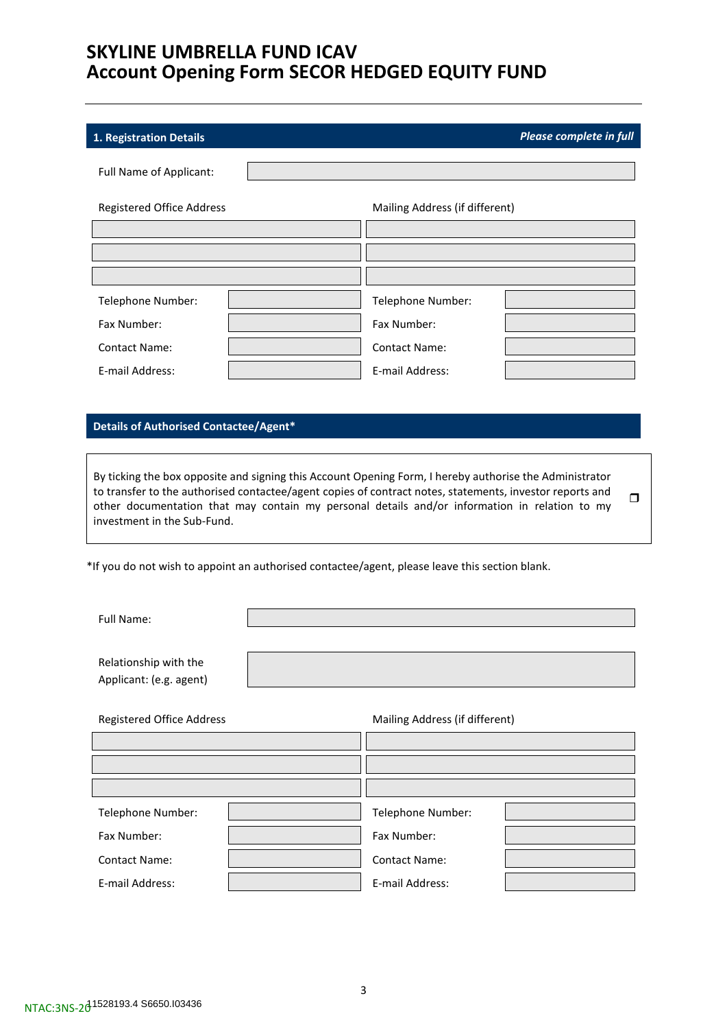# SKYLINE UMBRELLA FUND ICAV
# Account Opening Form SECOR HEDGED EQUITY FUND

## 1. Registration Details

***Please complete in full***

Full Name of Applicant:

| Registered Office Address | | Mailing Address (if different) | |
|---|---|---|---|
| | | | |
| | | | |
| | | | |
| Telephone Number: | | Telephone Number: | |
| Fax Number: | | Fax Number: | |
| Contact Name: | | Contact Name: | |
| E-mail Address: | | E-mail Address: | |

## Details of Authorised Contactee/Agent*

By ticking the box opposite and signing this Account Opening Form, I hereby authorise the Administrator to transfer to the authorised contactee/agent copies of contract notes, statements, investor reports and other documentation that may contain my personal details and/or information in relation to my investment in the Sub-Fund. ❐

*If you do not wish to appoint an authorised contactee/agent, please leave this section blank.

Full Name:

Relationship with the Applicant: (e.g. agent)

| Registered Office Address | | Mailing Address (if different) | |
|---|---|---|---|
| | | | |
| | | | |
| | | | |
| Telephone Number: | | Telephone Number: | |
| Fax Number: | | Fax Number: | |
| Contact Name: | | Contact Name: | |
| E-mail Address: | | E-mail Address: | |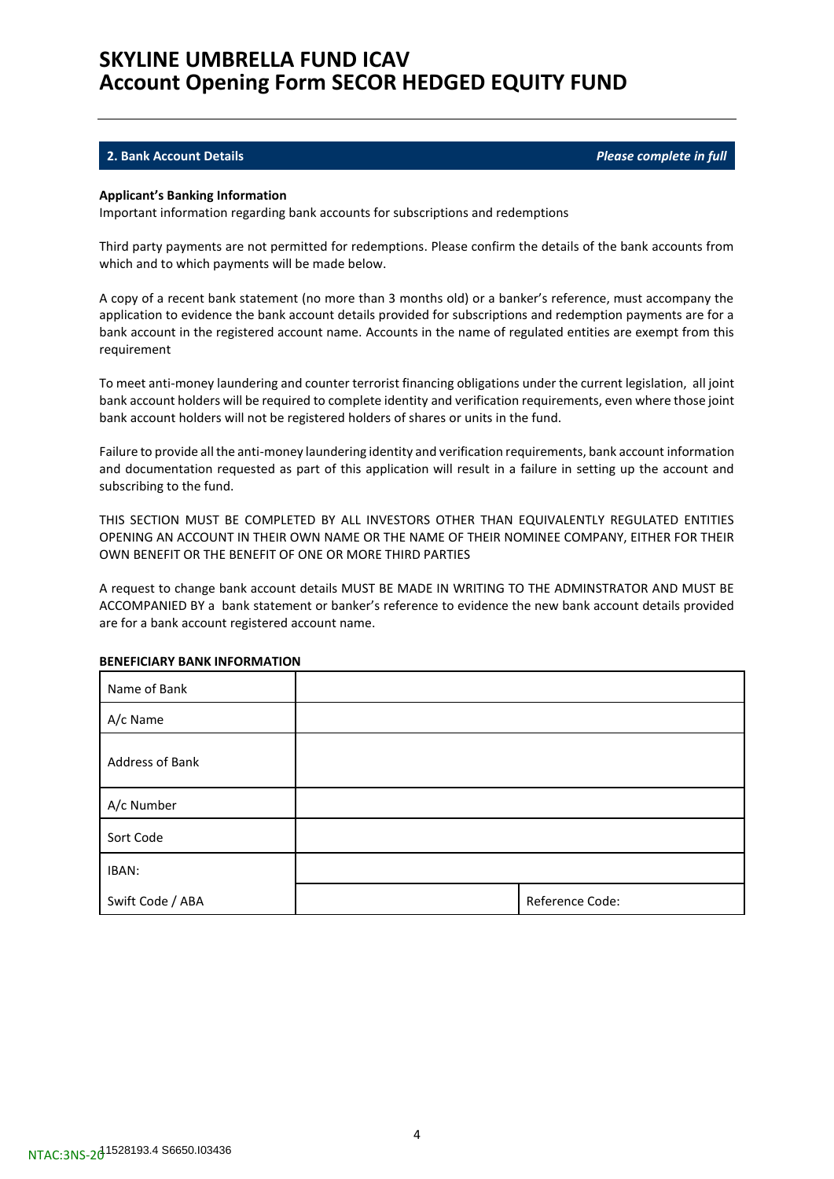# SKYLINE UMBRELLA FUND ICAV
# Account Opening Form SECOR HEDGED EQUITY FUND

## 2. Bank Account Details *Please complete in full*

**Applicant's Banking Information**

Important information regarding bank accounts for subscriptions and redemptions

Third party payments are not permitted for redemptions. Please confirm the details of the bank accounts from which and to which payments will be made below.

A copy of a recent bank statement (no more than 3 months old) or a banker's reference, must accompany the application to evidence the bank account details provided for subscriptions and redemption payments are for a bank account in the registered account name. Accounts in the name of regulated entities are exempt from this requirement

To meet anti-money laundering and counter terrorist financing obligations under the current legislation, all joint bank account holders will be required to complete identity and verification requirements, even where those joint bank account holders will not be registered holders of shares or units in the fund.

Failure to provide all the anti-money laundering identity and verification requirements, bank account information and documentation requested as part of this application will result in a failure in setting up the account and subscribing to the fund.

THIS SECTION MUST BE COMPLETED BY ALL INVESTORS OTHER THAN EQUIVALENTLY REGULATED ENTITIES OPENING AN ACCOUNT IN THEIR OWN NAME OR THE NAME OF THEIR NOMINEE COMPANY, EITHER FOR THEIR OWN BENEFIT OR THE BENEFIT OF ONE OR MORE THIRD PARTIES

A request to change bank account details MUST BE MADE IN WRITING TO THE ADMINSTRATOR AND MUST BE ACCOMPANIED BY a bank statement or banker's reference to evidence the new bank account details provided are for a bank account registered account name.

**BENEFICIARY BANK INFORMATION**

| | | |
|---|---|---|
| Name of Bank | | |
| A/c Name | | |
| Address of Bank | | |
| A/c Number | | |
| Sort Code | | |
| IBAN: | | |
| Swift Code / ABA | | Reference Code: |

NTAC:3NS-20 11528193.4 S6650.I03436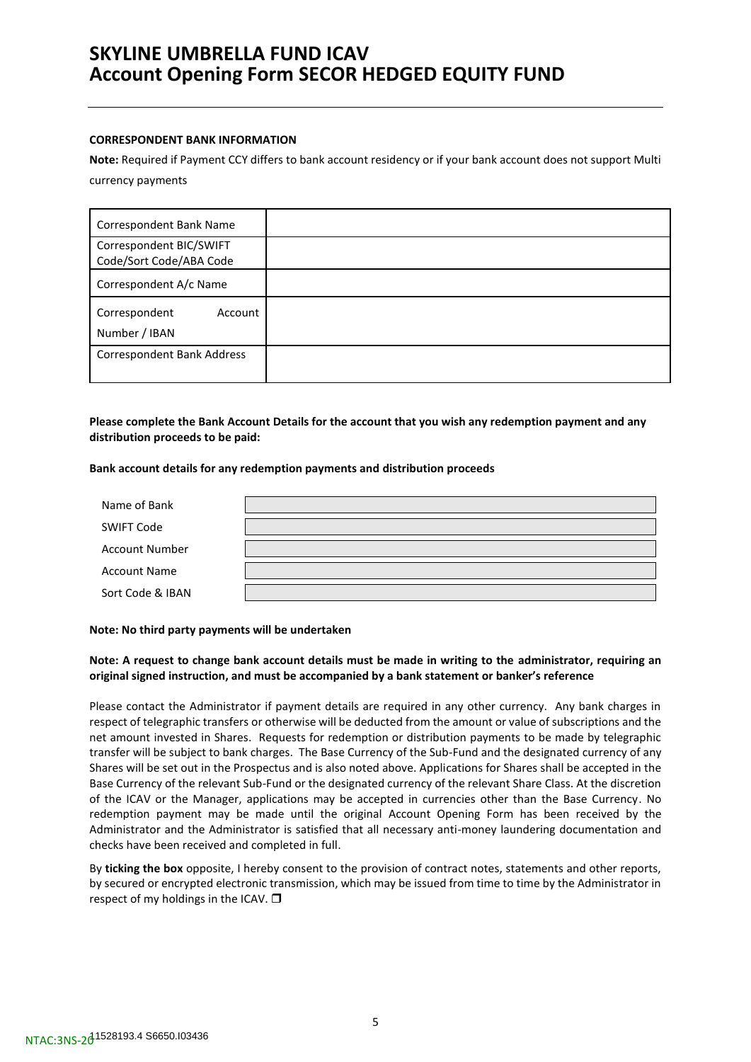**CORRESPONDENT BANK INFORMATION**

**Note:** Required if Payment CCY differs to bank account residency or if your bank account does not support Multi currency payments

| | |
|---|---|
| Correspondent Bank Name | |
| Correspondent BIC/SWIFT Code/Sort Code/ABA Code | |
| Correspondent A/c Name | |
| Correspondent Account Number / IBAN | |
| Correspondent Bank Address | |

**Please complete the Bank Account Details for the account that you wish any redemption payment and any distribution proceeds to be paid:**

**Bank account details for any redemption payments and distribution proceeds**

| | |
|---|---|
| Name of Bank | |
| SWIFT Code | |
| Account Number | |
| Account Name | |
| Sort Code & IBAN | |

**Note: No third party payments will be undertaken**

**Note: A request to change bank account details must be made in writing to the administrator, requiring an original signed instruction, and must be accompanied by a bank statement or banker's reference**

Please contact the Administrator if payment details are required in any other currency. Any bank charges in respect of telegraphic transfers or otherwise will be deducted from the amount or value of subscriptions and the net amount invested in Shares. Requests for redemption or distribution payments to be made by telegraphic transfer will be subject to bank charges. The Base Currency of the Sub-Fund and the designated currency of any Shares will be set out in the Prospectus and is also noted above. Applications for Shares shall be accepted in the Base Currency of the relevant Sub-Fund or the designated currency of the relevant Share Class. At the discretion of the ICAV or the Manager, applications may be accepted in currencies other than the Base Currency. No redemption payment may be made until the original Account Opening Form has been received by the Administrator and the Administrator is satisfied that all necessary anti-money laundering documentation and checks have been received and completed in full.

By **ticking the box** opposite, I hereby consent to the provision of contract notes, statements and other reports, by secured or encrypted electronic transmission, which may be issued from time to time by the Administrator in respect of my holdings in the ICAV. ☐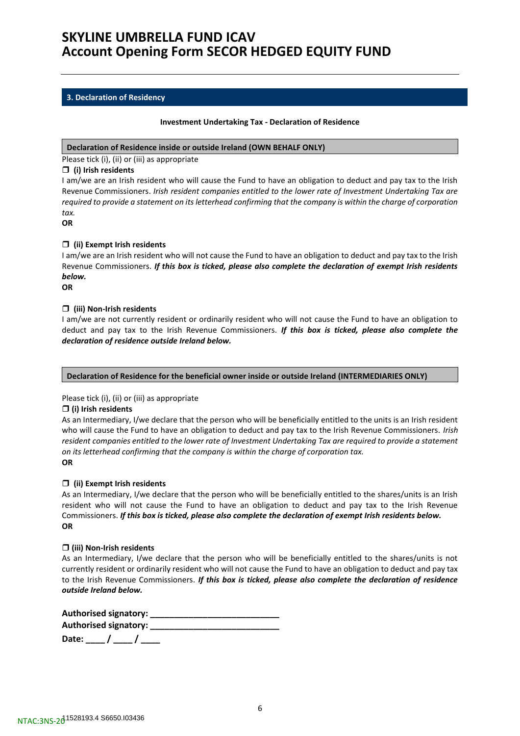# SKYLINE UMBRELLA FUND ICAV
# Account Opening Form SECOR HEDGED EQUITY FUND

## 3. Declaration of Residency

**Investment Undertaking Tax - Declaration of Residence**

### Declaration of Residence inside or outside Ireland (OWN BEHALF ONLY)

Please tick (i), (ii) or (iii) as appropriate

❒ **(i) Irish residents**

I am/we are an Irish resident who will cause the Fund to have an obligation to deduct and pay tax to the Irish Revenue Commissioners. *Irish resident companies entitled to the lower rate of Investment Undertaking Tax are required to provide a statement on its letterhead confirming that the company is within the charge of corporation tax.*

**OR**

❒ **(ii) Exempt Irish residents**

I am/we are an Irish resident who will not cause the Fund to have an obligation to deduct and pay tax to the Irish Revenue Commissioners. ***If this box is ticked, please also complete the declaration of exempt Irish residents below.***

**OR**

❒ **(iii) Non-Irish residents**

I am/we are not currently resident or ordinarily resident who will not cause the Fund to have an obligation to deduct and pay tax to the Irish Revenue Commissioners. ***If this box is ticked, please also complete the declaration of residence outside Ireland below.***

### Declaration of Residence for the beneficial owner inside or outside Ireland (INTERMEDIARIES ONLY)

Please tick (i), (ii) or (iii) as appropriate

❒ **(i) Irish residents**

As an Intermediary, I/we declare that the person who will be beneficially entitled to the units is an Irish resident who will cause the Fund to have an obligation to deduct and pay tax to the Irish Revenue Commissioners. *Irish resident companies entitled to the lower rate of Investment Undertaking Tax are required to provide a statement on its letterhead confirming that the company is within the charge of corporation tax.*

**OR**

❒ **(ii) Exempt Irish residents**

As an Intermediary, I/we declare that the person who will be beneficially entitled to the shares/units is an Irish resident who will not cause the Fund to have an obligation to deduct and pay tax to the Irish Revenue Commissioners. ***If this box is ticked, please also complete the declaration of exempt Irish residents below.***

**OR**

❒ **(iii) Non-Irish residents**

As an Intermediary, I/we declare that the person who will be beneficially entitled to the shares/units is not currently resident or ordinarily resident who will not cause the Fund to have an obligation to deduct and pay tax to the Irish Revenue Commissioners. ***If this box is ticked, please also complete the declaration of residence outside Ireland below.***

**Authorised signatory: ___________________________**

**Authorised signatory: ___________________________**

**Date: ____ / ____ / ____**

NTAC:3NS-20 11528193.4 S6650.I03436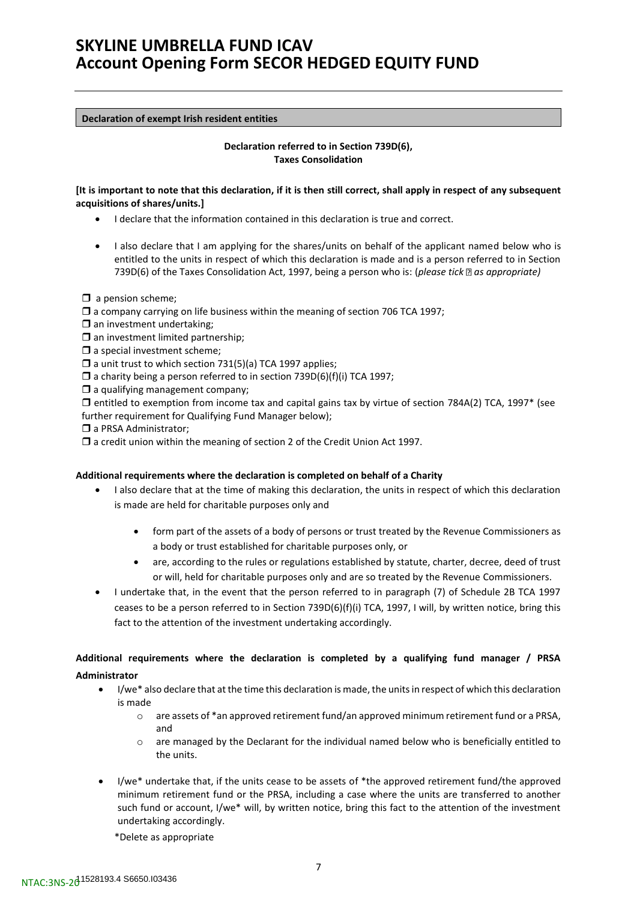# SKYLINE UMBRELLA FUND ICAV
# Account Opening Form SECOR HEDGED EQUITY FUND

**Declaration of exempt Irish resident entities**

**Declaration referred to in Section 739D(6), Taxes Consolidation**

**[It is important to note that this declaration, if it is then still correct, shall apply in respect of any subsequent acquisitions of shares/units.]**

- I declare that the information contained in this declaration is true and correct.
- I also declare that I am applying for the shares/units on behalf of the applicant named below who is entitled to the units in respect of which this declaration is made and is a person referred to in Section 739D(6) of the Taxes Consolidation Act, 1997, being a person who is: (*please tick ☐ as appropriate)*

☐ a pension scheme;
☐ a company carrying on life business within the meaning of section 706 TCA 1997;
☐ an investment undertaking;
☐ an investment limited partnership;
☐ a special investment scheme;
☐ a unit trust to which section 731(5)(a) TCA 1997 applies;
☐ a charity being a person referred to in section 739D(6)(f)(i) TCA 1997;
☐ a qualifying management company;
☐ entitled to exemption from income tax and capital gains tax by virtue of section 784A(2) TCA, 1997* (see further requirement for Qualifying Fund Manager below);
☐ a PRSA Administrator;
☐ a credit union within the meaning of section 2 of the Credit Union Act 1997.

**Additional requirements where the declaration is completed on behalf of a Charity**

- I also declare that at the time of making this declaration, the units in respect of which this declaration is made are held for charitable purposes only and
  - form part of the assets of a body of persons or trust treated by the Revenue Commissioners as a body or trust established for charitable purposes only, or
  - are, according to the rules or regulations established by statute, charter, decree, deed of trust or will, held for charitable purposes only and are so treated by the Revenue Commissioners.
- I undertake that, in the event that the person referred to in paragraph (7) of Schedule 2B TCA 1997 ceases to be a person referred to in Section 739D(6)(f)(i) TCA, 1997, I will, by written notice, bring this fact to the attention of the investment undertaking accordingly.

**Additional requirements where the declaration is completed by a qualifying fund manager / PRSA Administrator**

- I/we* also declare that at the time this declaration is made, the units in respect of which this declaration is made
  - are assets of *an approved retirement fund/an approved minimum retirement fund or a PRSA, and
  - are managed by the Declarant for the individual named below who is beneficially entitled to the units.
- I/we* undertake that, if the units cease to be assets of *the approved retirement fund/the approved minimum retirement fund or the PRSA, including a case where the units are transferred to another such fund or account, I/we* will, by written notice, bring this fact to the attention of the investment undertaking accordingly.

*Delete as appropriate

NTAC:3NS-20 11528193.4 S6650.I03436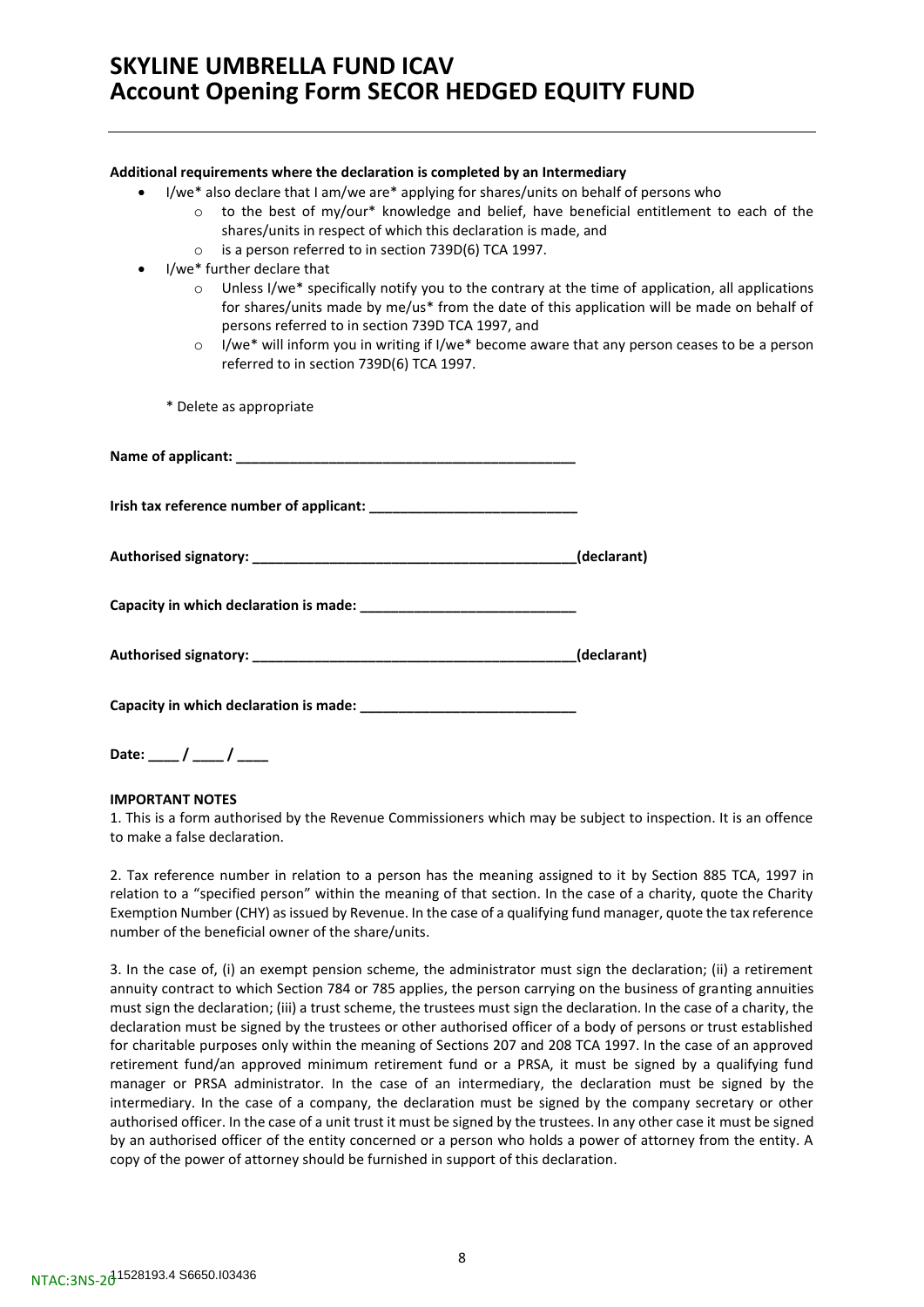**Additional requirements where the declaration is completed by an Intermediary**

- I/we* also declare that I am/we are* applying for shares/units on behalf of persons who
  - to the best of my/our* knowledge and belief, have beneficial entitlement to each of the shares/units in respect of which this declaration is made, and
  - is a person referred to in section 739D(6) TCA 1997.
- I/we* further declare that
  - Unless I/we* specifically notify you to the contrary at the time of application, all applications for shares/units made by me/us* from the date of this application will be made on behalf of persons referred to in section 739D TCA 1997, and
  - I/we* will inform you in writing if I/we* become aware that any person ceases to be a person referred to in section 739D(6) TCA 1997.

\* Delete as appropriate

**Name of applicant: _____________________________________________**

**Irish tax reference number of applicant: ___________________________**

**Authorised signatory: __________________________________________(declarant)**

**Capacity in which declaration is made: ____________________________**

**Authorised signatory: __________________________________________(declarant)**

**Capacity in which declaration is made: ____________________________**

**Date: ____ / ____ / ____**

**IMPORTANT NOTES**

1. This is a form authorised by the Revenue Commissioners which may be subject to inspection. It is an offence to make a false declaration.

2. Tax reference number in relation to a person has the meaning assigned to it by Section 885 TCA, 1997 in relation to a "specified person" within the meaning of that section. In the case of a charity, quote the Charity Exemption Number (CHY) as issued by Revenue. In the case of a qualifying fund manager, quote the tax reference number of the beneficial owner of the share/units.

3. In the case of, (i) an exempt pension scheme, the administrator must sign the declaration; (ii) a retirement annuity contract to which Section 784 or 785 applies, the person carrying on the business of granting annuities must sign the declaration; (iii) a trust scheme, the trustees must sign the declaration. In the case of a charity, the declaration must be signed by the trustees or other authorised officer of a body of persons or trust established for charitable purposes only within the meaning of Sections 207 and 208 TCA 1997. In the case of an approved retirement fund/an approved minimum retirement fund or a PRSA, it must be signed by a qualifying fund manager or PRSA administrator. In the case of an intermediary, the declaration must be signed by the intermediary. In the case of a company, the declaration must be signed by the company secretary or other authorised officer. In the case of a unit trust it must be signed by the trustees. In any other case it must be signed by an authorised officer of the entity concerned or a person who holds a power of attorney from the entity. A copy of the power of attorney should be furnished in support of this declaration.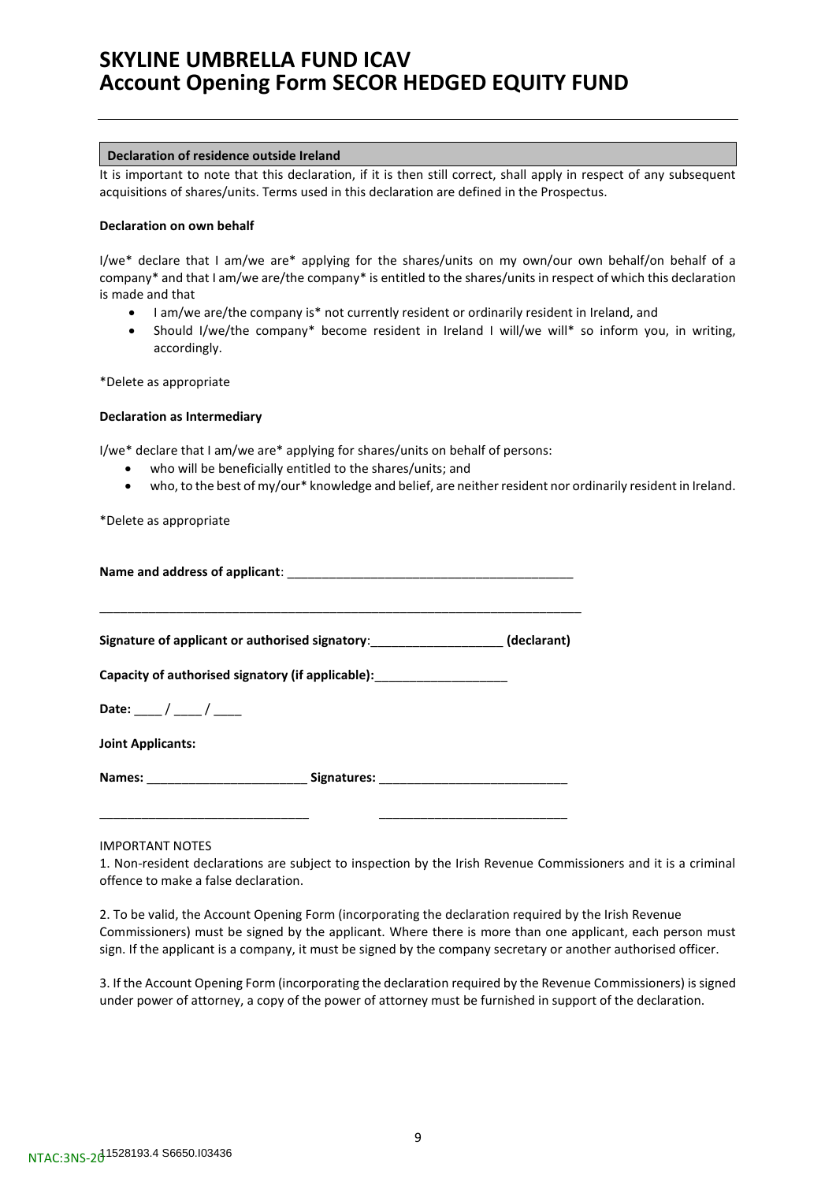# SKYLINE UMBRELLA FUND ICAV
# Account Opening Form SECOR HEDGED EQUITY FUND

**Declaration of residence outside Ireland**

It is important to note that this declaration, if it is then still correct, shall apply in respect of any subsequent acquisitions of shares/units. Terms used in this declaration are defined in the Prospectus.

**Declaration on own behalf**

I/we* declare that I am/we are* applying for the shares/units on my own/our own behalf/on behalf of a company* and that I am/we are/the company* is entitled to the shares/units in respect of which this declaration is made and that

- I am/we are/the company is* not currently resident or ordinarily resident in Ireland, and
- Should I/we/the company* become resident in Ireland I will/we will* so inform you, in writing, accordingly.

*Delete as appropriate

**Declaration as Intermediary**

I/we* declare that I am/we are* applying for shares/units on behalf of persons:

- who will be beneficially entitled to the shares/units; and
- who, to the best of my/our* knowledge and belief, are neither resident nor ordinarily resident in Ireland.

*Delete as appropriate

**Name and address of applicant**: __________________________________________

_________________________________________________________________________

**Signature of applicant or authorised signatory**:___________________ **(declarant)**

**Capacity of authorised signatory (if applicable):**___________________

**Date:** ____ / ____ / ____

**Joint Applicants:**

**Names:** _______________________ **Signatures:** ___________________________

______________________________ ___________________________

IMPORTANT NOTES

1. Non-resident declarations are subject to inspection by the Irish Revenue Commissioners and it is a criminal offence to make a false declaration.

2. To be valid, the Account Opening Form (incorporating the declaration required by the Irish Revenue Commissioners) must be signed by the applicant. Where there is more than one applicant, each person must sign. If the applicant is a company, it must be signed by the company secretary or another authorised officer.

3. If the Account Opening Form (incorporating the declaration required by the Revenue Commissioners) is signed under power of attorney, a copy of the power of attorney must be furnished in support of the declaration.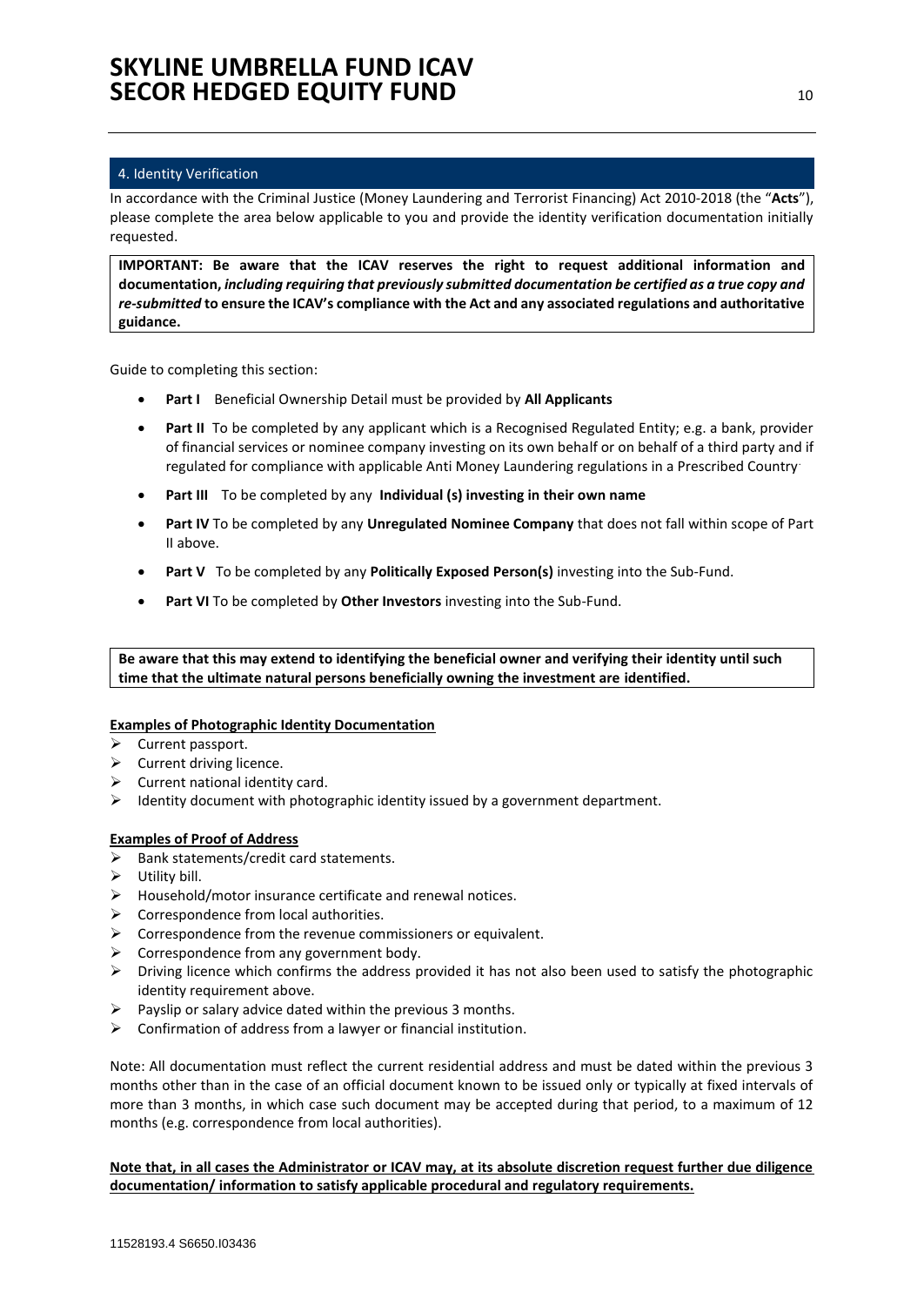## 4. Identity Verification

In accordance with the Criminal Justice (Money Laundering and Terrorist Financing) Act 2010-2018 (the "**Acts**"), please complete the area below applicable to you and provide the identity verification documentation initially requested.

> **IMPORTANT: Be aware that the ICAV reserves the right to request additional information and documentation, *including requiring that previously submitted documentation be certified as a true copy and re-submitted* to ensure the ICAV's compliance with the Act and any associated regulations and authoritative guidance.**

Guide to completing this section:

- **Part I** Beneficial Ownership Detail must be provided by **All Applicants**
- **Part II** To be completed by any applicant which is a Recognised Regulated Entity; e.g. a bank, provider of financial services or nominee company investing on its own behalf or on behalf of a third party and if regulated for compliance with applicable Anti Money Laundering regulations in a Prescribed Country.
- **Part III** To be completed by any **Individual (s) investing in their own name**
- **Part IV** To be completed by any **Unregulated Nominee Company** that does not fall within scope of Part II above.
- **Part V** To be completed by any **Politically Exposed Person(s)** investing into the Sub-Fund.
- **Part VI** To be completed by **Other Investors** investing into the Sub-Fund.

> **Be aware that this may extend to identifying the beneficial owner and verifying their identity until such time that the ultimate natural persons beneficially owning the investment are identified.**

**Examples of Photographic Identity Documentation**

- Current passport.
- Current driving licence.
- Current national identity card.
- Identity document with photographic identity issued by a government department.

**Examples of Proof of Address**

- Bank statements/credit card statements.
- Utility bill.
- Household/motor insurance certificate and renewal notices.
- Correspondence from local authorities.
- Correspondence from the revenue commissioners or equivalent.
- Correspondence from any government body.
- Driving licence which confirms the address provided it has not also been used to satisfy the photographic identity requirement above.
- Payslip or salary advice dated within the previous 3 months.
- Confirmation of address from a lawyer or financial institution.

Note: All documentation must reflect the current residential address and must be dated within the previous 3 months other than in the case of an official document known to be issued only or typically at fixed intervals of more than 3 months, in which case such document may be accepted during that period, to a maximum of 12 months (e.g. correspondence from local authorities).

**Note that, in all cases the Administrator or ICAV may, at its absolute discretion request further due diligence documentation/ information to satisfy applicable procedural and regulatory requirements.**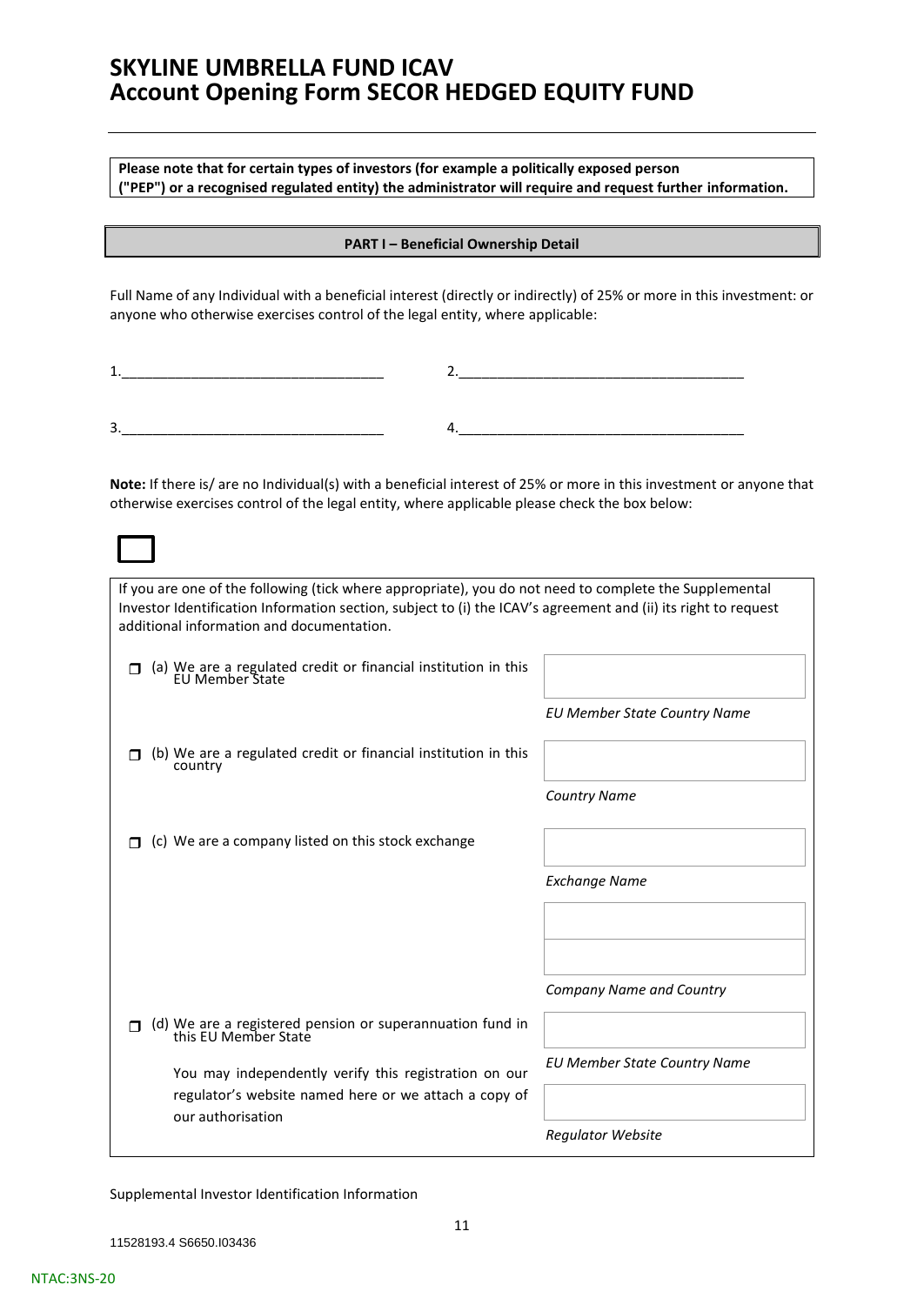# SKYLINE UMBRELLA FUND ICAV
# Account Opening Form SECOR HEDGED EQUITY FUND

**Please note that for certain types of investors (for example a politically exposed person ("PEP") or a recognised regulated entity) the administrator will require and request further information.**

## PART I – Beneficial Ownership Detail

Full Name of any Individual with a beneficial interest (directly or indirectly) of 25% or more in this investment: or anyone who otherwise exercises control of the legal entity, where applicable:

1.__________________________________ 2.____________________________________

3.__________________________________ 4.____________________________________

**Note:** If there is/ are no Individual(s) with a beneficial interest of 25% or more in this investment or anyone that otherwise exercises control of the legal entity, where applicable please check the box below:

☐

If you are one of the following (tick where appropriate), you do not need to complete the Supplemental Investor Identification Information section, subject to (i) the ICAV's agreement and (ii) its right to request additional information and documentation.

| | |
|---|---|
| ☐ (a) We are a regulated credit or financial institution in this EU Member State | *EU Member State Country Name* |
| ☐ (b) We are a regulated credit or financial institution in this country | *Country Name* |
| ☐ (c) We are a company listed on this stock exchange | *Exchange Name* |
| | *Company Name and Country* |
| ☐ (d) We are a registered pension or superannuation fund in this EU Member State | *EU Member State Country Name* |
| You may independently verify this registration on our regulator's website named here or we attach a copy of our authorisation | *Regulator Website* |

Supplemental Investor Identification Information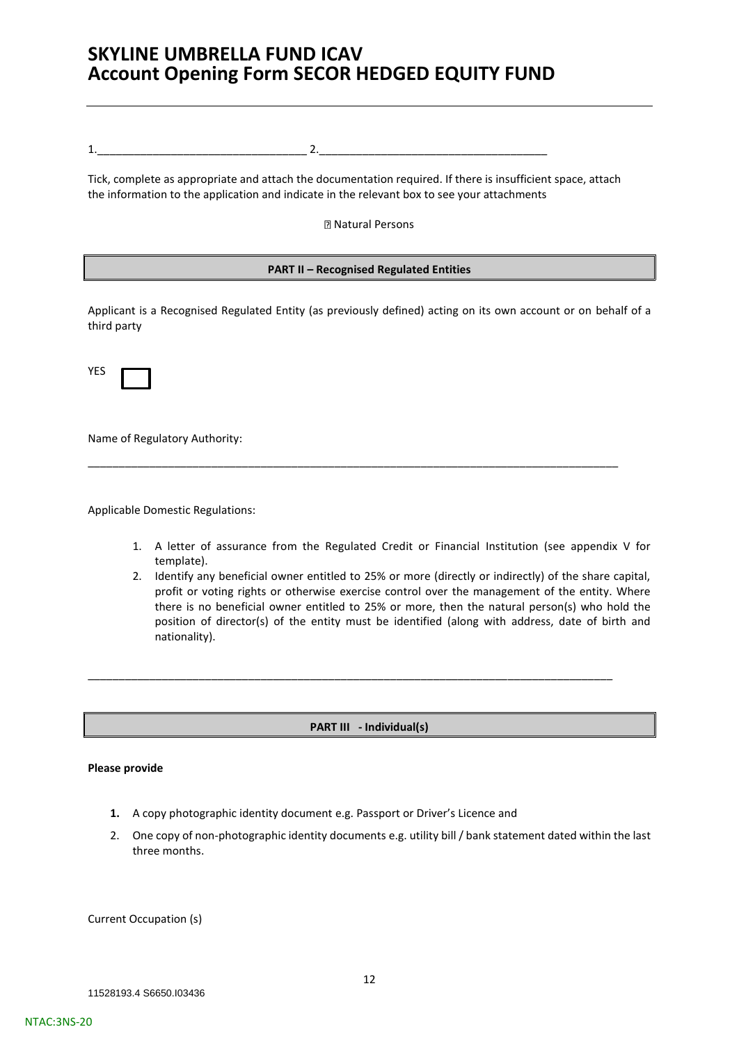# SKYLINE UMBRELLA FUND ICAV
# Account Opening Form SECOR HEDGED EQUITY FUND

1.________________________________ 2.____________________________________

Tick, complete as appropriate and attach the documentation required. If there is insufficient space, attach the information to the application and indicate in the relevant box to see your attachments

☐ Natural Persons

**PART II – Recognised Regulated Entities**

Applicant is a Recognised Regulated Entity (as previously defined) acting on its own account or on behalf of a third party

YES ☐

Name of Regulatory Authority:

_________________________________________________________________________________________

Applicable Domestic Regulations:

1. A letter of assurance from the Regulated Credit or Financial Institution (see appendix V for template).
2. Identify any beneficial owner entitled to 25% or more (directly or indirectly) of the share capital, profit or voting rights or otherwise exercise control over the management of the entity. Where there is no beneficial owner entitled to 25% or more, then the natural person(s) who hold the position of director(s) of the entity must be identified (along with address, date of birth and nationality).

_________________________________________________________________________________________

**PART III - Individual(s)**

**Please provide**

1. A copy photographic identity document e.g. Passport or Driver's Licence and
2. One copy of non-photographic identity documents e.g. utility bill / bank statement dated within the last three months.

Current Occupation (s)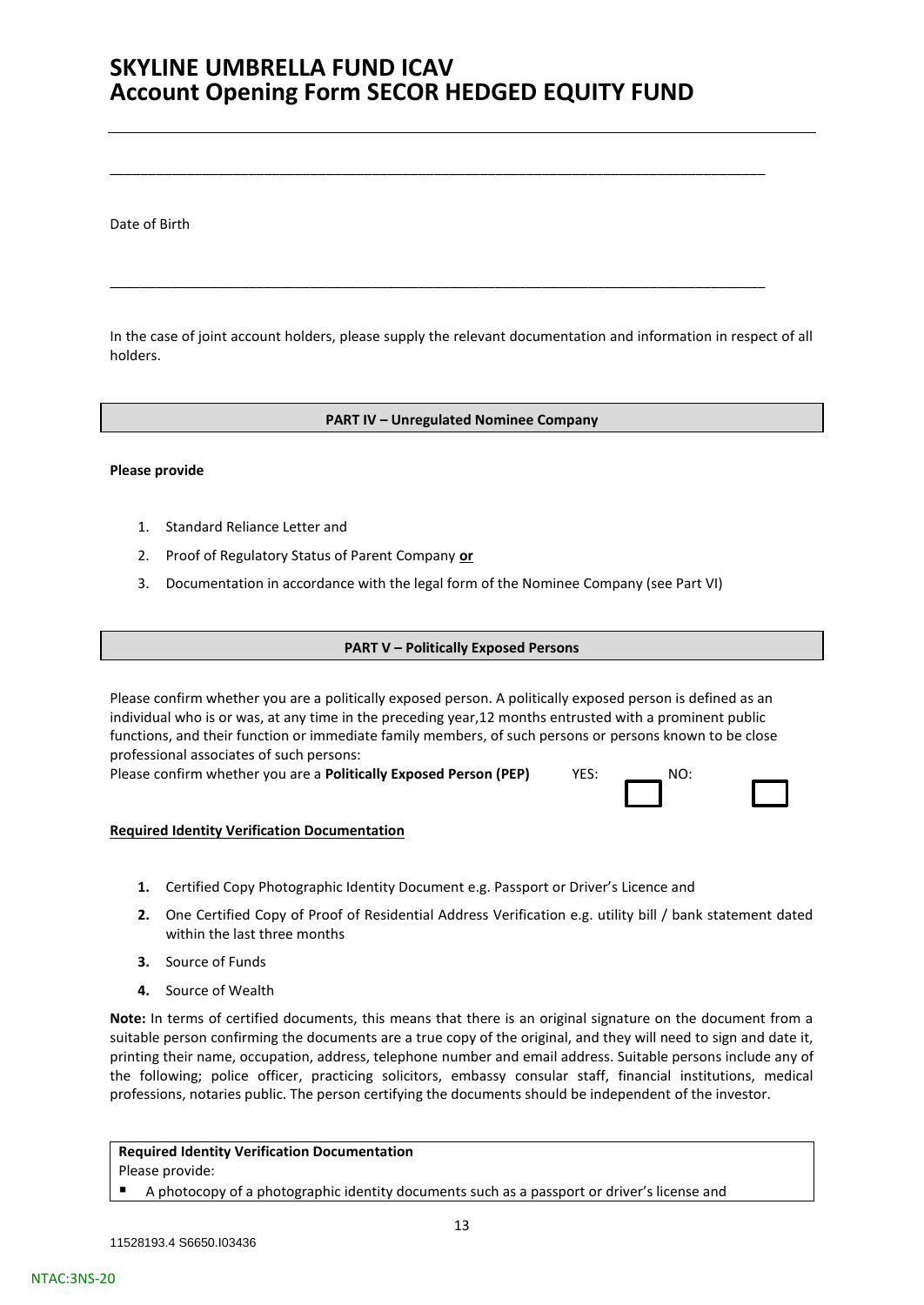______________________________________________________________________________________

Date of Birth

______________________________________________________________________________________

In the case of joint account holders, please supply the relevant documentation and information in respect of all holders.

**PART IV – Unregulated Nominee Company**

**Please provide**

1. Standard Reliance Letter and
2. Proof of Regulatory Status of Parent Company **or**
3. Documentation in accordance with the legal form of the Nominee Company (see Part VI)

**PART V – Politically Exposed Persons**

Please confirm whether you are a politically exposed person. A politically exposed person is defined as an individual who is or was, at any time in the preceding year,12 months entrusted with a prominent public functions, and their function or immediate family members, of such persons or persons known to be close professional associates of such persons:

Please confirm whether you are a **Politically Exposed Person (PEP)** YES: ☐ NO: ☐

**Required Identity Verification Documentation**

1. Certified Copy Photographic Identity Document e.g. Passport or Driver's Licence and
2. One Certified Copy of Proof of Residential Address Verification e.g. utility bill / bank statement dated within the last three months
3. Source of Funds
4. Source of Wealth

**Note:** In terms of certified documents, this means that there is an original signature on the document from a suitable person confirming the documents are a true copy of the original, and they will need to sign and date it, printing their name, occupation, address, telephone number and email address. Suitable persons include any of the following; police officer, practicing solicitors, embassy consular staff, financial institutions, medical professions, notaries public. The person certifying the documents should be independent of the investor.

**Required Identity Verification Documentation**

Please provide:

- A photocopy of a photographic identity documents such as a passport or driver's license and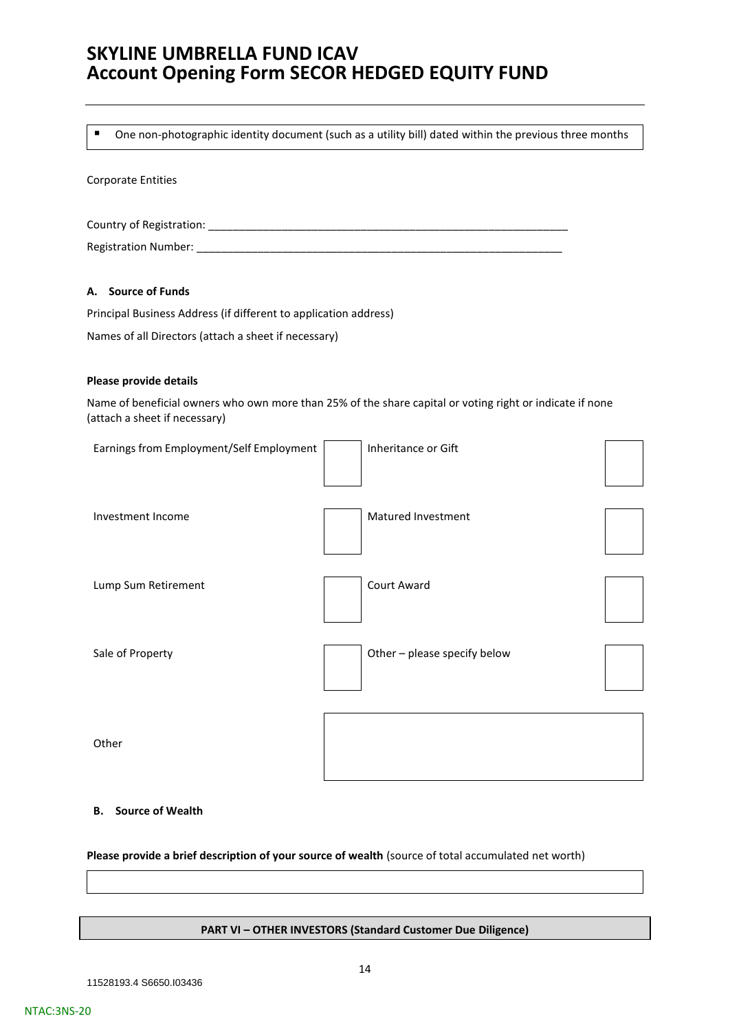- One non-photographic identity document (such as a utility bill) dated within the previous three months

Corporate Entities

Country of Registration: ____________________________________________________________

Registration Number: ______________________________________________________________

**A. Source of Funds**

Principal Business Address (if different to application address)

Names of all Directors (attach a sheet if necessary)

**Please provide details**

Name of beneficial owners who own more than 25% of the share capital or voting right or indicate if none (attach a sheet if necessary)

| | | | |
|---|---|---|---|
| Earnings from Employment/Self Employment | ☐ | Inheritance or Gift | ☐ |
| Investment Income | ☐ | Matured Investment | ☐ |
| Lump Sum Retirement | ☐ | Court Award | ☐ |
| Sale of Property | ☐ | Other – please specify below | ☐ |
| Other | | | |

**B. Source of Wealth**

**Please provide a brief description of your source of wealth** (source of total accumulated net worth)

| |
|---|
| |

**PART VI – OTHER INVESTORS (Standard Customer Due Diligence)**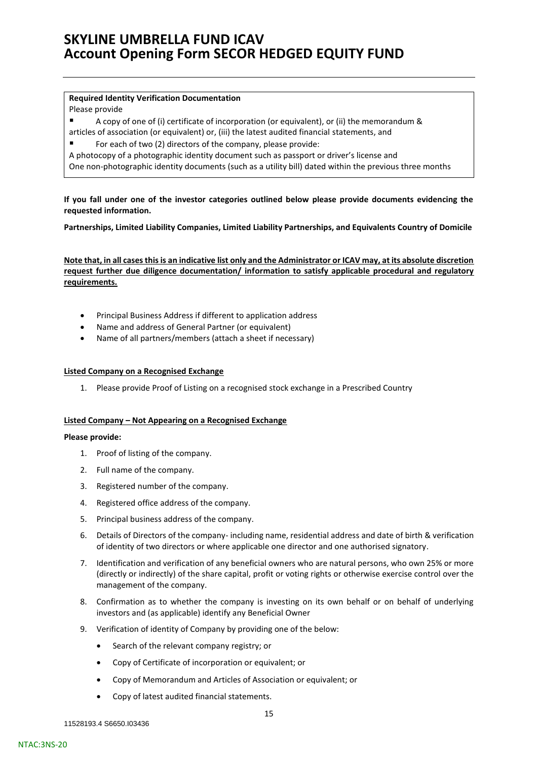**Required Identity Verification Documentation**

Please provide

- A copy of one of (i) certificate of incorporation (or equivalent), or (ii) the memorandum & articles of association (or equivalent) or, (iii) the latest audited financial statements, and
- For each of two (2) directors of the company, please provide:

A photocopy of a photographic identity document such as passport or driver's license and

One non-photographic identity documents (such as a utility bill) dated within the previous three months

**If you fall under one of the investor categories outlined below please provide documents evidencing the requested information.**

**Partnerships, Limited Liability Companies, Limited Liability Partnerships, and Equivalents Country of Domicile**

**Note that, in all cases this is an indicative list only and the Administrator or ICAV may, at its absolute discretion request further due diligence documentation/ information to satisfy applicable procedural and regulatory requirements.**

- Principal Business Address if different to application address
- Name and address of General Partner (or equivalent)
- Name of all partners/members (attach a sheet if necessary)

**Listed Company on a Recognised Exchange**

1. Please provide Proof of Listing on a recognised stock exchange in a Prescribed Country

**Listed Company – Not Appearing on a Recognised Exchange**

**Please provide:**

1. Proof of listing of the company.
2. Full name of the company.
3. Registered number of the company.
4. Registered office address of the company.
5. Principal business address of the company.
6. Details of Directors of the company- including name, residential address and date of birth & verification of identity of two directors or where applicable one director and one authorised signatory.
7. Identification and verification of any beneficial owners who are natural persons, who own 25% or more (directly or indirectly) of the share capital, profit or voting rights or otherwise exercise control over the management of the company.
8. Confirmation as to whether the company is investing on its own behalf or on behalf of underlying investors and (as applicable) identify any Beneficial Owner
9. Verification of identity of Company by providing one of the below:
   - Search of the relevant company registry; or
   - Copy of Certificate of incorporation or equivalent; or
   - Copy of Memorandum and Articles of Association or equivalent; or
   - Copy of latest audited financial statements.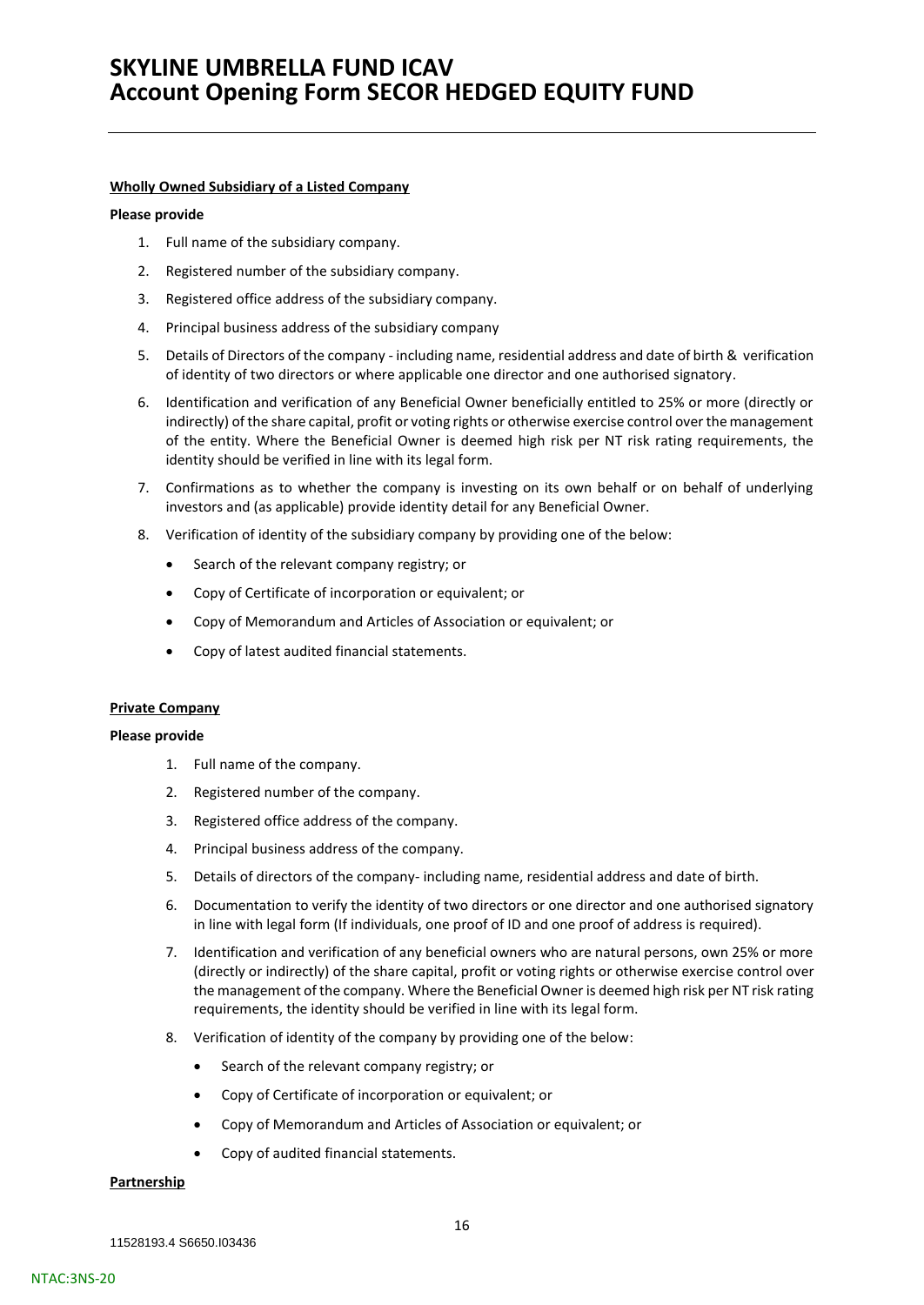**Wholly Owned Subsidiary of a Listed Company**

**Please provide**

1. Full name of the subsidiary company.
2. Registered number of the subsidiary company.
3. Registered office address of the subsidiary company.
4. Principal business address of the subsidiary company
5. Details of Directors of the company - including name, residential address and date of birth & verification of identity of two directors or where applicable one director and one authorised signatory.
6. Identification and verification of any Beneficial Owner beneficially entitled to 25% or more (directly or indirectly) of the share capital, profit or voting rights or otherwise exercise control over the management of the entity. Where the Beneficial Owner is deemed high risk per NT risk rating requirements, the identity should be verified in line with its legal form.
7. Confirmations as to whether the company is investing on its own behalf or on behalf of underlying investors and (as applicable) provide identity detail for any Beneficial Owner.
8. Verification of identity of the subsidiary company by providing one of the below:
   - Search of the relevant company registry; or
   - Copy of Certificate of incorporation or equivalent; or
   - Copy of Memorandum and Articles of Association or equivalent; or
   - Copy of latest audited financial statements.

**Private Company**

**Please provide**

1. Full name of the company.
2. Registered number of the company.
3. Registered office address of the company.
4. Principal business address of the company.
5. Details of directors of the company- including name, residential address and date of birth.
6. Documentation to verify the identity of two directors or one director and one authorised signatory in line with legal form (If individuals, one proof of ID and one proof of address is required).
7. Identification and verification of any beneficial owners who are natural persons, own 25% or more (directly or indirectly) of the share capital, profit or voting rights or otherwise exercise control over the management of the company. Where the Beneficial Owner is deemed high risk per NT risk rating requirements, the identity should be verified in line with its legal form.
8. Verification of identity of the company by providing one of the below:
   - Search of the relevant company registry; or
   - Copy of Certificate of incorporation or equivalent; or
   - Copy of Memorandum and Articles of Association or equivalent; or
   - Copy of audited financial statements.

**Partnership**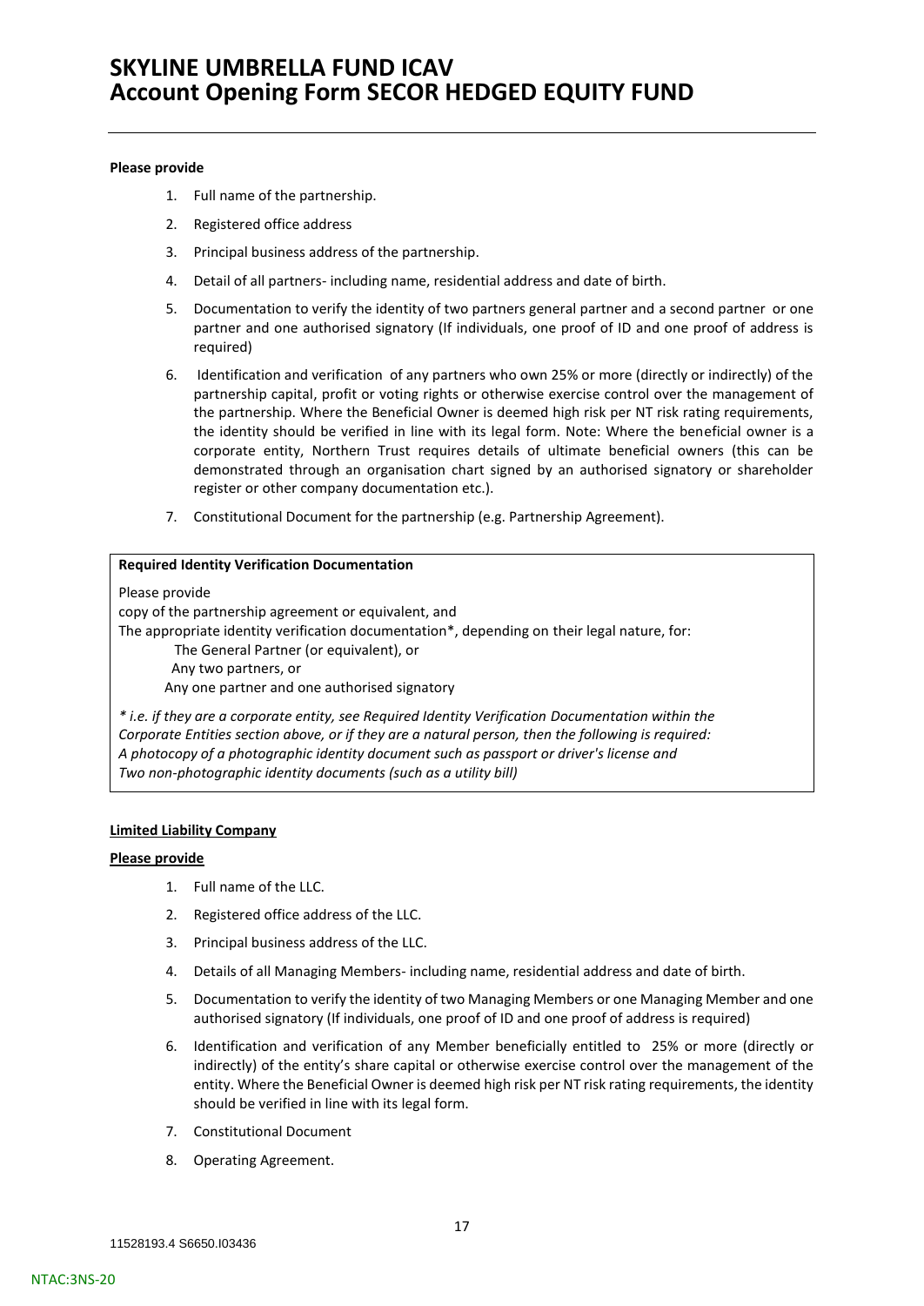**Please provide**

1. Full name of the partnership.
2. Registered office address
3. Principal business address of the partnership.
4. Detail of all partners- including name, residential address and date of birth.
5. Documentation to verify the identity of two partners general partner and a second partner or one partner and one authorised signatory (If individuals, one proof of ID and one proof of address is required)
6. Identification and verification of any partners who own 25% or more (directly or indirectly) of the partnership capital, profit or voting rights or otherwise exercise control over the management of the partnership. Where the Beneficial Owner is deemed high risk per NT risk rating requirements, the identity should be verified in line with its legal form. Note: Where the beneficial owner is a corporate entity, Northern Trust requires details of ultimate beneficial owners (this can be demonstrated through an organisation chart signed by an authorised signatory or shareholder register or other company documentation etc.).
7. Constitutional Document for the partnership (e.g. Partnership Agreement).

**Required Identity Verification Documentation**

Please provide

copy of the partnership agreement or equivalent, and

The appropriate identity verification documentation*, depending on their legal nature, for:

- The General Partner (or equivalent), or
- Any two partners, or
- Any one partner and one authorised signatory

*\* i.e. if they are a corporate entity, see Required Identity Verification Documentation within the Corporate Entities section above, or if they are a natural person, then the following is required:*
*A photocopy of a photographic identity document such as passport or driver's license and*
*Two non-photographic identity documents (such as a utility bill)*

**Limited Liability Company**

**Please provide**

1. Full name of the LLC.
2. Registered office address of the LLC.
3. Principal business address of the LLC.
4. Details of all Managing Members- including name, residential address and date of birth.
5. Documentation to verify the identity of two Managing Members or one Managing Member and one authorised signatory (If individuals, one proof of ID and one proof of address is required)
6. Identification and verification of any Member beneficially entitled to 25% or more (directly or indirectly) of the entity's share capital or otherwise exercise control over the management of the entity. Where the Beneficial Owner is deemed high risk per NT risk rating requirements, the identity should be verified in line with its legal form.
7. Constitutional Document
8. Operating Agreement.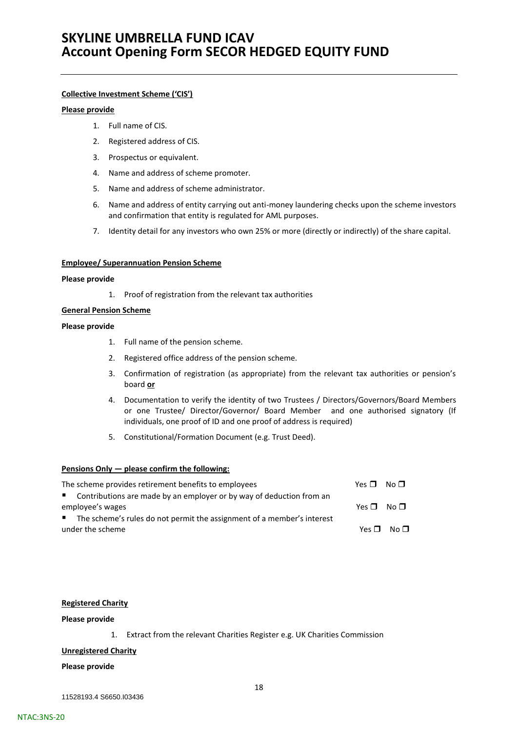**Collective Investment Scheme ('CIS')**

**Please provide**

1. Full name of CIS.
2. Registered address of CIS.
3. Prospectus or equivalent.
4. Name and address of scheme promoter.
5. Name and address of scheme administrator.
6. Name and address of entity carrying out anti-money laundering checks upon the scheme investors and confirmation that entity is regulated for AML purposes.
7. Identity detail for any investors who own 25% or more (directly or indirectly) of the share capital.

**Employee/ Superannuation Pension Scheme**

**Please provide**

1. Proof of registration from the relevant tax authorities

**General Pension Scheme**

**Please provide**

1. Full name of the pension scheme.
2. Registered office address of the pension scheme.
3. Confirmation of registration (as appropriate) from the relevant tax authorities or pension's board **or**
4. Documentation to verify the identity of two Trustees / Directors/Governors/Board Members or one Trustee/ Director/Governor/ Board Member and one authorised signatory (If individuals, one proof of ID and one proof of address is required)
5. Constitutional/Formation Document (e.g. Trust Deed).

**Pensions Only — please confirm the following:**

| | |
|---|---|
| The scheme provides retirement benefits to employees | Yes ☐ No ☐ |
| ▪ Contributions are made by an employer or by way of deduction from an employee's wages | Yes ☐ No ☐ |
| ▪ The scheme's rules do not permit the assignment of a member's interest under the scheme | Yes ☐ No ☐ |

**Registered Charity**

**Please provide**

1. Extract from the relevant Charities Register e.g. UK Charities Commission

**Unregistered Charity**

**Please provide**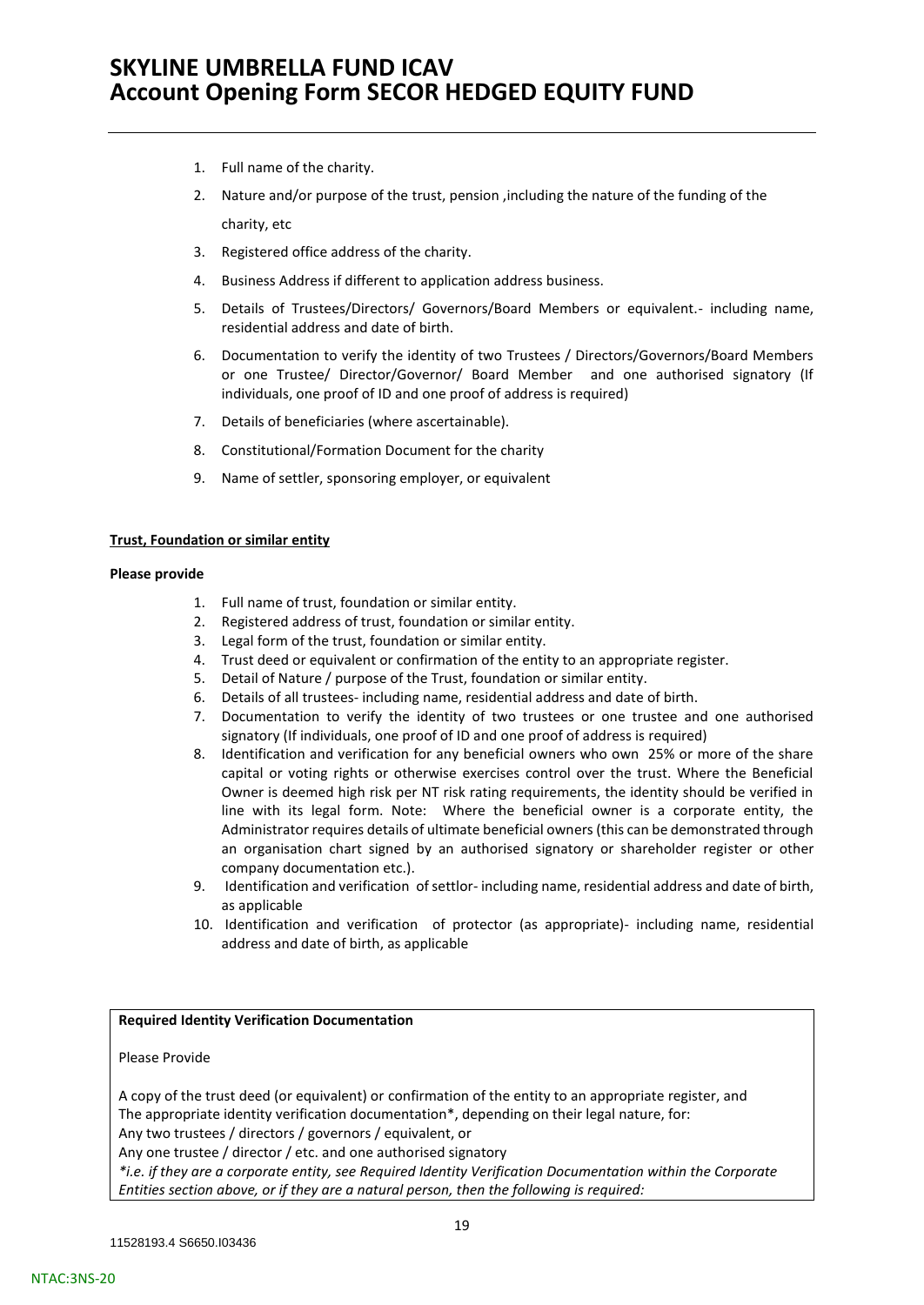1. Full name of the charity.
2. Nature and/or purpose of the trust, pension ,including the nature of the funding of the charity, etc
3. Registered office address of the charity.
4. Business Address if different to application address business.
5. Details of Trustees/Directors/ Governors/Board Members or equivalent.- including name, residential address and date of birth.
6. Documentation to verify the identity of two Trustees / Directors/Governors/Board Members or one Trustee/ Director/Governor/ Board Member and one authorised signatory (If individuals, one proof of ID and one proof of address is required)
7. Details of beneficiaries (where ascertainable).
8. Constitutional/Formation Document for the charity
9. Name of settler, sponsoring employer, or equivalent

**Trust, Foundation or similar entity**

**Please provide**

1. Full name of trust, foundation or similar entity.
2. Registered address of trust, foundation or similar entity.
3. Legal form of the trust, foundation or similar entity.
4. Trust deed or equivalent or confirmation of the entity to an appropriate register.
5. Detail of Nature / purpose of the Trust, foundation or similar entity.
6. Details of all trustees- including name, residential address and date of birth.
7. Documentation to verify the identity of two trustees or one trustee and one authorised signatory (If individuals, one proof of ID and one proof of address is required)
8. Identification and verification for any beneficial owners who own 25% or more of the share capital or voting rights or otherwise exercises control over the trust. Where the Beneficial Owner is deemed high risk per NT risk rating requirements, the identity should be verified in line with its legal form. Note: Where the beneficial owner is a corporate entity, the Administrator requires details of ultimate beneficial owners (this can be demonstrated through an organisation chart signed by an authorised signatory or shareholder register or other company documentation etc.).
9. Identification and verification of settlor- including name, residential address and date of birth, as applicable
10. Identification and verification of protector (as appropriate)- including name, residential address and date of birth, as applicable

**Required Identity Verification Documentation**

Please Provide

A copy of the trust deed (or equivalent) or confirmation of the entity to an appropriate register, and
The appropriate identity verification documentation*, depending on their legal nature, for:
Any two trustees / directors / governors / equivalent, or
Any one trustee / director / etc. and one authorised signatory
*\*i.e. if they are a corporate entity, see Required Identity Verification Documentation within the Corporate Entities section above, or if they are a natural person, then the following is required:*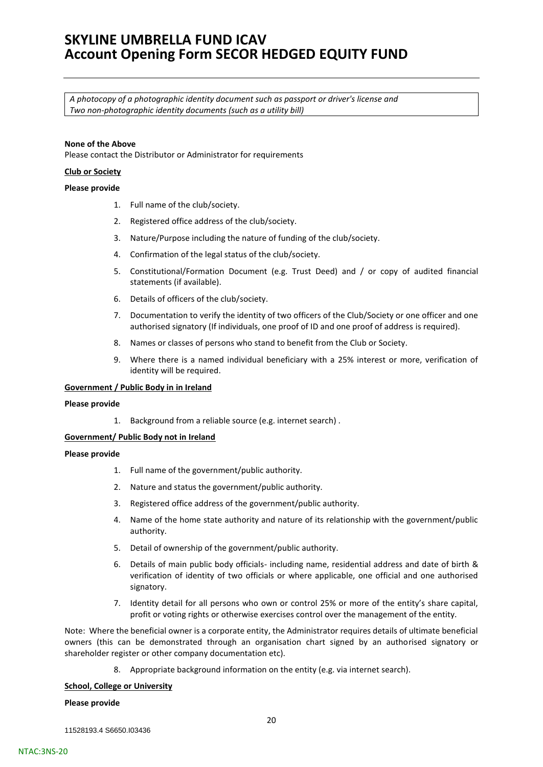*A photocopy of a photographic identity document such as passport or driver's license and*
*Two non-photographic identity documents (such as a utility bill)*

**None of the Above**
Please contact the Distributor or Administrator for requirements

**Club or Society**

**Please provide**

1. Full name of the club/society.
2. Registered office address of the club/society.
3. Nature/Purpose including the nature of funding of the club/society.
4. Confirmation of the legal status of the club/society.
5. Constitutional/Formation Document (e.g. Trust Deed) and / or copy of audited financial statements (if available).
6. Details of officers of the club/society.
7. Documentation to verify the identity of two officers of the Club/Society or one officer and one authorised signatory (If individuals, one proof of ID and one proof of address is required).
8. Names or classes of persons who stand to benefit from the Club or Society.
9. Where there is a named individual beneficiary with a 25% interest or more, verification of identity will be required.

**Government / Public Body in in Ireland**

**Please provide**

1. Background from a reliable source (e.g. internet search) .

**Government/ Public Body not in Ireland**

**Please provide**

1. Full name of the government/public authority.
2. Nature and status the government/public authority.
3. Registered office address of the government/public authority.
4. Name of the home state authority and nature of its relationship with the government/public authority.
5. Detail of ownership of the government/public authority.
6. Details of main public body officials- including name, residential address and date of birth & verification of identity of two officials or where applicable, one official and one authorised signatory.
7. Identity detail for all persons who own or control 25% or more of the entity's share capital, profit or voting rights or otherwise exercises control over the management of the entity.

Note: Where the beneficial owner is a corporate entity, the Administrator requires details of ultimate beneficial owners (this can be demonstrated through an organisation chart signed by an authorised signatory or shareholder register or other company documentation etc).

8. Appropriate background information on the entity (e.g. via internet search).

**School, College or University**

**Please provide**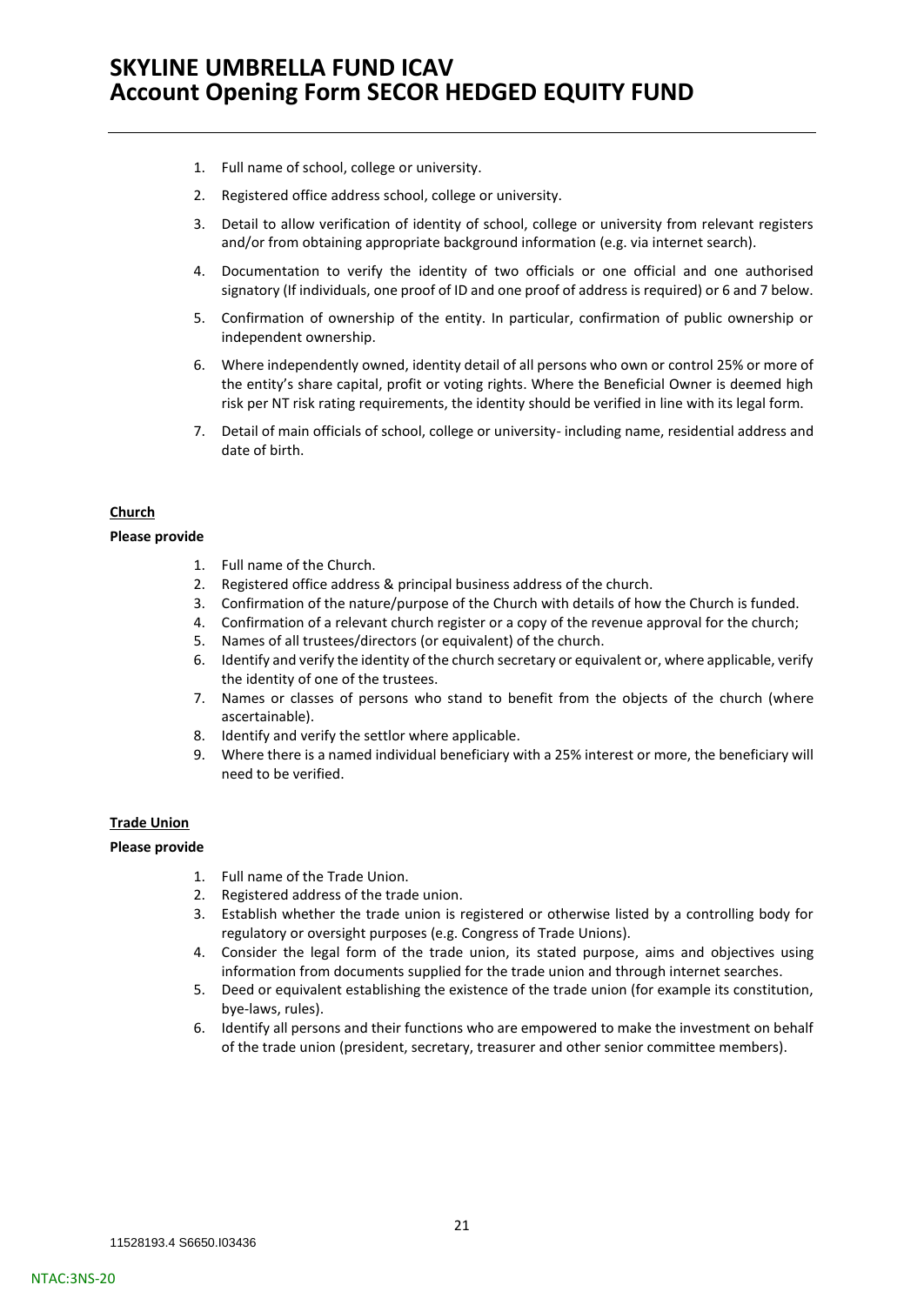1. Full name of school, college or university.
2. Registered office address school, college or university.
3. Detail to allow verification of identity of school, college or university from relevant registers and/or from obtaining appropriate background information (e.g. via internet search).
4. Documentation to verify the identity of two officials or one official and one authorised signatory (If individuals, one proof of ID and one proof of address is required) or 6 and 7 below.
5. Confirmation of ownership of the entity. In particular, confirmation of public ownership or independent ownership.
6. Where independently owned, identity detail of all persons who own or control 25% or more of the entity's share capital, profit or voting rights. Where the Beneficial Owner is deemed high risk per NT risk rating requirements, the identity should be verified in line with its legal form.
7. Detail of main officials of school, college or university- including name, residential address and date of birth.

**Church**

**Please provide**

1. Full name of the Church.
2. Registered office address & principal business address of the church.
3. Confirmation of the nature/purpose of the Church with details of how the Church is funded.
4. Confirmation of a relevant church register or a copy of the revenue approval for the church;
5. Names of all trustees/directors (or equivalent) of the church.
6. Identify and verify the identity of the church secretary or equivalent or, where applicable, verify the identity of one of the trustees.
7. Names or classes of persons who stand to benefit from the objects of the church (where ascertainable).
8. Identify and verify the settlor where applicable.
9. Where there is a named individual beneficiary with a 25% interest or more, the beneficiary will need to be verified.

**Trade Union**

**Please provide**

1. Full name of the Trade Union.
2. Registered address of the trade union.
3. Establish whether the trade union is registered or otherwise listed by a controlling body for regulatory or oversight purposes (e.g. Congress of Trade Unions).
4. Consider the legal form of the trade union, its stated purpose, aims and objectives using information from documents supplied for the trade union and through internet searches.
5. Deed or equivalent establishing the existence of the trade union (for example its constitution, bye-laws, rules).
6. Identify all persons and their functions who are empowered to make the investment on behalf of the trade union (president, secretary, treasurer and other senior committee members).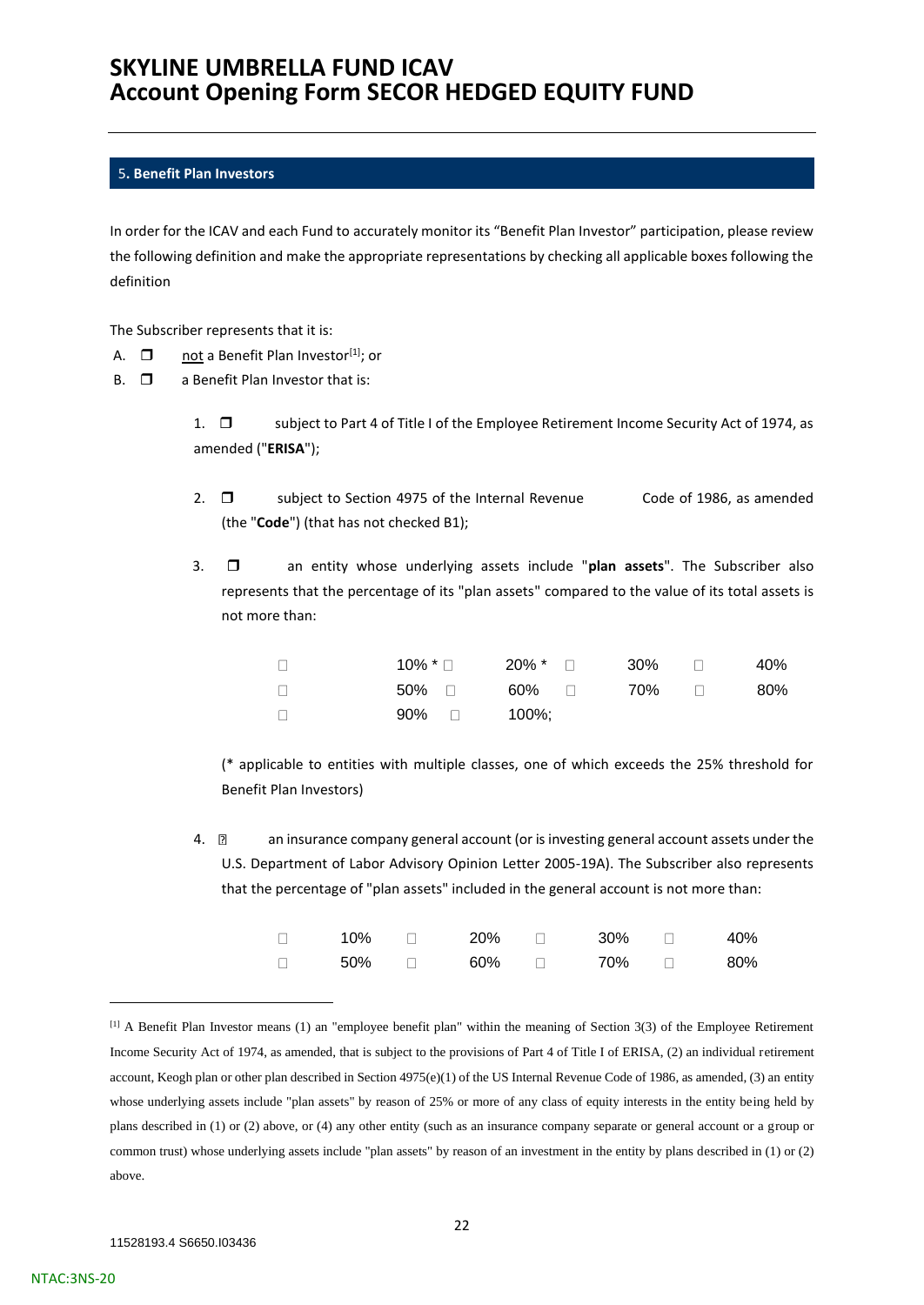# SKYLINE UMBRELLA FUND ICAV
# Account Opening Form SECOR HEDGED EQUITY FUND

## 5. Benefit Plan Investors

In order for the ICAV and each Fund to accurately monitor its "Benefit Plan Investor" participation, please review the following definition and make the appropriate representations by checking all applicable boxes following the definition

The Subscriber represents that it is:

A. ❒ not a Benefit Plan Investor[1]; or

B. ❒ a Benefit Plan Investor that is:

1. ❒ subject to Part 4 of Title I of the Employee Retirement Income Security Act of 1974, as amended ("**ERISA**");

2. ❒ subject to Section 4975 of the Internal Revenue Code of 1986, as amended (the "**Code**") (that has not checked B1);

3. ❒ an entity whose underlying assets include "**plan assets**". The Subscriber also represents that the percentage of its "plan assets" compared to the value of its total assets is not more than:

| | | | |
|---|---|---|---|
| ☐ 10% * | ☐ 20% * | ☐ 30% | ☐ 40% |
| ☐ 50% | ☐ 60% | ☐ 70% | ☐ 80% |
| ☐ 90% | ☐ 100%; | | |

(* applicable to entities with multiple classes, one of which exceeds the 25% threshold for Benefit Plan Investors)

4. ☐ an insurance company general account (or is investing general account assets under the U.S. Department of Labor Advisory Opinion Letter 2005-19A). The Subscriber also represents that the percentage of "plan assets" included in the general account is not more than:

| | | | |
|---|---|---|---|
| ☐ 10% | ☐ 20% | ☐ 30% | ☐ 40% |
| ☐ 50% | ☐ 60% | ☐ 70% | ☐ 80% |

[1] A Benefit Plan Investor means (1) an "employee benefit plan" within the meaning of Section 3(3) of the Employee Retirement Income Security Act of 1974, as amended, that is subject to the provisions of Part 4 of Title I of ERISA, (2) an individual retirement account, Keogh plan or other plan described in Section 4975(e)(1) of the US Internal Revenue Code of 1986, as amended, (3) an entity whose underlying assets include "plan assets" by reason of 25% or more of any class of equity interests in the entity being held by plans described in (1) or (2) above, or (4) any other entity (such as an insurance company separate or general account or a group or common trust) whose underlying assets include "plan assets" by reason of an investment in the entity by plans described in (1) or (2) above.

11528193.4 S6650.I03436

NTAC:3NS-20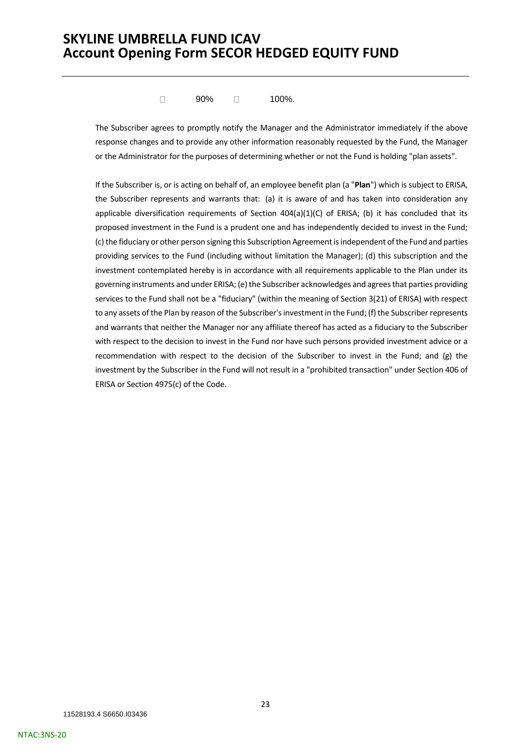☐ 90% ☐ 100%.

The Subscriber agrees to promptly notify the Manager and the Administrator immediately if the above response changes and to provide any other information reasonably requested by the Fund, the Manager or the Administrator for the purposes of determining whether or not the Fund is holding "plan assets".

If the Subscriber is, or is acting on behalf of, an employee benefit plan (a "**Plan**") which is subject to ERISA, the Subscriber represents and warrants that: (a) it is aware of and has taken into consideration any applicable diversification requirements of Section 404(a)(1)(C) of ERISA; (b) it has concluded that its proposed investment in the Fund is a prudent one and has independently decided to invest in the Fund; (c) the fiduciary or other person signing this Subscription Agreement is independent of the Fund and parties providing services to the Fund (including without limitation the Manager); (d) this subscription and the investment contemplated hereby is in accordance with all requirements applicable to the Plan under its governing instruments and under ERISA; (e) the Subscriber acknowledges and agrees that parties providing services to the Fund shall not be a "fiduciary" (within the meaning of Section 3(21) of ERISA) with respect to any assets of the Plan by reason of the Subscriber's investment in the Fund; (f) the Subscriber represents and warrants that neither the Manager nor any affiliate thereof has acted as a fiduciary to the Subscriber with respect to the decision to invest in the Fund nor have such persons provided investment advice or a recommendation with respect to the decision of the Subscriber to invest in the Fund; and (g) the investment by the Subscriber in the Fund will not result in a "prohibited transaction" under Section 406 of ERISA or Section 4975(c) of the Code.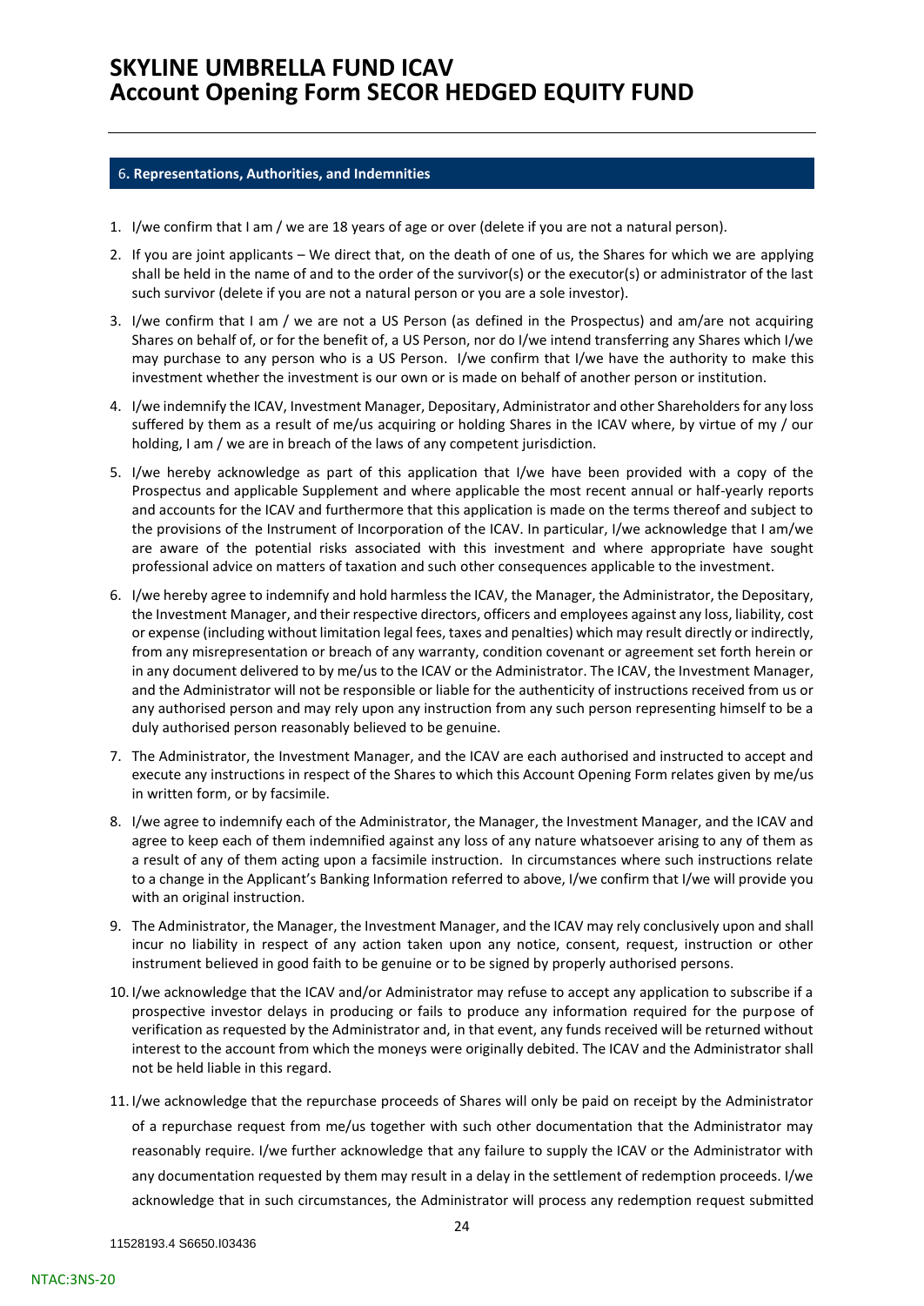## 6. Representations, Authorities, and Indemnities

1. I/we confirm that I am / we are 18 years of age or over (delete if you are not a natural person).
2. If you are joint applicants – We direct that, on the death of one of us, the Shares for which we are applying shall be held in the name of and to the order of the survivor(s) or the executor(s) or administrator of the last such survivor (delete if you are not a natural person or you are a sole investor).
3. I/we confirm that I am / we are not a US Person (as defined in the Prospectus) and am/are not acquiring Shares on behalf of, or for the benefit of, a US Person, nor do I/we intend transferring any Shares which I/we may purchase to any person who is a US Person. I/we confirm that I/we have the authority to make this investment whether the investment is our own or is made on behalf of another person or institution.
4. I/we indemnify the ICAV, Investment Manager, Depositary, Administrator and other Shareholders for any loss suffered by them as a result of me/us acquiring or holding Shares in the ICAV where, by virtue of my / our holding, I am / we are in breach of the laws of any competent jurisdiction.
5. I/we hereby acknowledge as part of this application that I/we have been provided with a copy of the Prospectus and applicable Supplement and where applicable the most recent annual or half-yearly reports and accounts for the ICAV and furthermore that this application is made on the terms thereof and subject to the provisions of the Instrument of Incorporation of the ICAV. In particular, I/we acknowledge that I am/we are aware of the potential risks associated with this investment and where appropriate have sought professional advice on matters of taxation and such other consequences applicable to the investment.
6. I/we hereby agree to indemnify and hold harmless the ICAV, the Manager, the Administrator, the Depositary, the Investment Manager, and their respective directors, officers and employees against any loss, liability, cost or expense (including without limitation legal fees, taxes and penalties) which may result directly or indirectly, from any misrepresentation or breach of any warranty, condition covenant or agreement set forth herein or in any document delivered to by me/us to the ICAV or the Administrator. The ICAV, the Investment Manager, and the Administrator will not be responsible or liable for the authenticity of instructions received from us or any authorised person and may rely upon any instruction from any such person representing himself to be a duly authorised person reasonably believed to be genuine.
7. The Administrator, the Investment Manager, and the ICAV are each authorised and instructed to accept and execute any instructions in respect of the Shares to which this Account Opening Form relates given by me/us in written form, or by facsimile.
8. I/we agree to indemnify each of the Administrator, the Manager, the Investment Manager, and the ICAV and agree to keep each of them indemnified against any loss of any nature whatsoever arising to any of them as a result of any of them acting upon a facsimile instruction. In circumstances where such instructions relate to a change in the Applicant's Banking Information referred to above, I/we confirm that I/we will provide you with an original instruction.
9. The Administrator, the Manager, the Investment Manager, and the ICAV may rely conclusively upon and shall incur no liability in respect of any action taken upon any notice, consent, request, instruction or other instrument believed in good faith to be genuine or to be signed by properly authorised persons.
10. I/we acknowledge that the ICAV and/or Administrator may refuse to accept any application to subscribe if a prospective investor delays in producing or fails to produce any information required for the purpose of verification as requested by the Administrator and, in that event, any funds received will be returned without interest to the account from which the moneys were originally debited. The ICAV and the Administrator shall not be held liable in this regard.
11. I/we acknowledge that the repurchase proceeds of Shares will only be paid on receipt by the Administrator of a repurchase request from me/us together with such other documentation that the Administrator may reasonably require. I/we further acknowledge that any failure to supply the ICAV or the Administrator with any documentation requested by them may result in a delay in the settlement of redemption proceeds. I/we acknowledge that in such circumstances, the Administrator will process any redemption request submitted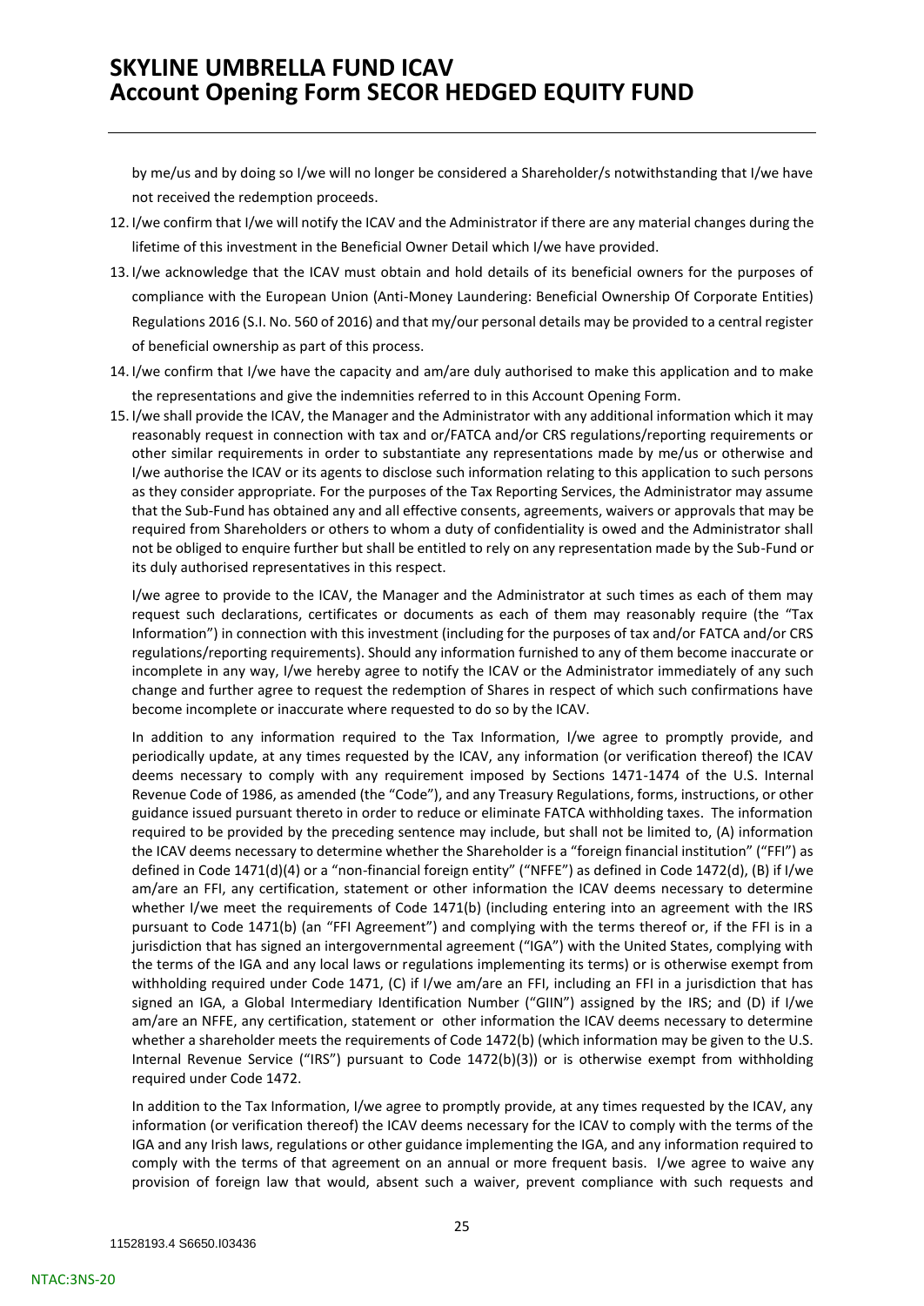by me/us and by doing so I/we will no longer be considered a Shareholder/s notwithstanding that I/we have not received the redemption proceeds.

12. I/we confirm that I/we will notify the ICAV and the Administrator if there are any material changes during the lifetime of this investment in the Beneficial Owner Detail which I/we have provided.
13. I/we acknowledge that the ICAV must obtain and hold details of its beneficial owners for the purposes of compliance with the European Union (Anti-Money Laundering: Beneficial Ownership Of Corporate Entities) Regulations 2016 (S.I. No. 560 of 2016) and that my/our personal details may be provided to a central register of beneficial ownership as part of this process.
14. I/we confirm that I/we have the capacity and am/are duly authorised to make this application and to make the representations and give the indemnities referred to in this Account Opening Form.
15. I/we shall provide the ICAV, the Manager and the Administrator with any additional information which it may reasonably request in connection with tax and or/FATCA and/or CRS regulations/reporting requirements or other similar requirements in order to substantiate any representations made by me/us or otherwise and I/we authorise the ICAV or its agents to disclose such information relating to this application to such persons as they consider appropriate. For the purposes of the Tax Reporting Services, the Administrator may assume that the Sub-Fund has obtained any and all effective consents, agreements, waivers or approvals that may be required from Shareholders or others to whom a duty of confidentiality is owed and the Administrator shall not be obliged to enquire further but shall be entitled to rely on any representation made by the Sub-Fund or its duly authorised representatives in this respect.

    I/we agree to provide to the ICAV, the Manager and the Administrator at such times as each of them may request such declarations, certificates or documents as each of them may reasonably require (the "Tax Information") in connection with this investment (including for the purposes of tax and/or FATCA and/or CRS regulations/reporting requirements). Should any information furnished to any of them become inaccurate or incomplete in any way, I/we hereby agree to notify the ICAV or the Administrator immediately of any such change and further agree to request the redemption of Shares in respect of which such confirmations have become incomplete or inaccurate where requested to do so by the ICAV.

    In addition to any information required to the Tax Information, I/we agree to promptly provide, and periodically update, at any times requested by the ICAV, any information (or verification thereof) the ICAV deems necessary to comply with any requirement imposed by Sections 1471-1474 of the U.S. Internal Revenue Code of 1986, as amended (the "Code"), and any Treasury Regulations, forms, instructions, or other guidance issued pursuant thereto in order to reduce or eliminate FATCA withholding taxes. The information required to be provided by the preceding sentence may include, but shall not be limited to, (A) information the ICAV deems necessary to determine whether the Shareholder is a "foreign financial institution" ("FFI") as defined in Code 1471(d)(4) or a "non-financial foreign entity" ("NFFE") as defined in Code 1472(d), (B) if I/we am/are an FFI, any certification, statement or other information the ICAV deems necessary to determine whether I/we meet the requirements of Code 1471(b) (including entering into an agreement with the IRS pursuant to Code 1471(b) (an "FFI Agreement") and complying with the terms thereof or, if the FFI is in a jurisdiction that has signed an intergovernmental agreement ("IGA") with the United States, complying with the terms of the IGA and any local laws or regulations implementing its terms) or is otherwise exempt from withholding required under Code 1471, (C) if I/we am/are an FFI, including an FFI in a jurisdiction that has signed an IGA, a Global Intermediary Identification Number ("GIIN") assigned by the IRS; and (D) if I/we am/are an NFFE, any certification, statement or other information the ICAV deems necessary to determine whether a shareholder meets the requirements of Code 1472(b) (which information may be given to the U.S. Internal Revenue Service ("IRS") pursuant to Code 1472(b)(3)) or is otherwise exempt from withholding required under Code 1472.

    In addition to the Tax Information, I/we agree to promptly provide, at any times requested by the ICAV, any information (or verification thereof) the ICAV deems necessary for the ICAV to comply with the terms of the IGA and any Irish laws, regulations or other guidance implementing the IGA, and any information required to comply with the terms of that agreement on an annual or more frequent basis. I/we agree to waive any provision of foreign law that would, absent such a waiver, prevent compliance with such requests and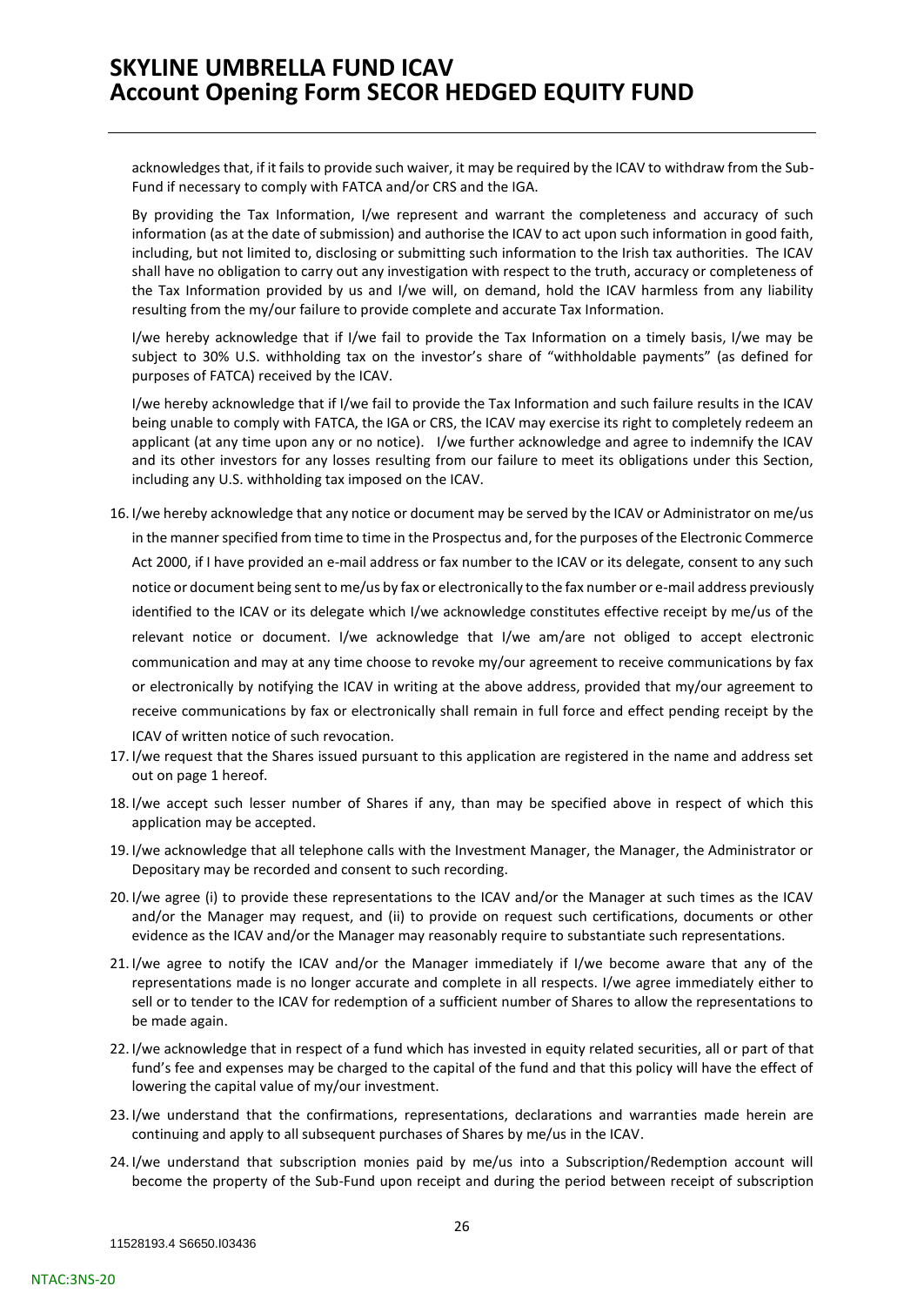acknowledges that, if it fails to provide such waiver, it may be required by the ICAV to withdraw from the Sub-Fund if necessary to comply with FATCA and/or CRS and the IGA.

By providing the Tax Information, I/we represent and warrant the completeness and accuracy of such information (as at the date of submission) and authorise the ICAV to act upon such information in good faith, including, but not limited to, disclosing or submitting such information to the Irish tax authorities. The ICAV shall have no obligation to carry out any investigation with respect to the truth, accuracy or completeness of the Tax Information provided by us and I/we will, on demand, hold the ICAV harmless from any liability resulting from the my/our failure to provide complete and accurate Tax Information.

I/we hereby acknowledge that if I/we fail to provide the Tax Information on a timely basis, I/we may be subject to 30% U.S. withholding tax on the investor's share of "withholdable payments" (as defined for purposes of FATCA) received by the ICAV.

I/we hereby acknowledge that if I/we fail to provide the Tax Information and such failure results in the ICAV being unable to comply with FATCA, the IGA or CRS, the ICAV may exercise its right to completely redeem an applicant (at any time upon any or no notice). I/we further acknowledge and agree to indemnify the ICAV and its other investors for any losses resulting from our failure to meet its obligations under this Section, including any U.S. withholding tax imposed on the ICAV.

16. I/we hereby acknowledge that any notice or document may be served by the ICAV or Administrator on me/us in the manner specified from time to time in the Prospectus and, for the purposes of the Electronic Commerce Act 2000, if I have provided an e-mail address or fax number to the ICAV or its delegate, consent to any such notice or document being sent to me/us by fax or electronically to the fax number or e-mail address previously identified to the ICAV or its delegate which I/we acknowledge constitutes effective receipt by me/us of the relevant notice or document. I/we acknowledge that I/we am/are not obliged to accept electronic communication and may at any time choose to revoke my/our agreement to receive communications by fax or electronically by notifying the ICAV in writing at the above address, provided that my/our agreement to receive communications by fax or electronically shall remain in full force and effect pending receipt by the ICAV of written notice of such revocation.
17. I/we request that the Shares issued pursuant to this application are registered in the name and address set out on page 1 hereof.
18. I/we accept such lesser number of Shares if any, than may be specified above in respect of which this application may be accepted.
19. I/we acknowledge that all telephone calls with the Investment Manager, the Manager, the Administrator or Depositary may be recorded and consent to such recording.
20. I/we agree (i) to provide these representations to the ICAV and/or the Manager at such times as the ICAV and/or the Manager may request, and (ii) to provide on request such certifications, documents or other evidence as the ICAV and/or the Manager may reasonably require to substantiate such representations.
21. I/we agree to notify the ICAV and/or the Manager immediately if I/we become aware that any of the representations made is no longer accurate and complete in all respects. I/we agree immediately either to sell or to tender to the ICAV for redemption of a sufficient number of Shares to allow the representations to be made again.
22. I/we acknowledge that in respect of a fund which has invested in equity related securities, all or part of that fund's fee and expenses may be charged to the capital of the fund and that this policy will have the effect of lowering the capital value of my/our investment.
23. I/we understand that the confirmations, representations, declarations and warranties made herein are continuing and apply to all subsequent purchases of Shares by me/us in the ICAV.
24. I/we understand that subscription monies paid by me/us into a Subscription/Redemption account will become the property of the Sub-Fund upon receipt and during the period between receipt of subscription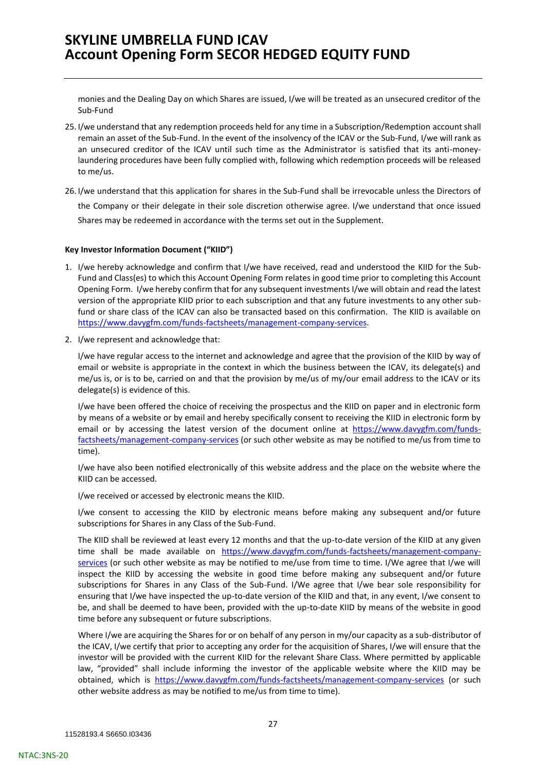monies and the Dealing Day on which Shares are issued, I/we will be treated as an unsecured creditor of the Sub-Fund

25. I/we understand that any redemption proceeds held for any time in a Subscription/Redemption account shall remain an asset of the Sub-Fund. In the event of the insolvency of the ICAV or the Sub-Fund, I/we will rank as an unsecured creditor of the ICAV until such time as the Administrator is satisfied that its anti-money-laundering procedures have been fully complied with, following which redemption proceeds will be released to me/us.

26. I/we understand that this application for shares in the Sub-Fund shall be irrevocable unless the Directors of the Company or their delegate in their sole discretion otherwise agree. I/we understand that once issued Shares may be redeemed in accordance with the terms set out in the Supplement.

**Key Investor Information Document ("KIID")**

1. I/we hereby acknowledge and confirm that I/we have received, read and understood the KIID for the Sub-Fund and Class(es) to which this Account Opening Form relates in good time prior to completing this Account Opening Form. I/we hereby confirm that for any subsequent investments I/we will obtain and read the latest version of the appropriate KIID prior to each subscription and that any future investments to any other sub-fund or share class of the ICAV can also be transacted based on this confirmation. The KIID is available on https://www.davygfm.com/funds-factsheets/management-company-services.

2. I/we represent and acknowledge that:

   I/we have regular access to the internet and acknowledge and agree that the provision of the KIID by way of email or website is appropriate in the context in which the business between the ICAV, its delegate(s) and me/us is, or is to be, carried on and that the provision by me/us of my/our email address to the ICAV or its delegate(s) is evidence of this.

   I/we have been offered the choice of receiving the prospectus and the KIID on paper and in electronic form by means of a website or by email and hereby specifically consent to receiving the KIID in electronic form by email or by accessing the latest version of the document online at https://www.davygfm.com/funds-factsheets/management-company-services (or such other website as may be notified to me/us from time to time).

   I/we have also been notified electronically of this website address and the place on the website where the KIID can be accessed.

   I/we received or accessed by electronic means the KIID.

   I/we consent to accessing the KIID by electronic means before making any subsequent and/or future subscriptions for Shares in any Class of the Sub-Fund.

   The KIID shall be reviewed at least every 12 months and that the up-to-date version of the KIID at any given time shall be made available on https://www.davygfm.com/funds-factsheets/management-company-services (or such other website as may be notified to me/use from time to time. I/We agree that I/we will inspect the KIID by accessing the website in good time before making any subsequent and/or future subscriptions for Shares in any Class of the Sub-Fund. I/We agree that I/we bear sole responsibility for ensuring that I/we have inspected the up-to-date version of the KIID and that, in any event, I/we consent to be, and shall be deemed to have been, provided with the up-to-date KIID by means of the website in good time before any subsequent or future subscriptions.

   Where I/we are acquiring the Shares for or on behalf of any person in my/our capacity as a sub-distributor of the ICAV, I/we certify that prior to accepting any order for the acquisition of Shares, I/we will ensure that the investor will be provided with the current KIID for the relevant Share Class. Where permitted by applicable law, "provided" shall include informing the investor of the applicable website where the KIID may be obtained, which is https://www.davygfm.com/funds-factsheets/management-company-services (or such other website address as may be notified to me/us from time to time).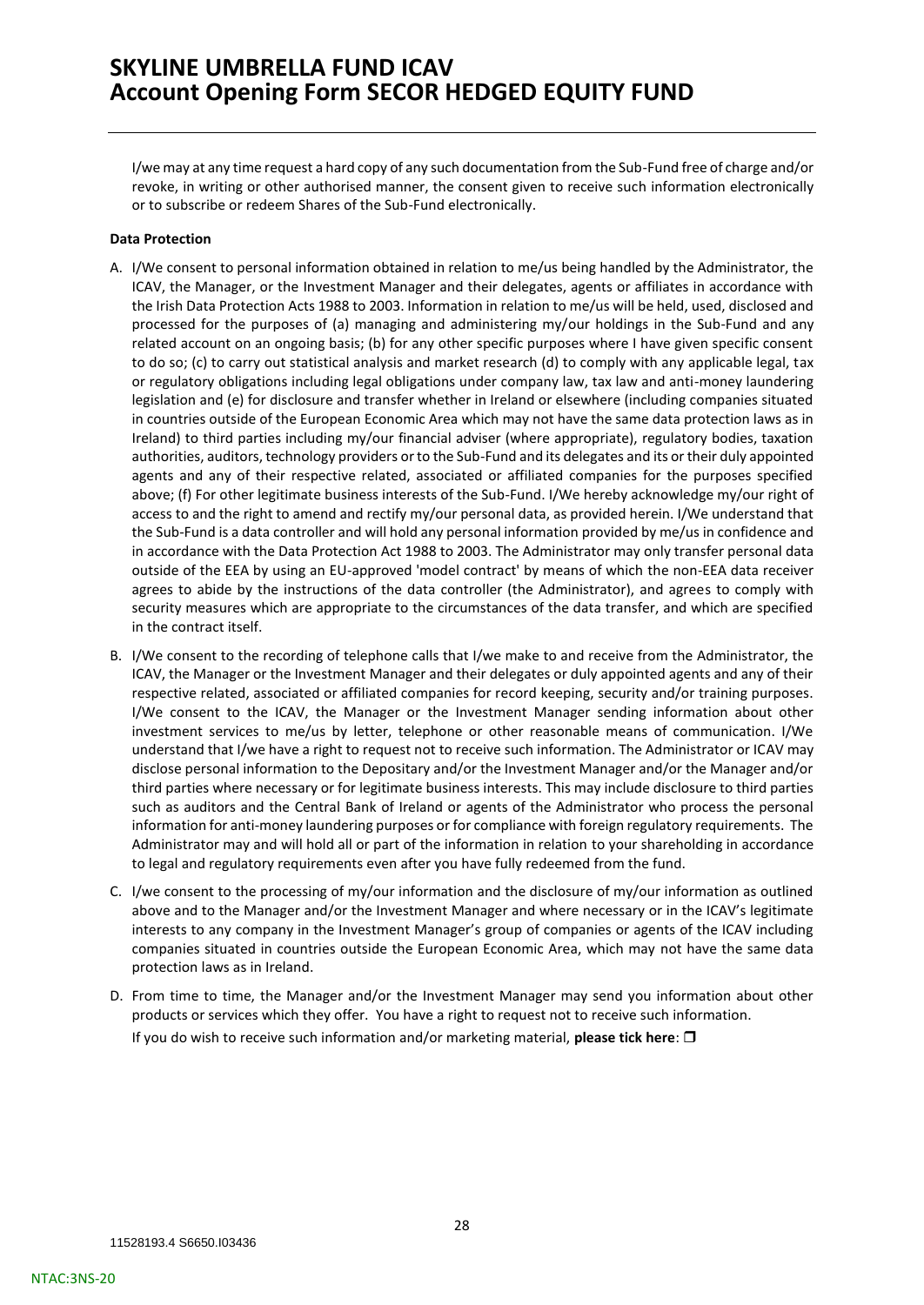I/we may at any time request a hard copy of any such documentation from the Sub-Fund free of charge and/or revoke, in writing or other authorised manner, the consent given to receive such information electronically or to subscribe or redeem Shares of the Sub-Fund electronically.

**Data Protection**

A. I/We consent to personal information obtained in relation to me/us being handled by the Administrator, the ICAV, the Manager, or the Investment Manager and their delegates, agents or affiliates in accordance with the Irish Data Protection Acts 1988 to 2003. Information in relation to me/us will be held, used, disclosed and processed for the purposes of (a) managing and administering my/our holdings in the Sub-Fund and any related account on an ongoing basis; (b) for any other specific purposes where I have given specific consent to do so; (c) to carry out statistical analysis and market research (d) to comply with any applicable legal, tax or regulatory obligations including legal obligations under company law, tax law and anti-money laundering legislation and (e) for disclosure and transfer whether in Ireland or elsewhere (including companies situated in countries outside of the European Economic Area which may not have the same data protection laws as in Ireland) to third parties including my/our financial adviser (where appropriate), regulatory bodies, taxation authorities, auditors, technology providers or to the Sub-Fund and its delegates and its or their duly appointed agents and any of their respective related, associated or affiliated companies for the purposes specified above; (f) For other legitimate business interests of the Sub-Fund. I/We hereby acknowledge my/our right of access to and the right to amend and rectify my/our personal data, as provided herein. I/We understand that the Sub-Fund is a data controller and will hold any personal information provided by me/us in confidence and in accordance with the Data Protection Act 1988 to 2003. The Administrator may only transfer personal data outside of the EEA by using an EU-approved 'model contract' by means of which the non-EEA data receiver agrees to abide by the instructions of the data controller (the Administrator), and agrees to comply with security measures which are appropriate to the circumstances of the data transfer, and which are specified in the contract itself.

B. I/We consent to the recording of telephone calls that I/we make to and receive from the Administrator, the ICAV, the Manager or the Investment Manager and their delegates or duly appointed agents and any of their respective related, associated or affiliated companies for record keeping, security and/or training purposes. I/We consent to the ICAV, the Manager or the Investment Manager sending information about other investment services to me/us by letter, telephone or other reasonable means of communication. I/We understand that I/we have a right to request not to receive such information. The Administrator or ICAV may disclose personal information to the Depositary and/or the Investment Manager and/or the Manager and/or third parties where necessary or for legitimate business interests. This may include disclosure to third parties such as auditors and the Central Bank of Ireland or agents of the Administrator who process the personal information for anti-money laundering purposes or for compliance with foreign regulatory requirements. The Administrator may and will hold all or part of the information in relation to your shareholding in accordance to legal and regulatory requirements even after you have fully redeemed from the fund.

C. I/we consent to the processing of my/our information and the disclosure of my/our information as outlined above and to the Manager and/or the Investment Manager and where necessary or in the ICAV's legitimate interests to any company in the Investment Manager's group of companies or agents of the ICAV including companies situated in countries outside the European Economic Area, which may not have the same data protection laws as in Ireland.

D. From time to time, the Manager and/or the Investment Manager may send you information about other products or services which they offer. You have a right to request not to receive such information.

   If you do wish to receive such information and/or marketing material, **please tick here**: ❐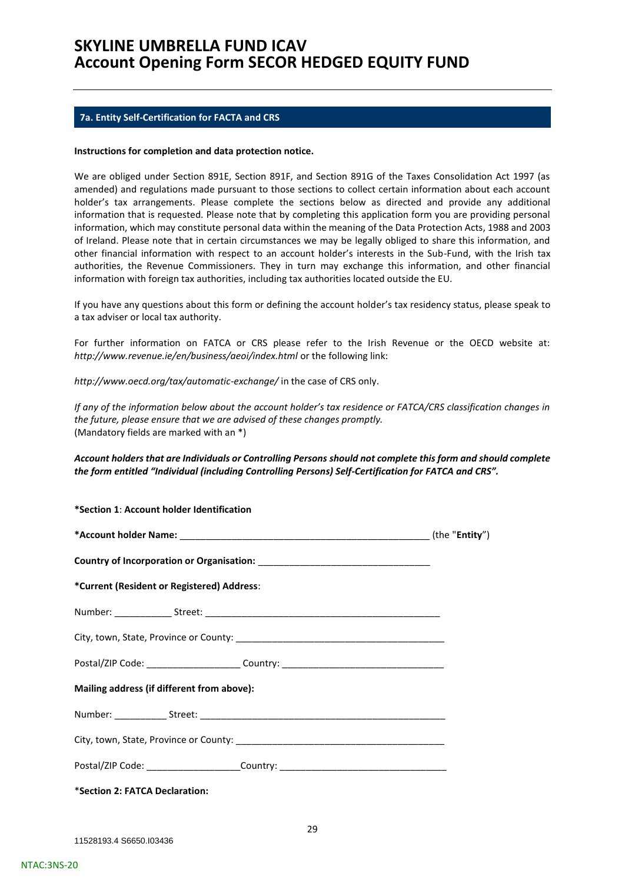# SKYLINE UMBRELLA FUND ICAV
# Account Opening Form SECOR HEDGED EQUITY FUND

## 7a. Entity Self-Certification for FACTA and CRS

**Instructions for completion and data protection notice.**

We are obliged under Section 891E, Section 891F, and Section 891G of the Taxes Consolidation Act 1997 (as amended) and regulations made pursuant to those sections to collect certain information about each account holder's tax arrangements. Please complete the sections below as directed and provide any additional information that is requested. Please note that by completing this application form you are providing personal information, which may constitute personal data within the meaning of the Data Protection Acts, 1988 and 2003 of Ireland. Please note that in certain circumstances we may be legally obliged to share this information, and other financial information with respect to an account holder's interests in the Sub-Fund, with the Irish tax authorities, the Revenue Commissioners. They in turn may exchange this information, and other financial information with foreign tax authorities, including tax authorities located outside the EU.

If you have any questions about this form or defining the account holder's tax residency status, please speak to a tax adviser or local tax authority.

For further information on FATCA or CRS please refer to the Irish Revenue or the OECD website at: *http://www.revenue.ie/en/business/aeoi/index.html* or the following link:

*http://www.oecd.org/tax/automatic-exchange/* in the case of CRS only.

*If any of the information below about the account holder's tax residence or FATCA/CRS classification changes in the future, please ensure that we are advised of these changes promptly.*
(Mandatory fields are marked with an *)

***Account holders that are Individuals or Controlling Persons should not complete this form and should complete the form entitled "Individual (including Controlling Persons) Self-Certification for FATCA and CRS".***

**\*Section 1**: **Account holder Identification**

**\*Account holder Name:** ________________________________________________ (the "**Entity**")

**Country of Incorporation or Organisation:** ________________________________

**\*Current (Resident or Registered) Address**:

Number: ___________ Street: ____________________________________________

City, town, State, Province or County: ________________________________________

Postal/ZIP Code: __________________ Country: ______________________________

**Mailing address (if different from above):**

Number: __________ Street: ________________________________________________

City, town, State, Province or County: ________________________________________

Postal/ZIP Code: __________________Country: _______________________________

\***Section 2: FATCA Declaration:**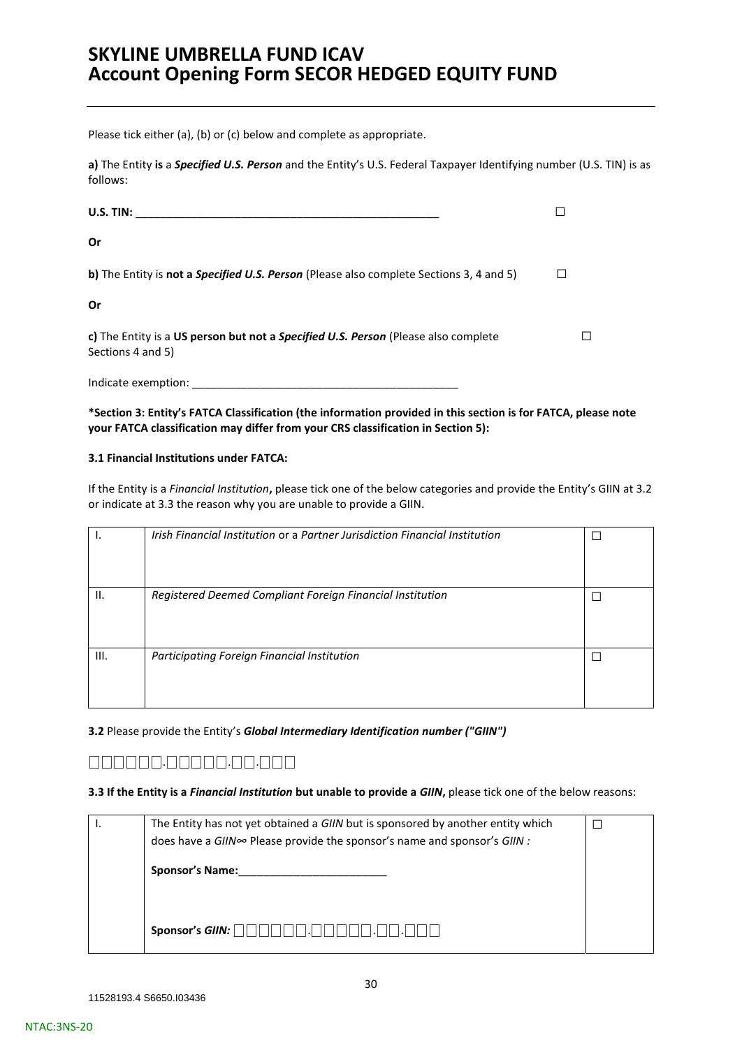# SKYLINE UMBRELLA FUND ICAV
# Account Opening Form SECOR HEDGED EQUITY FUND

Please tick either (a), (b) or (c) below and complete as appropriate.

**a)** The Entity **is** a ***Specified U.S. Person*** and the Entity's U.S. Federal Taxpayer Identifying number (U.S. TIN) is as follows:

**U.S. TIN:** ___________________________________________________ ☐

**Or**

**b)** The Entity is **not a *Specified U.S. Person*** (Please also complete Sections 3, 4 and 5) ☐

**Or**

**c)** The Entity is a **US person but not a *Specified U.S. Person*** (Please also complete Sections 4 and 5) ☐

Indicate exemption: ____________________________________________

**\*Section 3: Entity's FATCA Classification (the information provided in this section is for FATCA, please note your FATCA classification may differ from your CRS classification in Section 5):**

**3.1 Financial Institutions under FATCA:**

If the Entity is a *Financial Institution***,** please tick one of the below categories and provide the Entity's GIIN at 3.2 or indicate at 3.3 the reason why you are unable to provide a GIIN.

| | | |
|---|---|---|
| I. | *Irish Financial Institution* or a *Partner Jurisdiction Financial Institution* | ☐ |
| II. | *Registered Deemed Compliant Foreign Financial Institution* | ☐ |
| III. | *Participating Foreign Financial Institution* | ☐ |

**3.2** Please provide the Entity's ***Global Intermediary Identification number ("GIIN")***

□□□□□□.□□□□□.□□.□□□

**3.3 If the Entity is a *Financial Institution* but unable to provide a *GIIN*,** please tick one of the below reasons:

| | | |
|---|---|---|
| I. | The Entity has not yet obtained a *GIIN* but is sponsored by another entity which does have a *GIIN*∞ Please provide the sponsor's name and sponsor's *GIIN :*<br><br>**Sponsor's Name:**________________________<br><br>**Sponsor's *GIIN:*** □□□□□□.□□□□□.□□.□□□ | ☐ |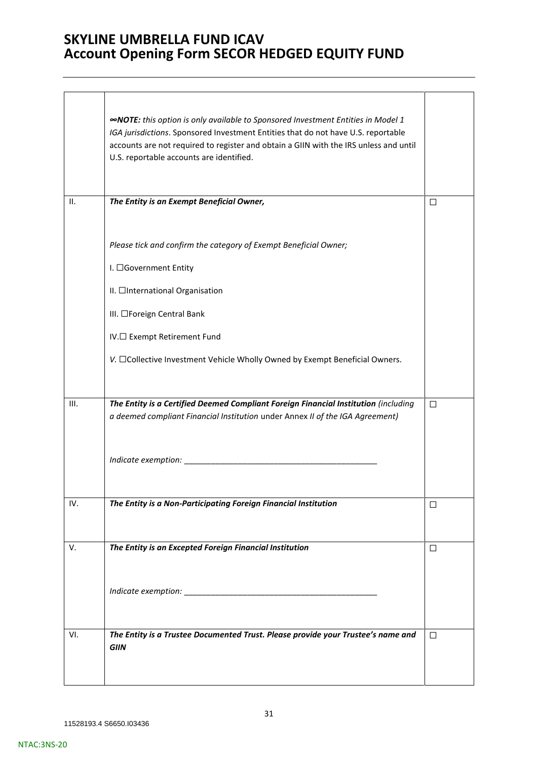| | | |
|---|---|---|
| | *∞**NOTE:** this option is only available to Sponsored Investment Entities in Model 1 IGA jurisdictions*. Sponsored Investment Entities that do not have U.S. reportable accounts are not required to register and obtain a GIIN with the IRS unless and until U.S. reportable accounts are identified. | |
| II. | ***The Entity is an Exempt Beneficial Owner,***<br><br>*Please tick and confirm the category of Exempt Beneficial Owner;*<br><br>I. ☐Government Entity<br><br>II. ☐International Organisation<br><br>III. ☐Foreign Central Bank<br><br>IV.☐ Exempt Retirement Fund<br><br>*V.* ☐Collective Investment Vehicle Wholly Owned by Exempt Beneficial Owners. | ☐ |
| III. | ***The Entity is a Certified Deemed Compliant Foreign Financial Institution** (including a deemed compliant Financial Institution under Annex II of the IGA Agreement)*<br><br>*Indicate exemption:* ___________________________________________ | ☐ |
| IV. | ***The Entity is a Non-Participating Foreign Financial Institution*** | ☐ |
| V. | ***The Entity is an Excepted Foreign Financial Institution***<br><br>*Indicate exemption:* ___________________________________________ | ☐ |
| VI. | ***The Entity is a Trustee Documented Trust. Please provide your Trustee's name and GIIN*** | ☐ |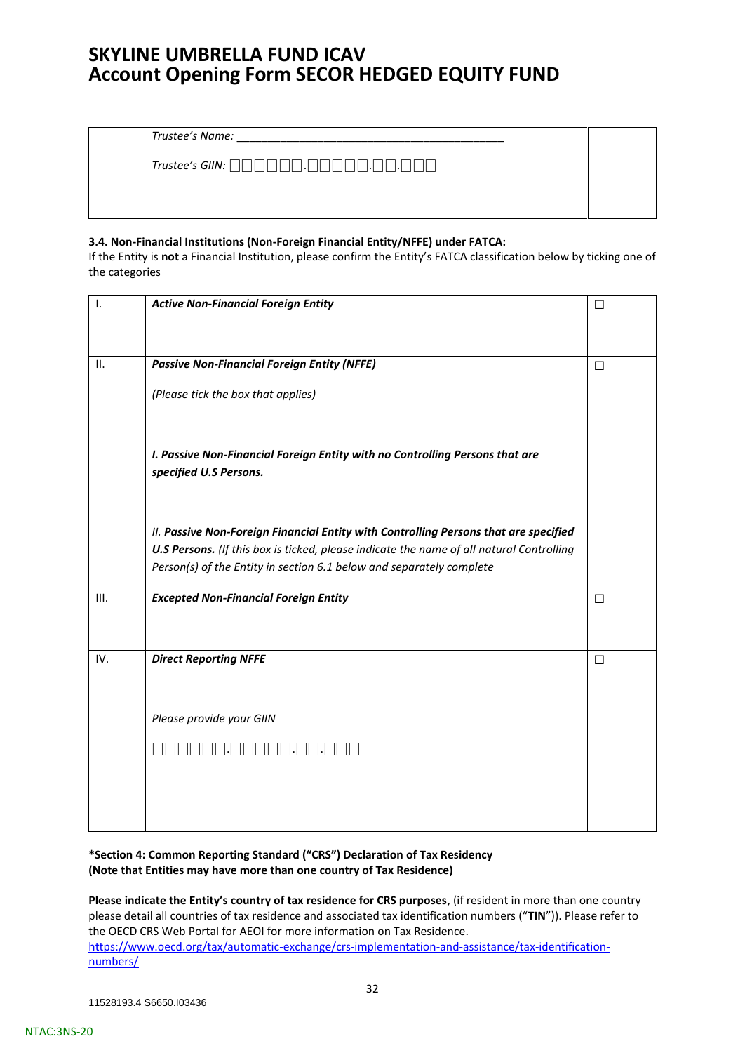| | Trustee's Name: ___________________________________________<br><br>Trustee's GIIN: ☐☐☐☐☐☐.☐☐☐☐☐.☐☐.☐☐☐ | |
|---|---|---|

### 3.4. Non-Financial Institutions (Non-Foreign Financial Entity/NFFE) under FATCA:

If the Entity is **not** a Financial Institution, please confirm the Entity's FATCA classification below by ticking one of the categories

| | | |
|---|---|---|
| I. | ***Active Non-Financial Foreign Entity*** | ☐ |
| II. | ***Passive Non-Financial Foreign Entity (NFFE)***<br><br>*(Please tick the box that applies)*<br><br>***I. Passive Non-Financial Foreign Entity with no Controlling Persons that are specified U.S Persons.***<br><br>*II.* ***Passive Non-Foreign Financial Entity with Controlling Persons that are specified U.S Persons.*** *(If this box is ticked, please indicate the name of all natural Controlling Person(s) of the Entity in section 6.1 below and separately complete* | ☐ |
| III. | ***Excepted Non-Financial Foreign Entity*** | ☐ |
| IV. | ***Direct Reporting NFFE***<br><br>*Please provide your GIIN*<br><br>☐☐☐☐☐☐.☐☐☐☐☐.☐☐.☐☐☐ | ☐ |

**\*Section 4: Common Reporting Standard ("CRS") Declaration of Tax Residency**
**(Note that Entities may have more than one country of Tax Residence)**

**Please indicate the Entity's country of tax residence for CRS purposes**, (if resident in more than one country please detail all countries of tax residence and associated tax identification numbers ("**TIN**")). Please refer to the OECD CRS Web Portal for AEOI for more information on Tax Residence.
[https://www.oecd.org/tax/automatic-exchange/crs-implementation-and-assistance/tax-identification-numbers/](https://www.oecd.org/tax/automatic-exchange/crs-implementation-and-assistance/tax-identification-numbers/)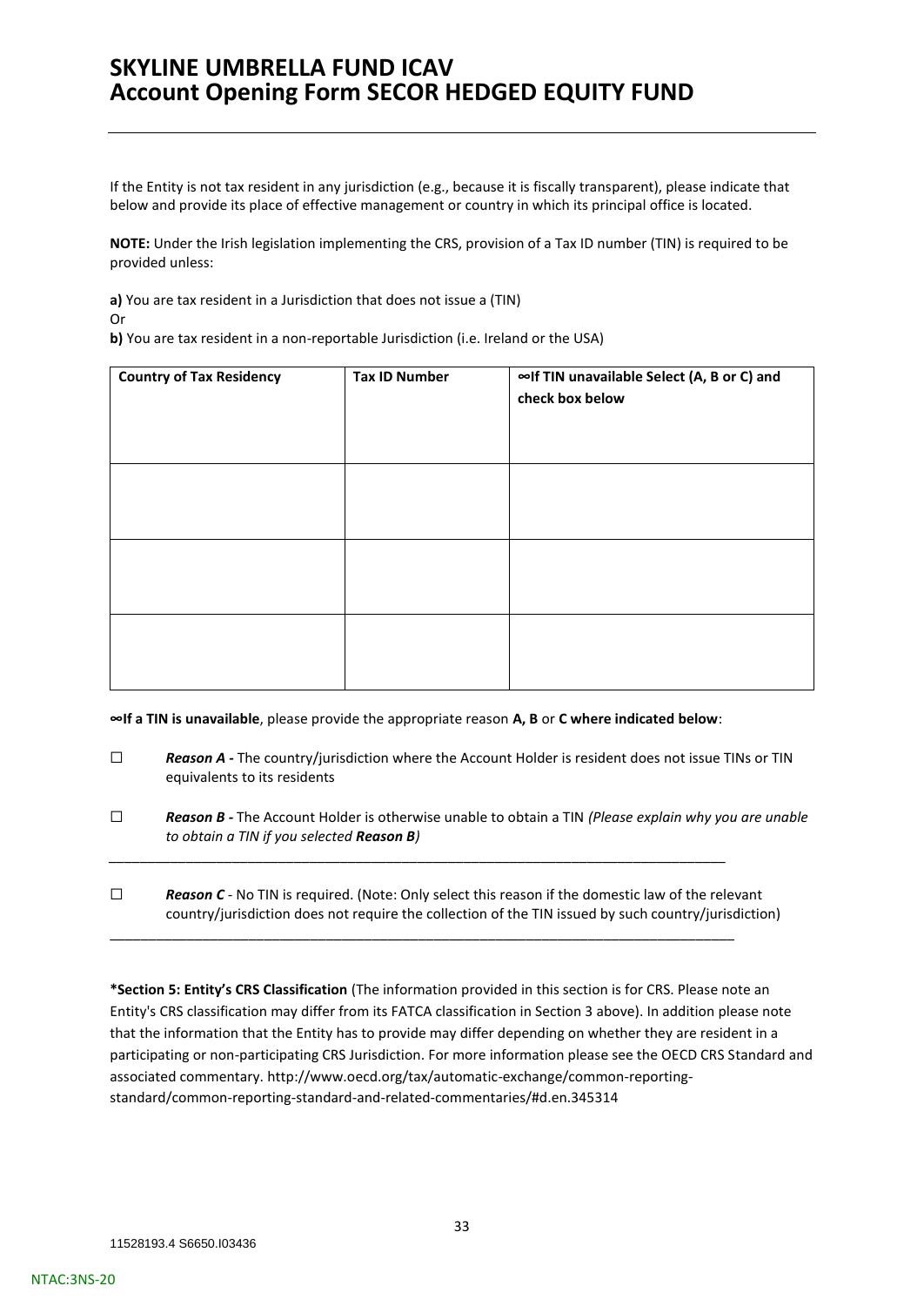If the Entity is not tax resident in any jurisdiction (e.g., because it is fiscally transparent), please indicate that below and provide its place of effective management or country in which its principal office is located.

**NOTE:** Under the Irish legislation implementing the CRS, provision of a Tax ID number (TIN) is required to be provided unless:

**a)** You are tax resident in a Jurisdiction that does not issue a (TIN)

Or

**b)** You are tax resident in a non-reportable Jurisdiction (i.e. Ireland or the USA)

| Country of Tax Residency | Tax ID Number | ∞If TIN unavailable Select (A, B or C) and check box below |
|---|---|---|
| | | |
| | | |
| | | |

**∞If a TIN is unavailable**, please provide the appropriate reason **A, B** or **C where indicated below**:

☐ ***Reason A -*** The country/jurisdiction where the Account Holder is resident does not issue TINs or TIN equivalents to its residents

☐ ***Reason B -*** The Account Holder is otherwise unable to obtain a TIN *(Please explain why you are unable to obtain a TIN if you selected **Reason B**)*

_______________________________________________________________________________

☐ ***Reason C*** - No TIN is required. (Note: Only select this reason if the domestic law of the relevant country/jurisdiction does not require the collection of the TIN issued by such country/jurisdiction)

_______________________________________________________________________________

**\*Section 5: Entity's CRS Classification** (The information provided in this section is for CRS. Please note an Entity's CRS classification may differ from its FATCA classification in Section 3 above). In addition please note that the information that the Entity has to provide may differ depending on whether they are resident in a participating or non-participating CRS Jurisdiction. For more information please see the OECD CRS Standard and associated commentary. http://www.oecd.org/tax/automatic-exchange/common-reporting-standard/common-reporting-standard-and-related-commentaries/#d.en.345314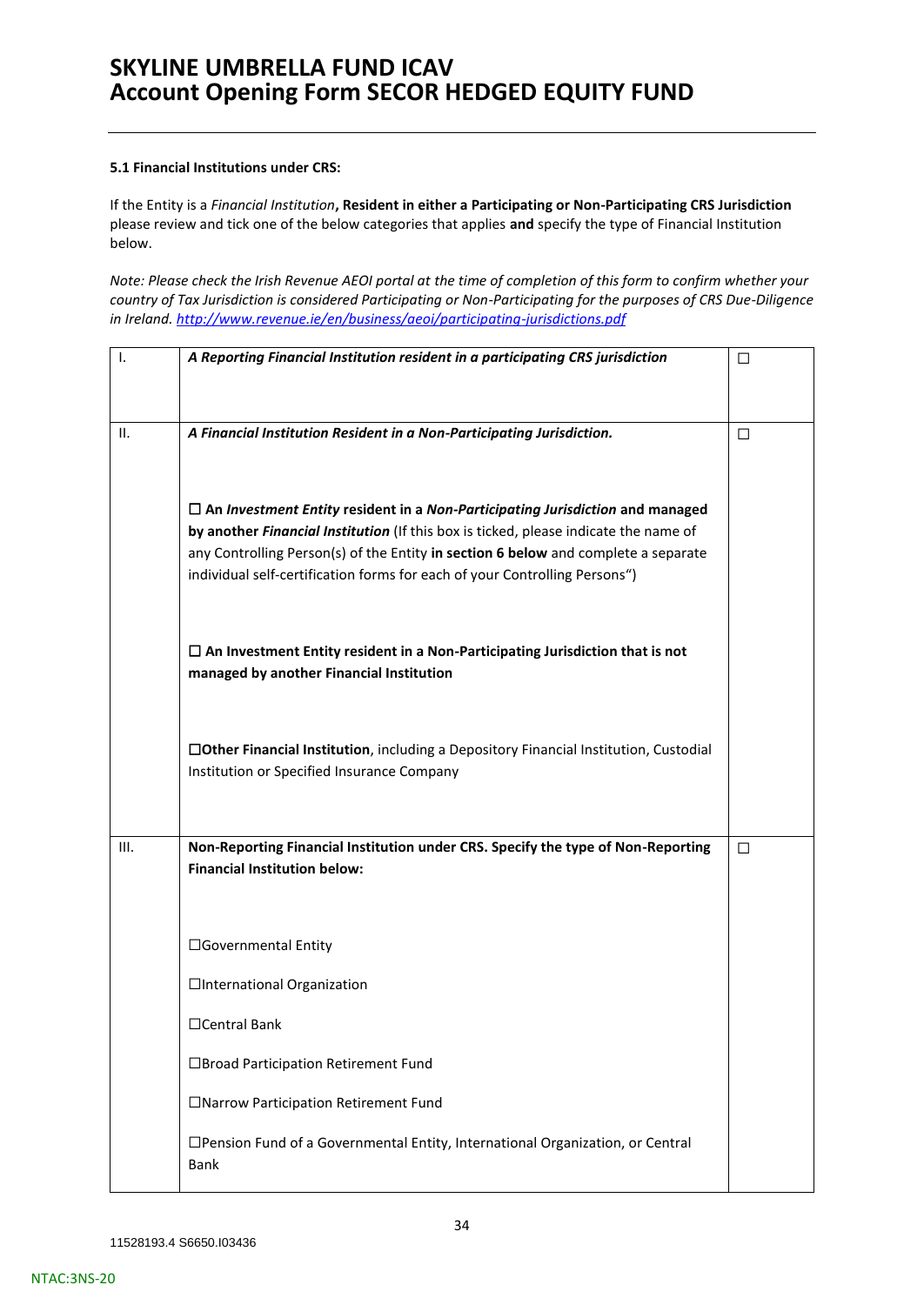**5.1 Financial Institutions under CRS:**

If the Entity is a *Financial Institution*, **Resident in either a Participating or Non-Participating CRS Jurisdiction** please review and tick one of the below categories that applies **and** specify the type of Financial Institution below.

*Note: Please check the Irish Revenue AEOI portal at the time of completion of this form to confirm whether your country of Tax Jurisdiction is considered Participating or Non-Participating for the purposes of CRS Due-Diligence in Ireland. [http://www.revenue.ie/en/business/aeoi/participating-jurisdictions.pdf](http://www.revenue.ie/en/business/aeoi/participating-jurisdictions.pdf)*

| | | |
|---|---|---|
| I. | ***A Reporting Financial Institution resident in a participating CRS jurisdiction*** | ☐ |
| II. | ***A Financial Institution Resident in a Non-Participating Jurisdiction.***<br><br>☐ **An *Investment Entity* resident in a *Non-Participating Jurisdiction* and managed by another *Financial Institution*** (If this box is ticked, please indicate the name of any Controlling Person(s) of the Entity **in section 6 below** and complete a separate individual self-certification forms for each of your Controlling Persons")<br><br>☐ **An Investment Entity resident in a Non-Participating Jurisdiction that is not managed by another Financial Institution**<br><br>☐**Other Financial Institution**, including a Depository Financial Institution, Custodial Institution or Specified Insurance Company | ☐ |
| III. | **Non-Reporting Financial Institution under CRS. Specify the type of Non-Reporting Financial Institution below:**<br><br>☐Governmental Entity<br><br>☐International Organization<br><br>☐Central Bank<br><br>☐Broad Participation Retirement Fund<br><br>☐Narrow Participation Retirement Fund<br><br>☐Pension Fund of a Governmental Entity, International Organization, or Central Bank | ☐ |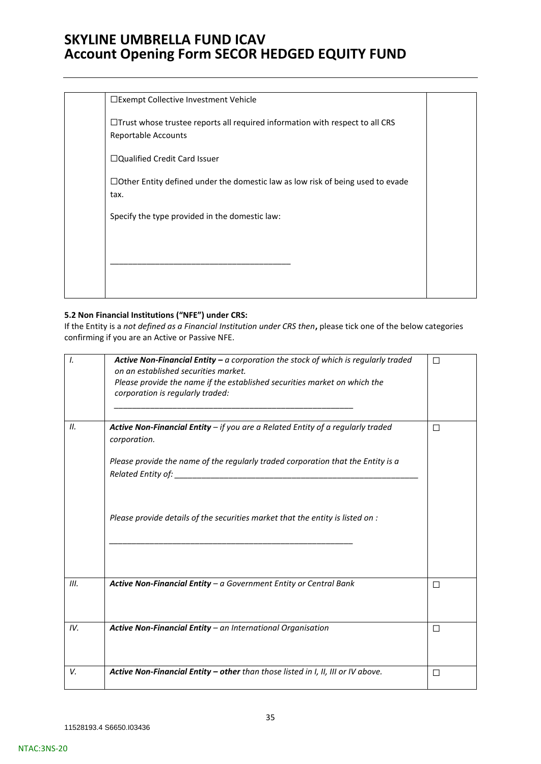| | ☐Exempt Collective Investment Vehicle<br><br>☐Trust whose trustee reports all required information with respect to all CRS Reportable Accounts<br><br>☐Qualified Credit Card Issuer<br><br>☐Other Entity defined under the domestic law as low risk of being used to evade tax.<br><br>Specify the type provided in the domestic law:<br><br>________________________________________ | |
|---|---|---|

**5.2 Non Financial Institutions ("NFE") under CRS:**

If the Entity is a *not defined as a Financial Institution under CRS then***,** please tick one of the below categories confirming if you are an Active or Passive NFE.

| | | |
|---|---|---|
| *I.* | ***Active Non-Financial Entity –*** *a corporation the stock of which is regularly traded on an established securities market.*<br>*Please provide the name if the established securities market on which the corporation is regularly traded:*<br>________________________________________ | ☐ |
| *II.* | ***Active Non-Financial Entity*** *– if you are a Related Entity of a regularly traded corporation.*<br><br>*Please provide the name of the regularly traded corporation that the Entity is a Related Entity of:* ________________________________________<br><br>*Please provide details of the securities market that the entity is listed on :*<br><br>________________________________________ | ☐ |
| *III.* | ***Active Non-Financial Entity*** *– a Government Entity or Central Bank* | ☐ |
| *IV.* | ***Active Non-Financial Entity*** *– an International Organisation* | ☐ |
| *V.* | ***Active Non-Financial Entity – other*** *than those listed in I, II, III or IV above.* | ☐ |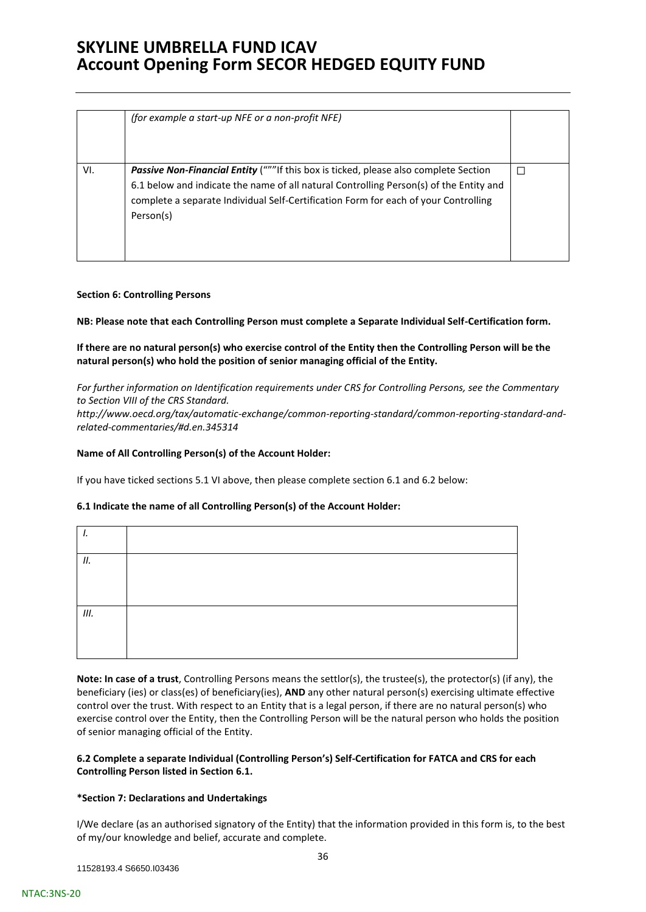| | (for example a start-up NFE or a non-profit NFE) | |
|---|---|---|
| VI. | ***Passive Non-Financial Entity*** (“””If this box is ticked, please also complete Section 6.1 below and indicate the name of all natural Controlling Person(s) of the Entity and complete a separate Individual Self-Certification Form for each of your Controlling Person(s) | ☐ |

**Section 6: Controlling Persons**

**NB: Please note that each Controlling Person must complete a Separate Individual Self-Certification form.**

**If there are no natural person(s) who exercise control of the Entity then the Controlling Person will be the natural person(s) who hold the position of senior managing official of the Entity.**

*For further information on Identification requirements under CRS for Controlling Persons, see the Commentary to Section VIII of the CRS Standard.*
*http://www.oecd.org/tax/automatic-exchange/common-reporting-standard/common-reporting-standard-and-related-commentaries/#d.en.345314*

**Name of All Controlling Person(s) of the Account Holder:**

If you have ticked sections 5.1 VI above, then please complete section 6.1 and 6.2 below:

**6.1 Indicate the name of all Controlling Person(s) of the Account Holder:**

| | |
|---|---|
| *I.* | |
| *II.* | |
| *III.* | |

**Note: In case of a trust**, Controlling Persons means the settlor(s), the trustee(s), the protector(s) (if any), the beneficiary (ies) or class(es) of beneficiary(ies), **AND** any other natural person(s) exercising ultimate effective control over the trust. With respect to an Entity that is a legal person, if there are no natural person(s) who exercise control over the Entity, then the Controlling Person will be the natural person who holds the position of senior managing official of the Entity.

**6.2 Complete a separate Individual (Controlling Person's) Self-Certification for FATCA and CRS for each Controlling Person listed in Section 6.1.**

**\*Section 7: Declarations and Undertakings**

I/We declare (as an authorised signatory of the Entity) that the information provided in this form is, to the best of my/our knowledge and belief, accurate and complete.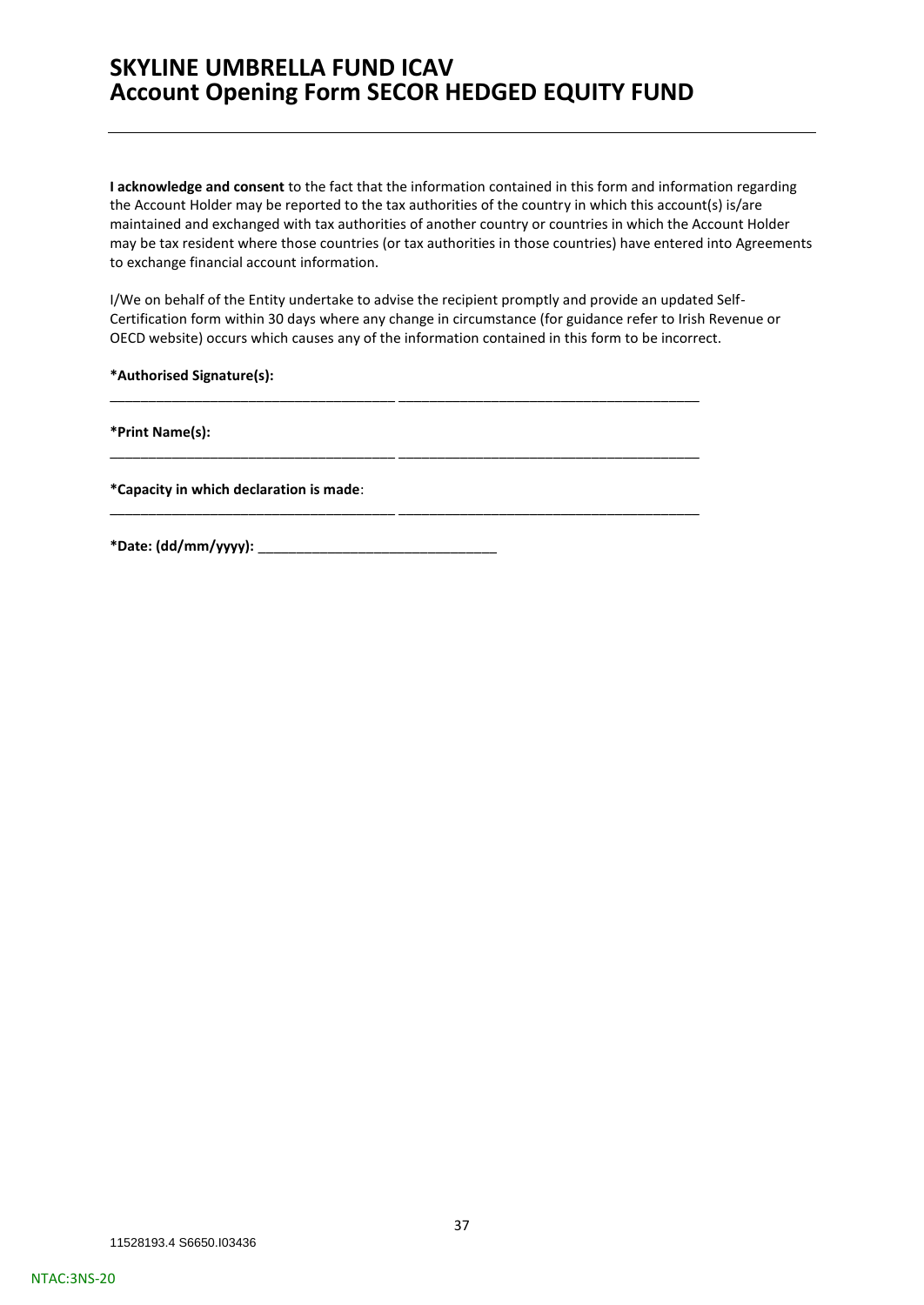I acknowledge and consent to the fact that the information contained in this form and information regarding the Account Holder may be reported to the tax authorities of the country in which this account(s) is/are maintained and exchanged with tax authorities of another country or countries in which the Account Holder may be tax resident where those countries (or tax authorities in those countries) have entered into Agreements to exchange financial account information.

I/We on behalf of the Entity undertake to advise the recipient promptly and provide an updated Self-Certification form within 30 days where any change in circumstance (for guidance refer to Irish Revenue or OECD website) occurs which causes any of the information contained in this form to be incorrect.

**\*Authorised Signature(s):**

_____________________________________ _____________________________________

**\*Print Name(s):**

_____________________________________ _____________________________________

**\*Capacity in which declaration is made**:

_____________________________________ _____________________________________

**\*Date: (dd/mm/yyyy):** ______________________________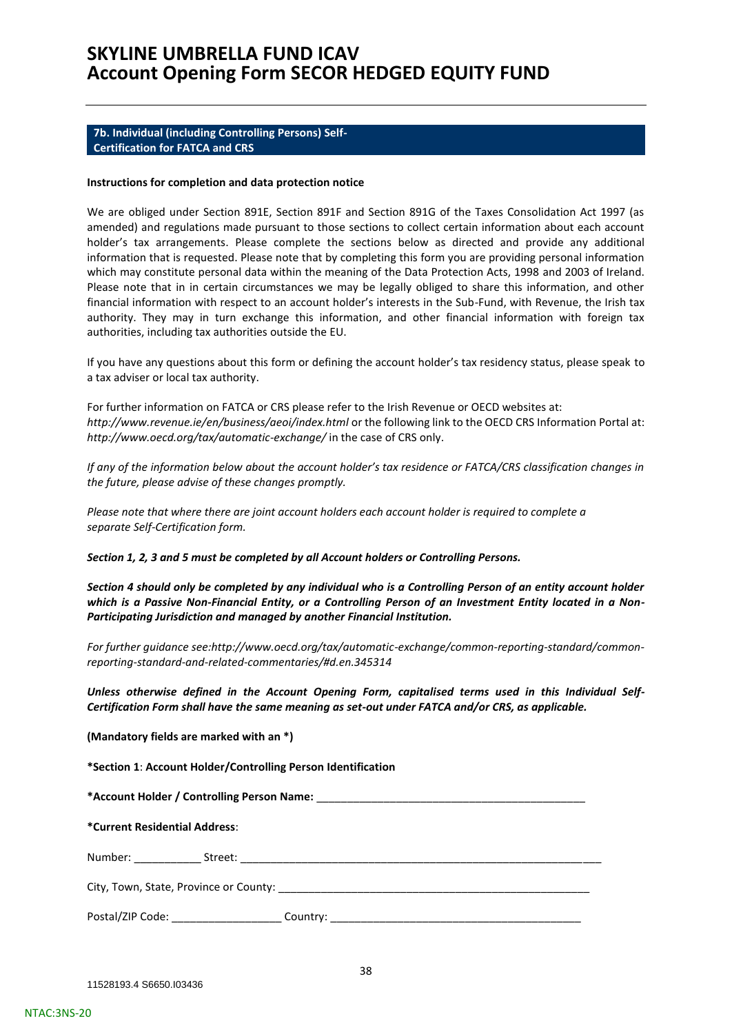# SKYLINE UMBRELLA FUND ICAV
# Account Opening Form SECOR HEDGED EQUITY FUND

## 7b. Individual (including Controlling Persons) Self-Certification for FATCA and CRS

**Instructions for completion and data protection notice**

We are obliged under Section 891E, Section 891F and Section 891G of the Taxes Consolidation Act 1997 (as amended) and regulations made pursuant to those sections to collect certain information about each account holder's tax arrangements. Please complete the sections below as directed and provide any additional information that is requested. Please note that by completing this form you are providing personal information which may constitute personal data within the meaning of the Data Protection Acts, 1998 and 2003 of Ireland. Please note that in in certain circumstances we may be legally obliged to share this information, and other financial information with respect to an account holder's interests in the Sub-Fund, with Revenue, the Irish tax authority. They may in turn exchange this information, and other financial information with foreign tax authorities, including tax authorities outside the EU.

If you have any questions about this form or defining the account holder's tax residency status, please speak to a tax adviser or local tax authority.

For further information on FATCA or CRS please refer to the Irish Revenue or OECD websites at: *http://www.revenue.ie/en/business/aeoi/index.html* or the following link to the OECD CRS Information Portal at: *http://www.oecd.org/tax/automatic-exchange/* in the case of CRS only.

*If any of the information below about the account holder's tax residence or FATCA/CRS classification changes in the future, please advise of these changes promptly.*

*Please note that where there are joint account holders each account holder is required to complete a separate Self-Certification form.*

***Section 1, 2, 3 and 5 must be completed by all Account holders or Controlling Persons.***

***Section 4 should only be completed by any individual who is a Controlling Person of an entity account holder which is a Passive Non-Financial Entity, or a Controlling Person of an Investment Entity located in a Non-Participating Jurisdiction and managed by another Financial Institution.***

*For further guidance see:http://www.oecd.org/tax/automatic-exchange/common-reporting-standard/common-reporting-standard-and-related-commentaries/#d.en.345314*

***Unless otherwise defined in the Account Opening Form, capitalised terms used in this Individual Self-Certification Form shall have the same meaning as set-out under FATCA and/or CRS, as applicable.***

**(Mandatory fields are marked with an *)**

**\*Section 1**: **Account Holder/Controlling Person Identification**

**\*Account Holder / Controlling Person Name:** ____________________________________________

**\*Current Residential Address**:

Number: ___________ Street: ____________________________________________________________

City, Town, State, Province or County: ____________________________________________________

Postal/ZIP Code: __________________ Country: __________________________________________

11528193.4 S6650.I03436

NTAC:3NS-20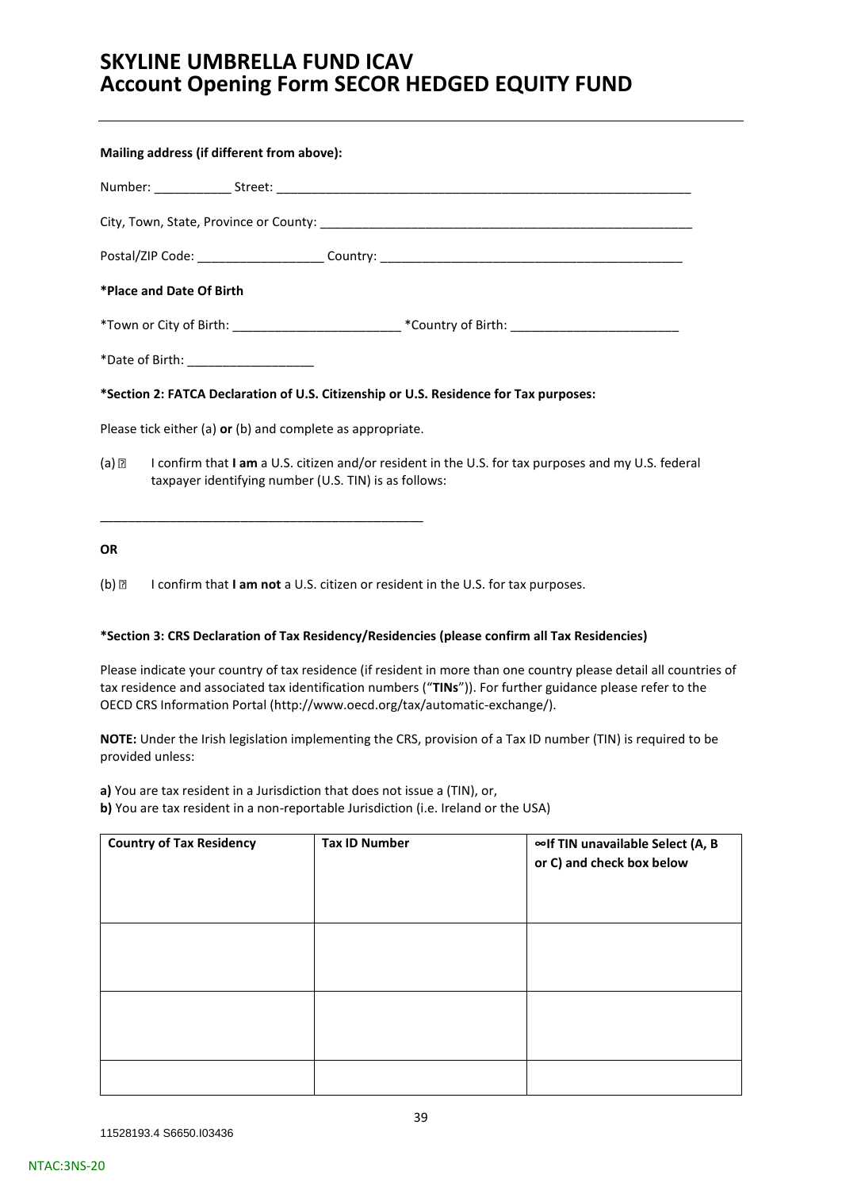# SKYLINE UMBRELLA FUND ICAV
# Account Opening Form SECOR HEDGED EQUITY FUND

**Mailing address (if different from above):**

Number: ___________ Street: ___________________________________________________________

City, Town, State, Province or County: ______________________________________________________

Postal/ZIP Code: __________________ Country: ____________________________________________

**\*Place and Date Of Birth**

\*Town or City of Birth: ________________________ \*Country of Birth: ________________________

\*Date of Birth: __________________

**\*Section 2: FATCA Declaration of U.S. Citizenship or U.S. Residence for Tax purposes:**

Please tick either (a) **or** (b) and complete as appropriate.

(a) ☐ I confirm that **I am** a U.S. citizen and/or resident in the U.S. for tax purposes and my U.S. federal taxpayer identifying number (U.S. TIN) is as follows:

_______________________________________________

**OR**

(b) ☐ I confirm that **I am not** a U.S. citizen or resident in the U.S. for tax purposes.

**\*Section 3: CRS Declaration of Tax Residency/Residencies (please confirm all Tax Residencies)**

Please indicate your country of tax residence (if resident in more than one country please detail all countries of tax residence and associated tax identification numbers ("**TINs**")). For further guidance please refer to the OECD CRS Information Portal (http://www.oecd.org/tax/automatic-exchange/).

**NOTE:** Under the Irish legislation implementing the CRS, provision of a Tax ID number (TIN) is required to be provided unless:

**a)** You are tax resident in a Jurisdiction that does not issue a (TIN), or,
**b)** You are tax resident in a non-reportable Jurisdiction (i.e. Ireland or the USA)

| Country of Tax Residency | Tax ID Number | ∞If TIN unavailable Select (A, B or C) and check box below |
|---|---|---|
| | | |
| | | |
| | | |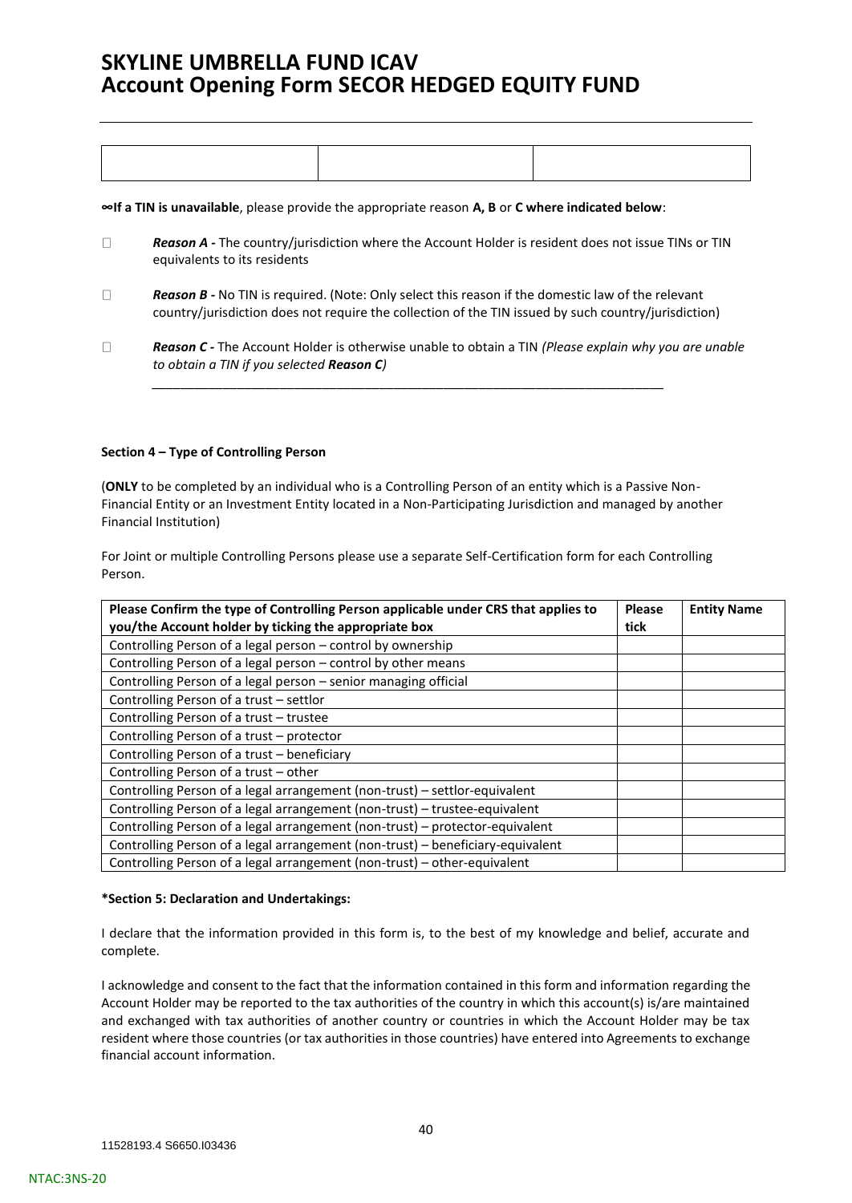# SKYLINE UMBRELLA FUND ICAV
# Account Opening Form SECOR HEDGED EQUITY FUND

| | | |
|---|---|---|
| | | |

**∞If a TIN is unavailable**, please provide the appropriate reason **A, B** or **C where indicated below**:

☐ ***Reason A -*** The country/jurisdiction where the Account Holder is resident does not issue TINs or TIN equivalents to its residents

☐ ***Reason B -*** No TIN is required. (Note: Only select this reason if the domestic law of the relevant country/jurisdiction does not require the collection of the TIN issued by such country/jurisdiction)

☐ ***Reason C -*** The Account Holder is otherwise unable to obtain a TIN *(Please explain why you are unable to obtain a TIN if you selected **Reason C**)*

_______________________________________________________________________________

**Section 4 – Type of Controlling Person**

(**ONLY** to be completed by an individual who is a Controlling Person of an entity which is a Passive Non-Financial Entity or an Investment Entity located in a Non-Participating Jurisdiction and managed by another Financial Institution)

For Joint or multiple Controlling Persons please use a separate Self-Certification form for each Controlling Person.

| Please Confirm the type of Controlling Person applicable under CRS that applies to you/the Account holder by ticking the appropriate box | Please tick | Entity Name |
|---|---|---|
| Controlling Person of a legal person – control by ownership | | |
| Controlling Person of a legal person – control by other means | | |
| Controlling Person of a legal person – senior managing official | | |
| Controlling Person of a trust – settlor | | |
| Controlling Person of a trust – trustee | | |
| Controlling Person of a trust – protector | | |
| Controlling Person of a trust – beneficiary | | |
| Controlling Person of a trust – other | | |
| Controlling Person of a legal arrangement (non-trust) – settlor-equivalent | | |
| Controlling Person of a legal arrangement (non-trust) – trustee-equivalent | | |
| Controlling Person of a legal arrangement (non-trust) – protector-equivalent | | |
| Controlling Person of a legal arrangement (non-trust) – beneficiary-equivalent | | |
| Controlling Person of a legal arrangement (non-trust) – other-equivalent | | |

**\*Section 5: Declaration and Undertakings:**

I declare that the information provided in this form is, to the best of my knowledge and belief, accurate and complete.

I acknowledge and consent to the fact that the information contained in this form and information regarding the Account Holder may be reported to the tax authorities of the country in which this account(s) is/are maintained and exchanged with tax authorities of another country or countries in which the Account Holder may be tax resident where those countries (or tax authorities in those countries) have entered into Agreements to exchange financial account information.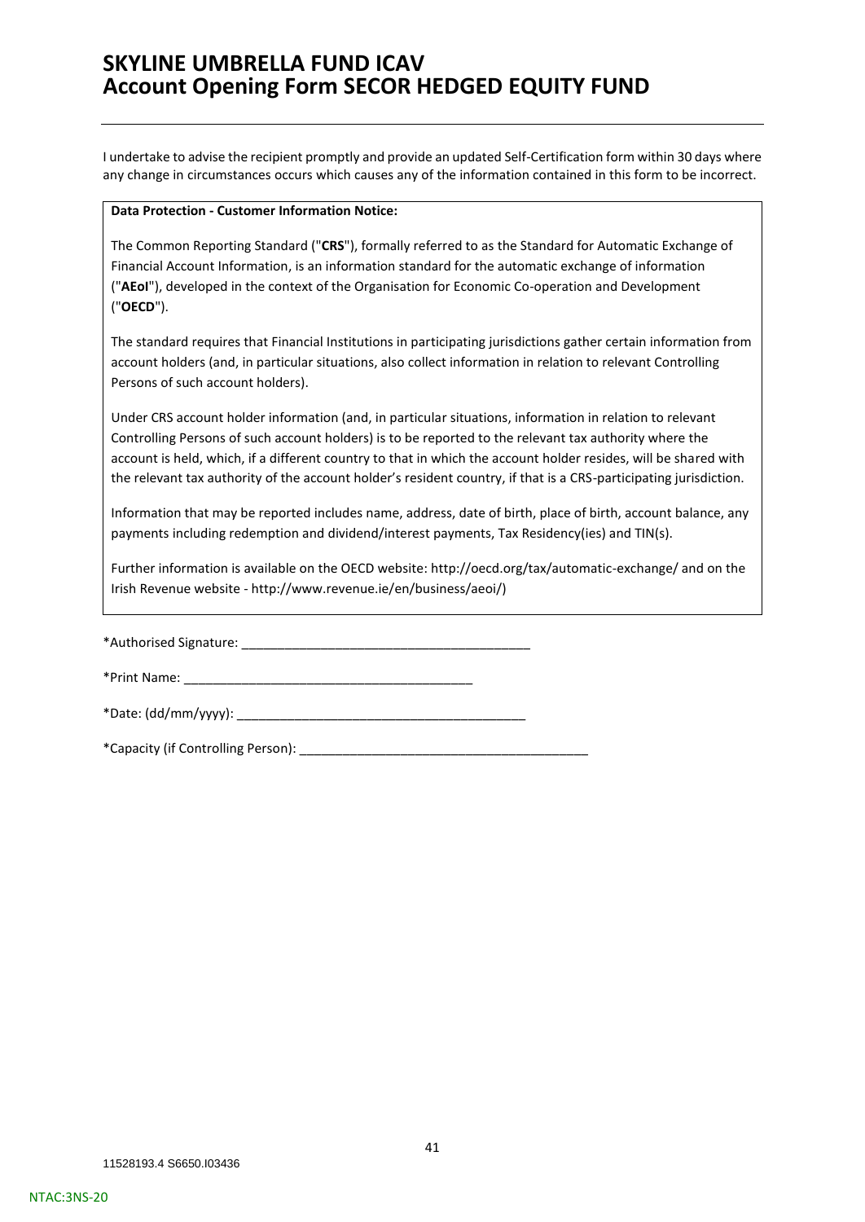# SKYLINE UMBRELLA FUND ICAV
# Account Opening Form SECOR HEDGED EQUITY FUND

I undertake to advise the recipient promptly and provide an updated Self-Certification form within 30 days where any change in circumstances occurs which causes any of the information contained in this form to be incorrect.

**Data Protection - Customer Information Notice:**

The Common Reporting Standard ("**CRS**"), formally referred to as the Standard for Automatic Exchange of Financial Account Information, is an information standard for the automatic exchange of information ("**AEoI**"), developed in the context of the Organisation for Economic Co-operation and Development ("**OECD**").

The standard requires that Financial Institutions in participating jurisdictions gather certain information from account holders (and, in particular situations, also collect information in relation to relevant Controlling Persons of such account holders).

Under CRS account holder information (and, in particular situations, information in relation to relevant Controlling Persons of such account holders) is to be reported to the relevant tax authority where the account is held, which, if a different country to that in which the account holder resides, will be shared with the relevant tax authority of the account holder's resident country, if that is a CRS-participating jurisdiction.

Information that may be reported includes name, address, date of birth, place of birth, account balance, any payments including redemption and dividend/interest payments, Tax Residency(ies) and TIN(s).

Further information is available on the OECD website: http://oecd.org/tax/automatic-exchange/ and on the Irish Revenue website - http://www.revenue.ie/en/business/aeoi/)

*Authorised Signature: ________________________________________

*Print Name: ________________________________________

*Date: (dd/mm/yyyy): ________________________________________

*Capacity (if Controlling Person): ________________________________________

11528193.4 S6650.I03436

NTAC:3NS-20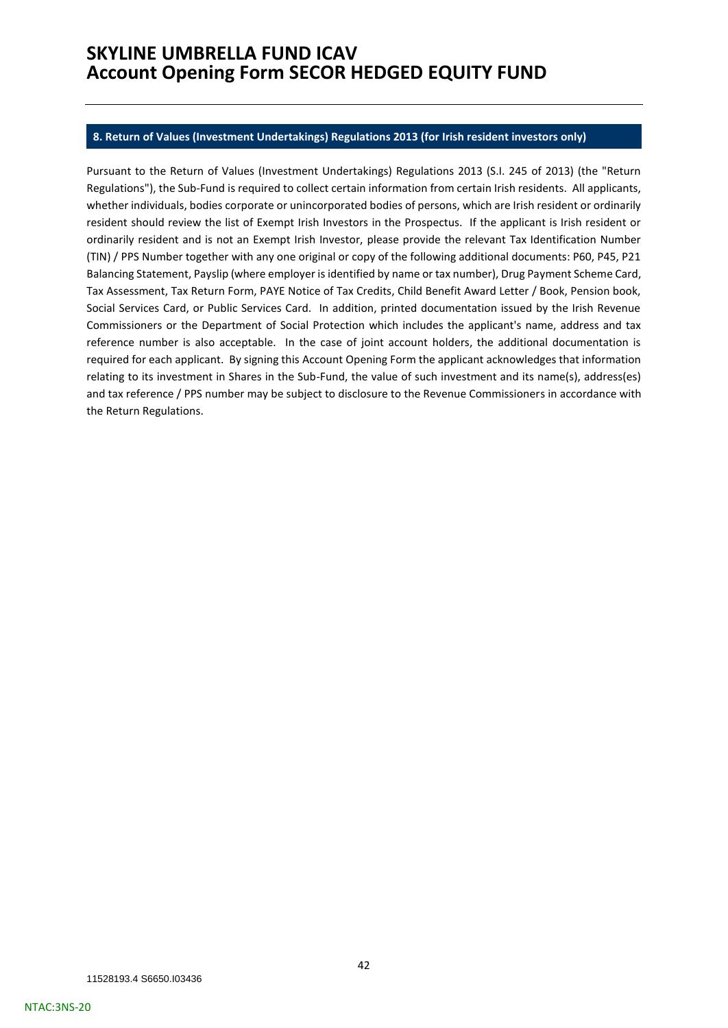## 8. Return of Values (Investment Undertakings) Regulations 2013 (for Irish resident investors only)

Pursuant to the Return of Values (Investment Undertakings) Regulations 2013 (S.I. 245 of 2013) (the "Return Regulations"), the Sub-Fund is required to collect certain information from certain Irish residents. All applicants, whether individuals, bodies corporate or unincorporated bodies of persons, which are Irish resident or ordinarily resident should review the list of Exempt Irish Investors in the Prospectus. If the applicant is Irish resident or ordinarily resident and is not an Exempt Irish Investor, please provide the relevant Tax Identification Number (TIN) / PPS Number together with any one original or copy of the following additional documents: P60, P45, P21 Balancing Statement, Payslip (where employer is identified by name or tax number), Drug Payment Scheme Card, Tax Assessment, Tax Return Form, PAYE Notice of Tax Credits, Child Benefit Award Letter / Book, Pension book, Social Services Card, or Public Services Card. In addition, printed documentation issued by the Irish Revenue Commissioners or the Department of Social Protection which includes the applicant's name, address and tax reference number is also acceptable. In the case of joint account holders, the additional documentation is required for each applicant. By signing this Account Opening Form the applicant acknowledges that information relating to its investment in Shares in the Sub-Fund, the value of such investment and its name(s), address(es) and tax reference / PPS number may be subject to disclosure to the Revenue Commissioners in accordance with the Return Regulations.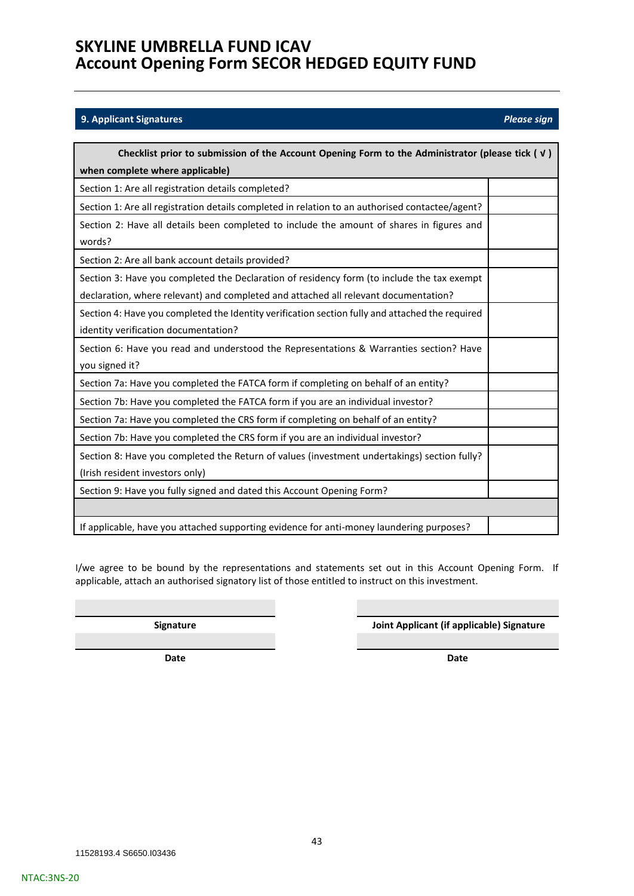# SKYLINE UMBRELLA FUND ICAV
# Account Opening Form SECOR HEDGED EQUITY FUND

## 9. Applicant Signatures

*Please sign*

| Checklist prior to submission of the Account Opening Form to the Administrator (please tick ( √ ) when complete where applicable) | |
|---|---|
| Section 1: Are all registration details completed? | |
| Section 1: Are all registration details completed in relation to an authorised contactee/agent? | |
| Section 2: Have all details been completed to include the amount of shares in figures and words? | |
| Section 2: Are all bank account details provided? | |
| Section 3: Have you completed the Declaration of residency form (to include the tax exempt declaration, where relevant) and completed and attached all relevant documentation? | |
| Section 4: Have you completed the Identity verification section fully and attached the required identity verification documentation? | |
| Section 6: Have you read and understood the Representations & Warranties section? Have you signed it? | |
| Section 7a: Have you completed the FATCA form if completing on behalf of an entity? | |
| Section 7b: Have you completed the FATCA form if you are an individual investor? | |
| Section 7a: Have you completed the CRS form if completing on behalf of an entity? | |
| Section 7b: Have you completed the CRS form if you are an individual investor? | |
| Section 8: Have you completed the Return of values (investment undertakings) section fully? (Irish resident investors only) | |
| Section 9: Have you fully signed and dated this Account Opening Form? | |
| | |
| If applicable, have you attached supporting evidence for anti-money laundering purposes? | |

I/we agree to be bound by the representations and statements set out in this Account Opening Form. If applicable, attach an authorised signatory list of those entitled to instruct on this investment.

| ______________________ | ______________________ |
|---|---|
| **Signature** | **Joint Applicant (if applicable) Signature** |
| ______________________ | ______________________ |
| **Date** | **Date** |

11528193.4 S6650.I03436

NTAC:3NS-20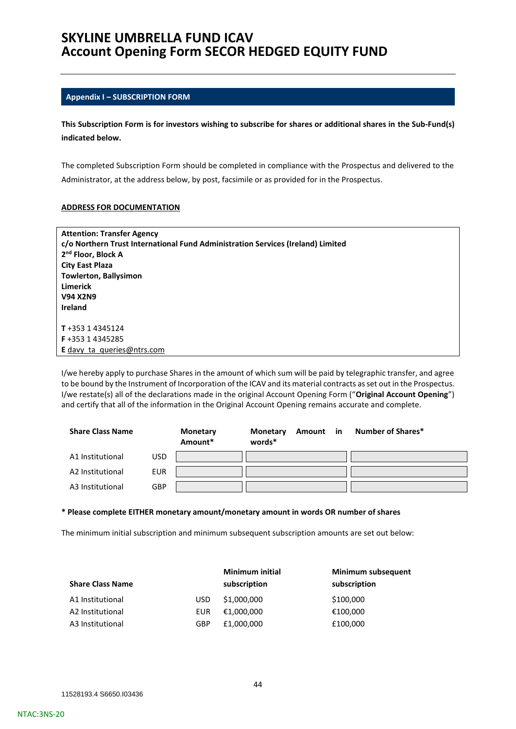# SKYLINE UMBRELLA FUND ICAV
# Account Opening Form SECOR HEDGED EQUITY FUND

## Appendix I – SUBSCRIPTION FORM

**This Subscription Form is for investors wishing to subscribe for shares or additional shares in the Sub-Fund(s) indicated below.**

The completed Subscription Form should be completed in compliance with the Prospectus and delivered to the Administrator, at the address below, by post, facsimile or as provided for in the Prospectus.

**ADDRESS FOR DOCUMENTATION**

**Attention: Transfer Agency**
**c/o Northern Trust International Fund Administration Services (Ireland) Limited**
**2nd Floor, Block A**
**City East Plaza**
**Towlerton, Ballysimon**
**Limerick**
**V94 X2N9**
**Ireland**

**T** +353 1 4345124
**F** +353 1 4345285
**E** davy_ta_queries@ntrs.com

I/we hereby apply to purchase Shares in the amount of which sum will be paid by telegraphic transfer, and agree to be bound by the Instrument of Incorporation of the ICAV and its material contracts as set out in the Prospectus. I/we restate(s) all of the declarations made in the original Account Opening Form ("**Original Account Opening**") and certify that all of the information in the Original Account Opening remains accurate and complete.

| Share Class Name | | Monetary Amount* | Monetary Amount in words* | Number of Shares* |
|---|---|---|---|---|
| A1 Institutional | USD | | | |
| A2 Institutional | EUR | | | |
| A3 Institutional | GBP | | | |

**\* Please complete EITHER monetary amount/monetary amount in words OR number of shares**

The minimum initial subscription and minimum subsequent subscription amounts are set out below:

| Share Class Name | | Minimum initial subscription | Minimum subsequent subscription |
|---|---|---|---|
| A1 Institutional | USD | $1,000,000 | $100,000 |
| A2 Institutional | EUR | €1,000,000 | €100,000 |
| A3 Institutional | GBP | £1,000,000 | £100,000 |

11528193.4 S6650.I03436

NTAC:3NS-20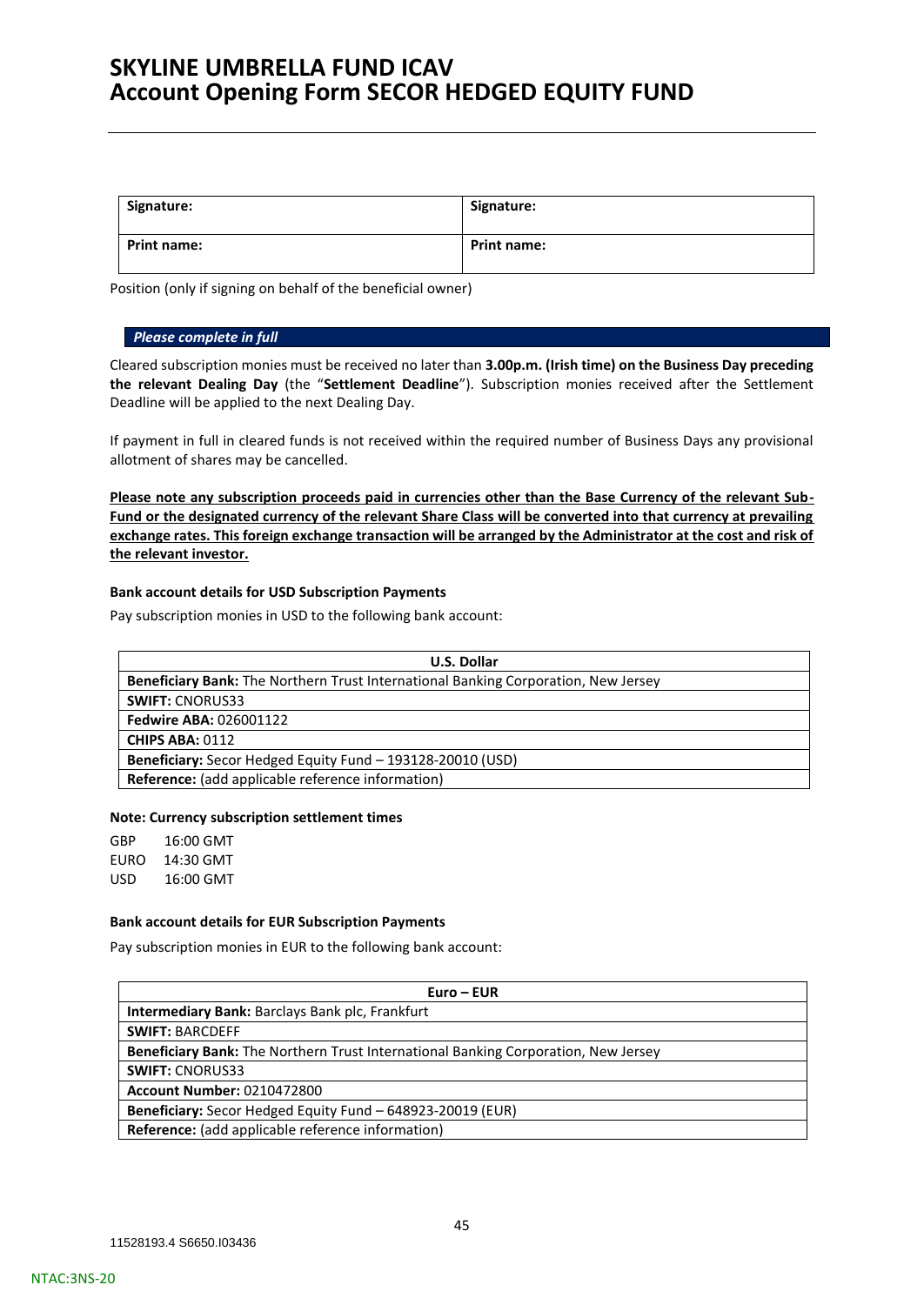| Signature: | Signature: |
|---|---|
| **Print name:** | **Print name:** |

Position (only if signing on behalf of the beneficial owner)

***Please complete in full***

Cleared subscription monies must be received no later than **3.00p.m. (Irish time) on the Business Day preceding the relevant Dealing Day** (the "**Settlement Deadline**"). Subscription monies received after the Settlement Deadline will be applied to the next Dealing Day.

If payment in full in cleared funds is not received within the required number of Business Days any provisional allotment of shares may be cancelled.

**Please note any subscription proceeds paid in currencies other than the Base Currency of the relevant Sub-Fund or the designated currency of the relevant Share Class will be converted into that currency at prevailing exchange rates. This foreign exchange transaction will be arranged by the Administrator at the cost and risk of the relevant investor.**

**Bank account details for USD Subscription Payments**

Pay subscription monies in USD to the following bank account:

| U.S. Dollar |
|---|
| **Beneficiary Bank:** The Northern Trust International Banking Corporation, New Jersey |
| **SWIFT:** CNORUS33 |
| **Fedwire ABA:** 026001122 |
| **CHIPS ABA:** 0112 |
| **Beneficiary:** Secor Hedged Equity Fund – 193128-20010 (USD) |
| **Reference:** (add applicable reference information) |

**Note: Currency subscription settlement times**

GBP 16:00 GMT
EURO 14:30 GMT
USD 16:00 GMT

**Bank account details for EUR Subscription Payments**

Pay subscription monies in EUR to the following bank account:

| Euro – EUR |
|---|
| **Intermediary Bank:** Barclays Bank plc, Frankfurt |
| **SWIFT:** BARCDEFF |
| **Beneficiary Bank:** The Northern Trust International Banking Corporation, New Jersey |
| **SWIFT:** CNORUS33 |
| **Account Number:** 0210472800 |
| **Beneficiary:** Secor Hedged Equity Fund – 648923-20019 (EUR) |
| **Reference:** (add applicable reference information) |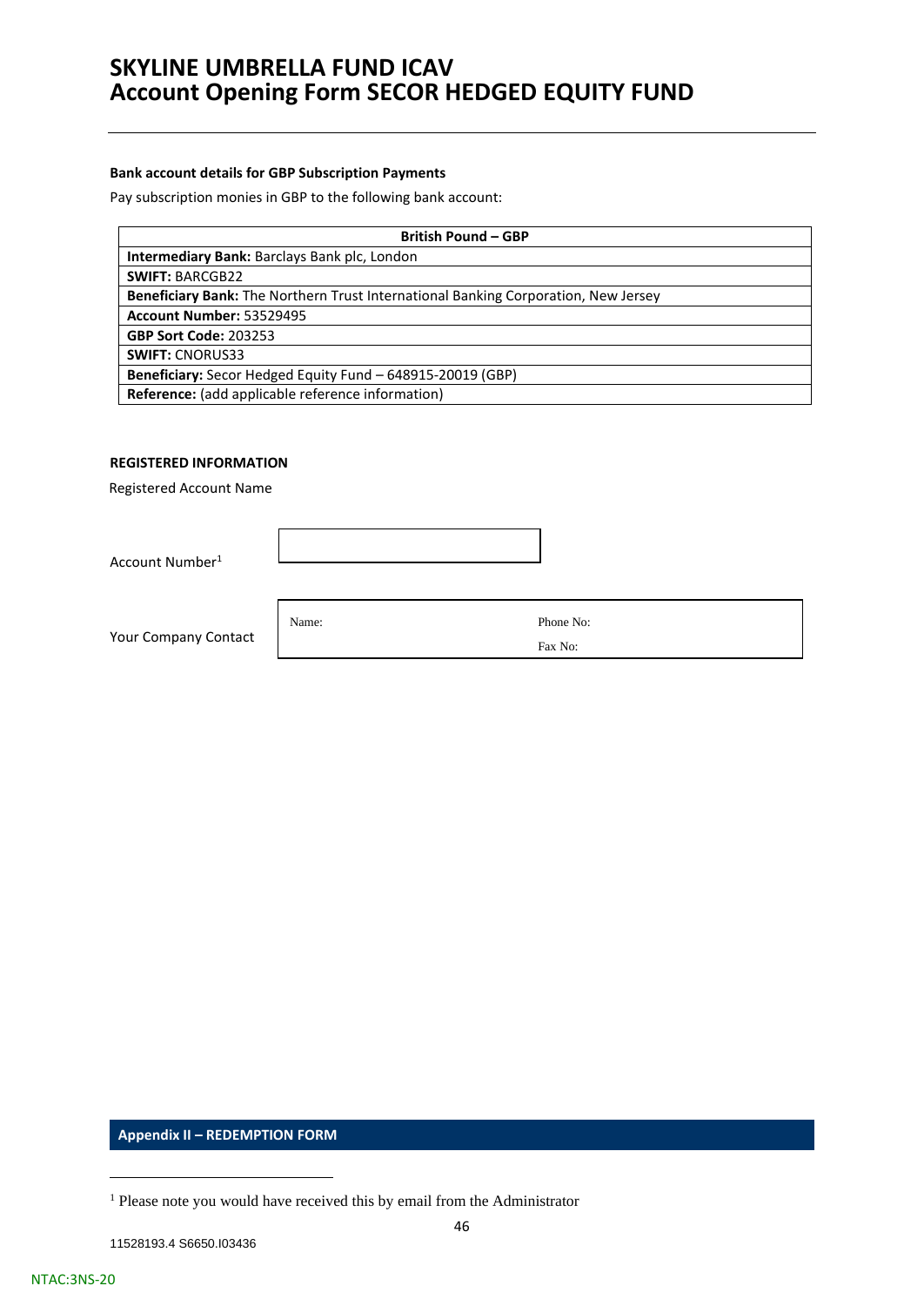**Bank account details for GBP Subscription Payments**

Pay subscription monies in GBP to the following bank account:

| British Pound – GBP |
|---|
| **Intermediary Bank:** Barclays Bank plc, London |
| **SWIFT:** BARCGB22 |
| **Beneficiary Bank:** The Northern Trust International Banking Corporation, New Jersey |
| **Account Number:** 53529495 |
| **GBP Sort Code:** 203253 |
| **SWIFT:** CNORUS33 |
| **Beneficiary:** Secor Hedged Equity Fund – 648915-20019 (GBP) |
| **Reference:** (add applicable reference information) |

**REGISTERED INFORMATION**

Registered Account Name

Account Number[1]

Your Company Contact

| Name: | Phone No: |
|---|---|
| | Fax No: |

## Appendix II – REDEMPTION FORM

[1] Please note you would have received this by email from the Administrator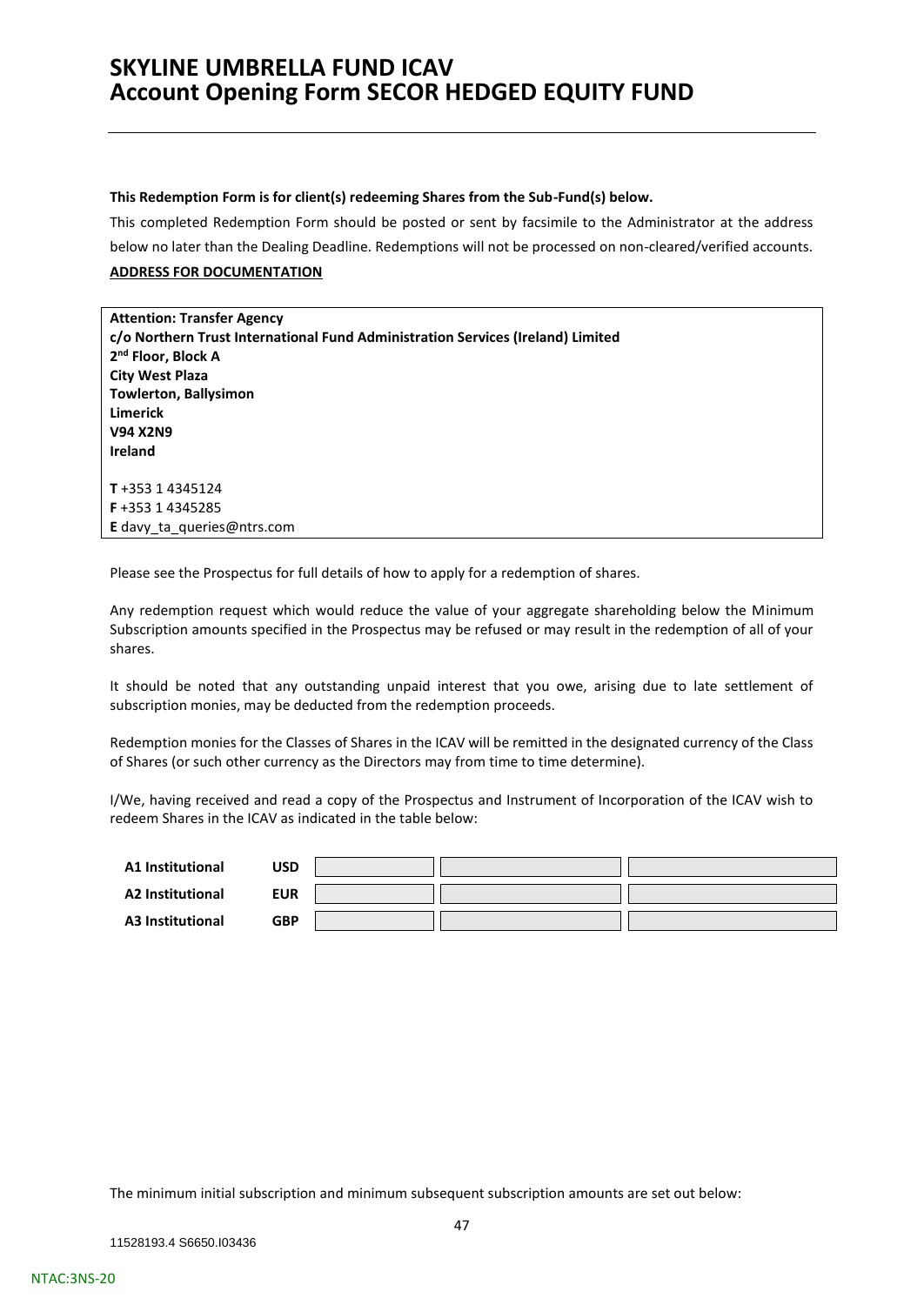# SKYLINE UMBRELLA FUND ICAV
# Account Opening Form SECOR HEDGED EQUITY FUND

**This Redemption Form is for client(s) redeeming Shares from the Sub-Fund(s) below.**

This completed Redemption Form should be posted or sent by facsimile to the Administrator at the address below no later than the Dealing Deadline. Redemptions will not be processed on non-cleared/verified accounts.

**ADDRESS FOR DOCUMENTATION**

**Attention: Transfer Agency**
**c/o Northern Trust International Fund Administration Services (Ireland) Limited**
**2nd Floor, Block A**
**City West Plaza**
**Towlerton, Ballysimon**
**Limerick**
**V94 X2N9**
**Ireland**

**T** +353 1 4345124
**F** +353 1 4345285
**E** davy_ta_queries@ntrs.com

Please see the Prospectus for full details of how to apply for a redemption of shares.

Any redemption request which would reduce the value of your aggregate shareholding below the Minimum Subscription amounts specified in the Prospectus may be refused or may result in the redemption of all of your shares.

It should be noted that any outstanding unpaid interest that you owe, arising due to late settlement of subscription monies, may be deducted from the redemption proceeds.

Redemption monies for the Classes of Shares in the ICAV will be remitted in the designated currency of the Class of Shares (or such other currency as the Directors may from time to time determine).

I/We, having received and read a copy of the Prospectus and Instrument of Incorporation of the ICAV wish to redeem Shares in the ICAV as indicated in the table below:

| | | | | |
|---|---|---|---|---|
| **A1 Institutional** | **USD** | | | |
| **A2 Institutional** | **EUR** | | | |
| **A3 Institutional** | **GBP** | | | |

The minimum initial subscription and minimum subsequent subscription amounts are set out below: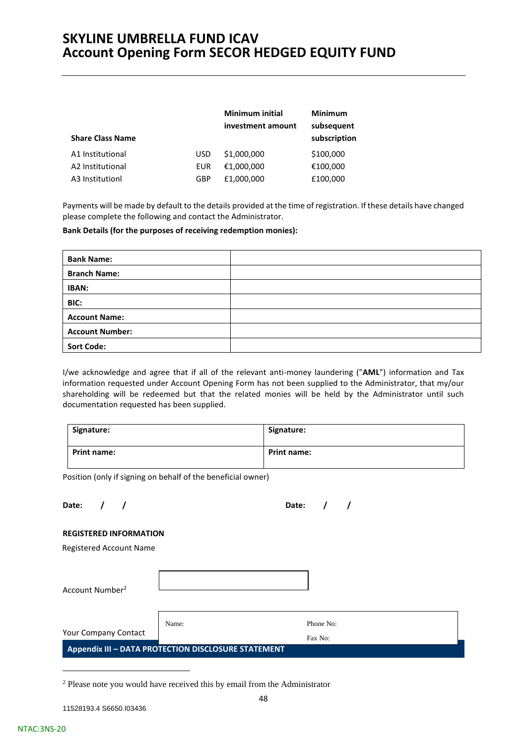# SKYLINE UMBRELLA FUND ICAV
# Account Opening Form SECOR HEDGED EQUITY FUND

| Share Class Name | | Minimum initial investment amount | Minimum subsequent subscription |
|---|---|---|---|
| A1 Institutional | USD | $1,000,000 | $100,000 |
| A2 Institutional | EUR | €1,000,000 | €100,000 |
| A3 Institutionl | GBP | £1,000,000 | £100,000 |

Payments will be made by default to the details provided at the time of registration. If these details have changed please complete the following and contact the Administrator.

**Bank Details (for the purposes of receiving redemption monies):**

| | |
|---|---|
| **Bank Name:** | |
| **Branch Name:** | |
| **IBAN:** | |
| **BIC:** | |
| **Account Name:** | |
| **Account Number:** | |
| **Sort Code:** | |

I/we acknowledge and agree that if all of the relevant anti-money laundering ("**AML**") information and Tax information requested under Account Opening Form has not been supplied to the Administrator, that my/our shareholding will be redeemed but that the related monies will be held by the Administrator until such documentation requested has been supplied.

| | |
|---|---|
| **Signature:** | **Signature:** |
| **Print name:** | **Print name:** |

Position (only if signing on behalf of the beneficial owner)

**Date: / /** **Date: / /**

**REGISTERED INFORMATION**

Registered Account Name

Account Number[2]

Your Company Contact

| | |
|---|---|
| Name: | Phone No: |
| | Fax No: |

**Appendix III – DATA PROTECTION DISCLOSURE STATEMENT**

[2] Please note you would have received this by email from the Administrator

11528193.4 S6650.I03436

NTAC:3NS-20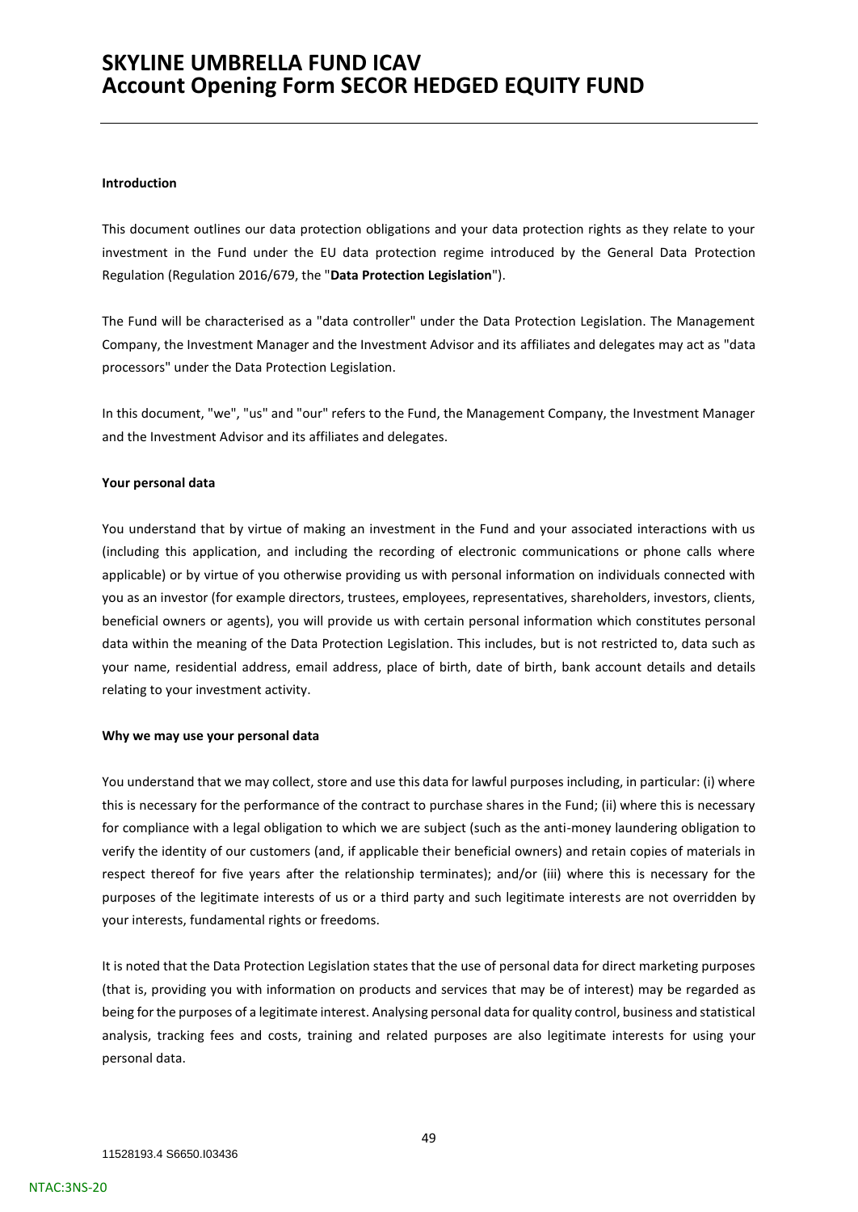**Introduction**

This document outlines our data protection obligations and your data protection rights as they relate to your investment in the Fund under the EU data protection regime introduced by the General Data Protection Regulation (Regulation 2016/679, the "**Data Protection Legislation**").

The Fund will be characterised as a "data controller" under the Data Protection Legislation. The Management Company, the Investment Manager and the Investment Advisor and its affiliates and delegates may act as "data processors" under the Data Protection Legislation.

In this document, "we", "us" and "our" refers to the Fund, the Management Company, the Investment Manager and the Investment Advisor and its affiliates and delegates.

**Your personal data**

You understand that by virtue of making an investment in the Fund and your associated interactions with us (including this application, and including the recording of electronic communications or phone calls where applicable) or by virtue of you otherwise providing us with personal information on individuals connected with you as an investor (for example directors, trustees, employees, representatives, shareholders, investors, clients, beneficial owners or agents), you will provide us with certain personal information which constitutes personal data within the meaning of the Data Protection Legislation. This includes, but is not restricted to, data such as your name, residential address, email address, place of birth, date of birth, bank account details and details relating to your investment activity.

**Why we may use your personal data**

You understand that we may collect, store and use this data for lawful purposes including, in particular: (i) where this is necessary for the performance of the contract to purchase shares in the Fund; (ii) where this is necessary for compliance with a legal obligation to which we are subject (such as the anti-money laundering obligation to verify the identity of our customers (and, if applicable their beneficial owners) and retain copies of materials in respect thereof for five years after the relationship terminates); and/or (iii) where this is necessary for the purposes of the legitimate interests of us or a third party and such legitimate interests are not overridden by your interests, fundamental rights or freedoms.

It is noted that the Data Protection Legislation states that the use of personal data for direct marketing purposes (that is, providing you with information on products and services that may be of interest) may be regarded as being for the purposes of a legitimate interest. Analysing personal data for quality control, business and statistical analysis, tracking fees and costs, training and related purposes are also legitimate interests for using your personal data.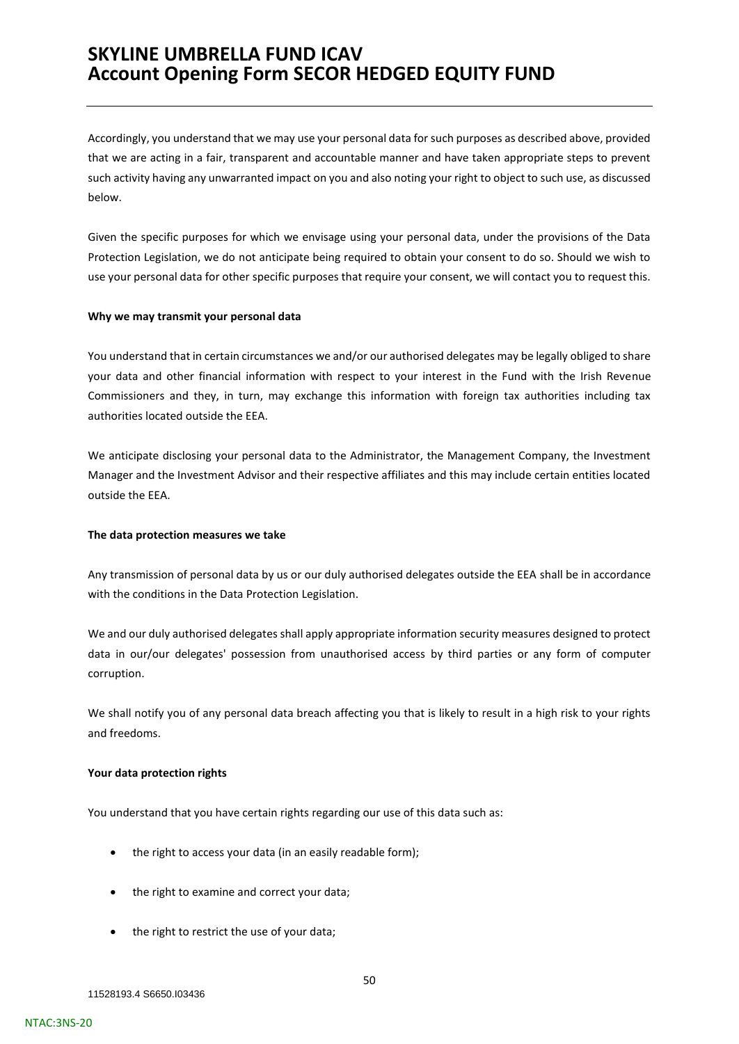Accordingly, you understand that we may use your personal data for such purposes as described above, provided that we are acting in a fair, transparent and accountable manner and have taken appropriate steps to prevent such activity having any unwarranted impact on you and also noting your right to object to such use, as discussed below.

Given the specific purposes for which we envisage using your personal data, under the provisions of the Data Protection Legislation, we do not anticipate being required to obtain your consent to do so. Should we wish to use your personal data for other specific purposes that require your consent, we will contact you to request this.

**Why we may transmit your personal data**

You understand that in certain circumstances we and/or our authorised delegates may be legally obliged to share your data and other financial information with respect to your interest in the Fund with the Irish Revenue Commissioners and they, in turn, may exchange this information with foreign tax authorities including tax authorities located outside the EEA.

We anticipate disclosing your personal data to the Administrator, the Management Company, the Investment Manager and the Investment Advisor and their respective affiliates and this may include certain entities located outside the EEA.

**The data protection measures we take**

Any transmission of personal data by us or our duly authorised delegates outside the EEA shall be in accordance with the conditions in the Data Protection Legislation.

We and our duly authorised delegates shall apply appropriate information security measures designed to protect data in our/our delegates' possession from unauthorised access by third parties or any form of computer corruption.

We shall notify you of any personal data breach affecting you that is likely to result in a high risk to your rights and freedoms.

**Your data protection rights**

You understand that you have certain rights regarding our use of this data such as:

- the right to access your data (in an easily readable form);
- the right to examine and correct your data;
- the right to restrict the use of your data;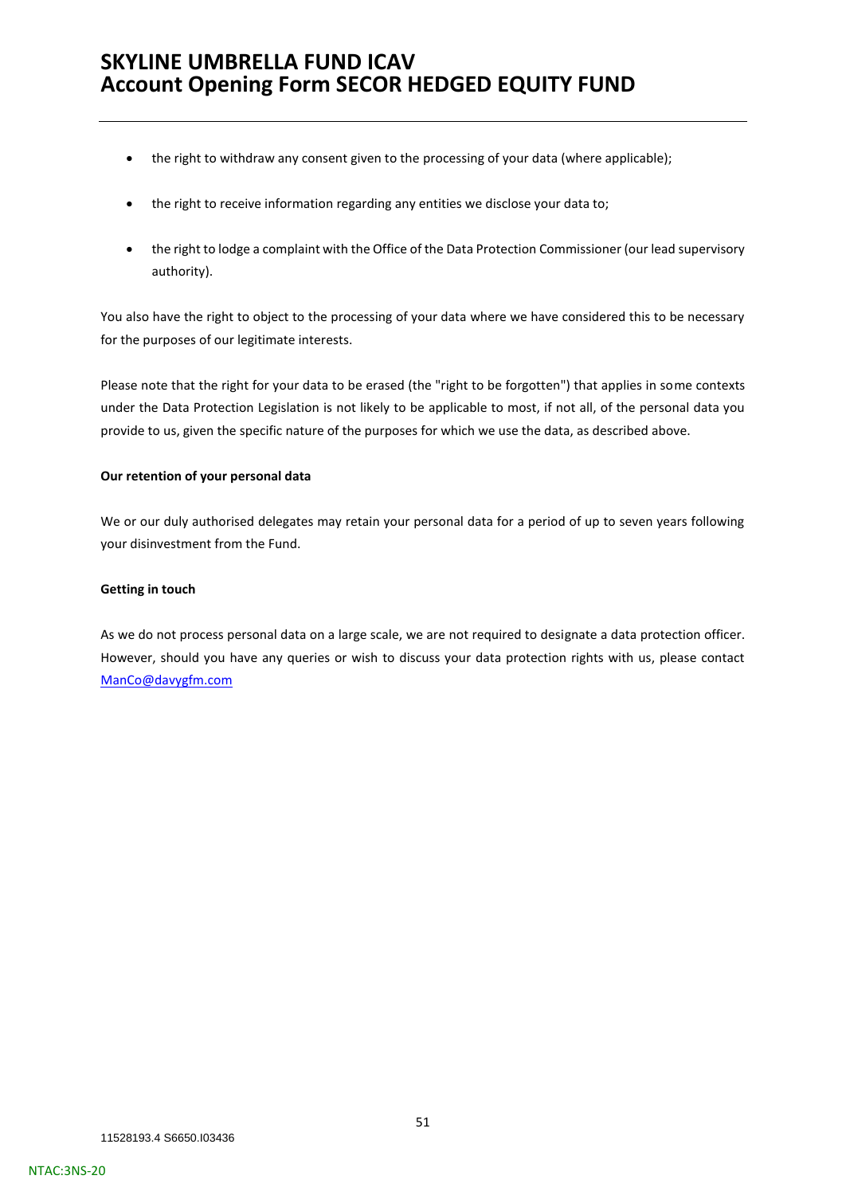- the right to withdraw any consent given to the processing of your data (where applicable);
- the right to receive information regarding any entities we disclose your data to;
- the right to lodge a complaint with the Office of the Data Protection Commissioner (our lead supervisory authority).

You also have the right to object to the processing of your data where we have considered this to be necessary for the purposes of our legitimate interests.

Please note that the right for your data to be erased (the "right to be forgotten") that applies in some contexts under the Data Protection Legislation is not likely to be applicable to most, if not all, of the personal data you provide to us, given the specific nature of the purposes for which we use the data, as described above.

**Our retention of your personal data**

We or our duly authorised delegates may retain your personal data for a period of up to seven years following your disinvestment from the Fund.

**Getting in touch**

As we do not process personal data on a large scale, we are not required to designate a data protection officer. However, should you have any queries or wish to discuss your data protection rights with us, please contact [ManCo@davygfm.com](mailto:ManCo@davygfm.com)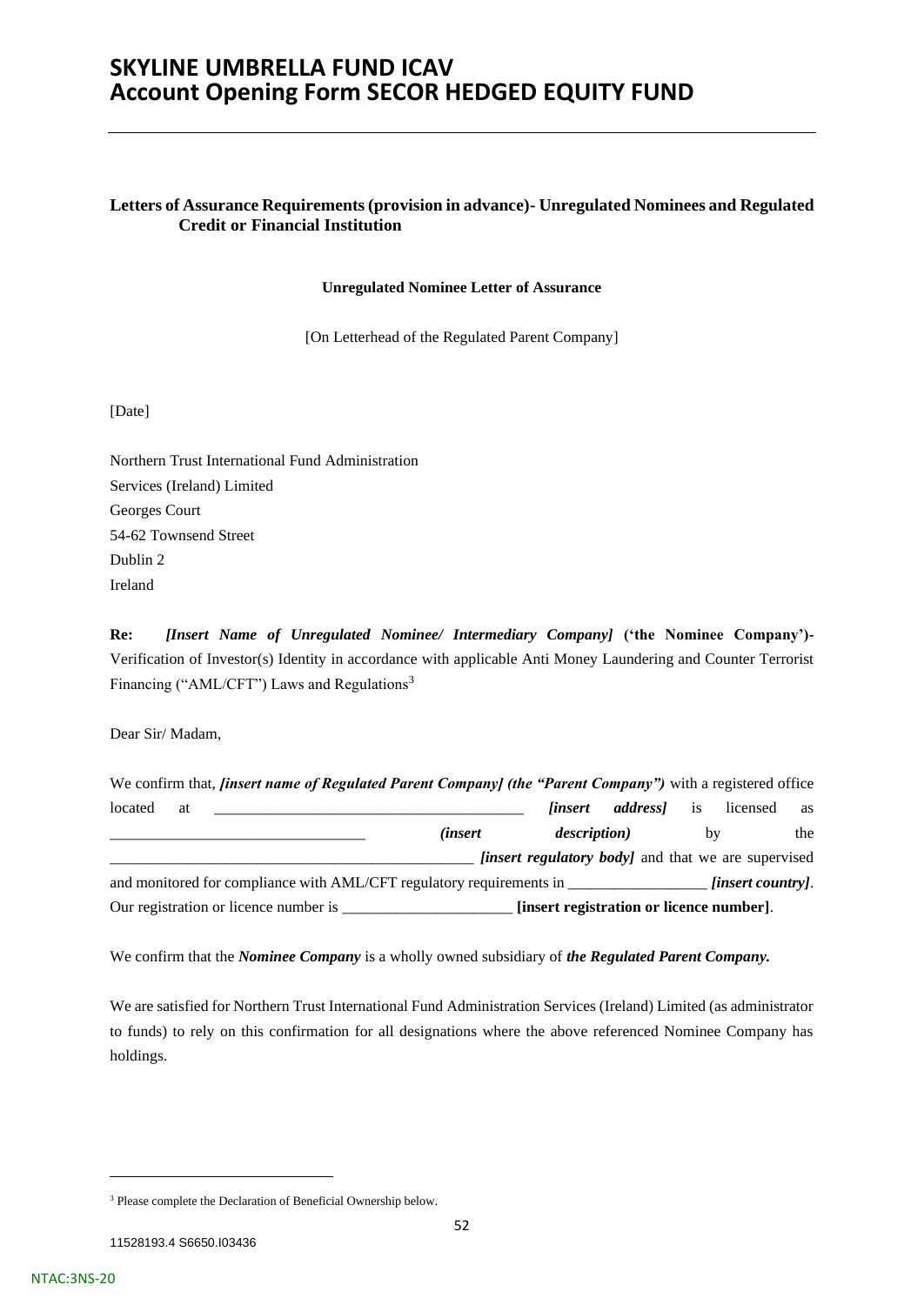**Letters of Assurance Requirements (provision in advance)- Unregulated Nominees and Regulated Credit or Financial Institution**

**Unregulated Nominee Letter of Assurance**

[On Letterhead of the Regulated Parent Company]

[Date]

Northern Trust International Fund Administration
Services (Ireland) Limited
Georges Court
54-62 Townsend Street
Dublin 2
Ireland

**Re:** ***[Insert Name of Unregulated Nominee/ Intermediary Company]*** **('the Nominee Company')-** Verification of Investor(s) Identity in accordance with applicable Anti Money Laundering and Counter Terrorist Financing ("AML/CFT") Laws and Regulations[3]

Dear Sir/ Madam,

We confirm that, ***[insert name of Regulated Parent Company] (the "Parent Company")*** with a registered office located at ________________________________________ ***[insert address]*** is licensed as _________________________________ ***(insert description)*** by the _______________________________________________ ***[insert regulatory body]*** and that we are supervised and monitored for compliance with AML/CFT regulatory requirements in _________________ ***[insert country]***. Our registration or licence number is ______________________ **[insert registration or licence number]**.

We confirm that the ***Nominee Company*** is a wholly owned subsidiary of ***the Regulated Parent Company.***

We are satisfied for Northern Trust International Fund Administration Services (Ireland) Limited (as administrator to funds) to rely on this confirmation for all designations where the above referenced Nominee Company has holdings.

[3] Please complete the Declaration of Beneficial Ownership below.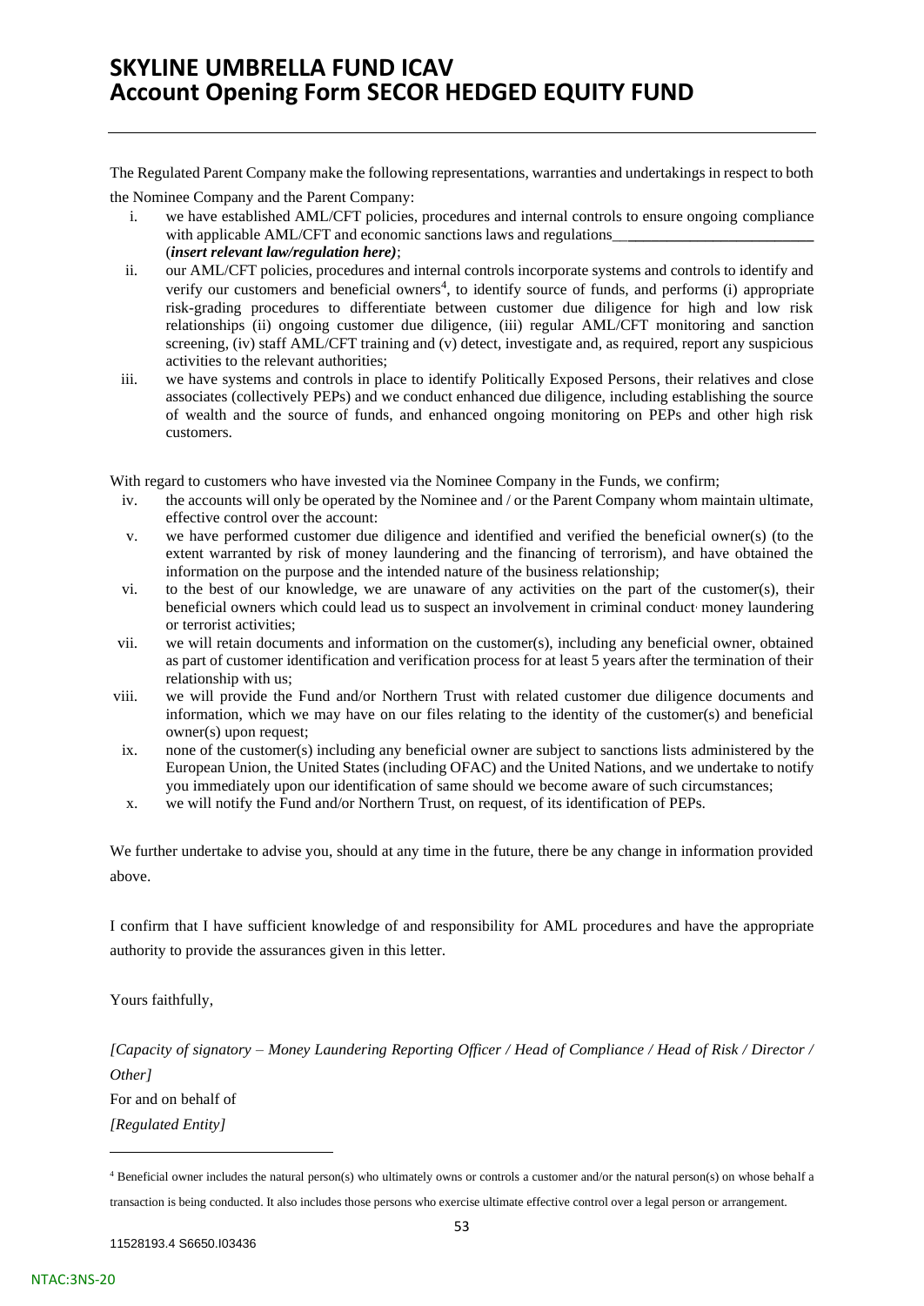The Regulated Parent Company make the following representations, warranties and undertakings in respect to both the Nominee Company and the Parent Company:

i. we have established AML/CFT policies, procedures and internal controls to ensure ongoing compliance with applicable AML/CFT and economic sanctions laws and regulations__________________________ (***insert relevant law/regulation here)***;

ii. our AML/CFT policies, procedures and internal controls incorporate systems and controls to identify and verify our customers and beneficial owners[4], to identify source of funds, and performs (i) appropriate risk-grading procedures to differentiate between customer due diligence for high and low risk relationships (ii) ongoing customer due diligence, (iii) regular AML/CFT monitoring and sanction screening, (iv) staff AML/CFT training and (v) detect, investigate and, as required, report any suspicious activities to the relevant authorities;

iii. we have systems and controls in place to identify Politically Exposed Persons, their relatives and close associates (collectively PEPs) and we conduct enhanced due diligence, including establishing the source of wealth and the source of funds, and enhanced ongoing monitoring on PEPs and other high risk customers.

With regard to customers who have invested via the Nominee Company in the Funds, we confirm;

iv. the accounts will only be operated by the Nominee and / or the Parent Company whom maintain ultimate, effective control over the account:

v. we have performed customer due diligence and identified and verified the beneficial owner(s) (to the extent warranted by risk of money laundering and the financing of terrorism), and have obtained the information on the purpose and the intended nature of the business relationship;

vi. to the best of our knowledge, we are unaware of any activities on the part of the customer(s), their beneficial owners which could lead us to suspect an involvement in criminal conduct, money laundering or terrorist activities;

vii. we will retain documents and information on the customer(s), including any beneficial owner, obtained as part of customer identification and verification process for at least 5 years after the termination of their relationship with us;

viii. we will provide the Fund and/or Northern Trust with related customer due diligence documents and information, which we may have on our files relating to the identity of the customer(s) and beneficial owner(s) upon request;

ix. none of the customer(s) including any beneficial owner are subject to sanctions lists administered by the European Union, the United States (including OFAC) and the United Nations, and we undertake to notify you immediately upon our identification of same should we become aware of such circumstances;

x. we will notify the Fund and/or Northern Trust, on request, of its identification of PEPs.

We further undertake to advise you, should at any time in the future, there be any change in information provided above.

I confirm that I have sufficient knowledge of and responsibility for AML procedures and have the appropriate authority to provide the assurances given in this letter.

Yours faithfully,

*[Capacity of signatory – Money Laundering Reporting Officer / Head of Compliance / Head of Risk / Director / Other]*

For and on behalf of

*[Regulated Entity]*

---

[4] Beneficial owner includes the natural person(s) who ultimately owns or controls a customer and/or the natural person(s) on whose behalf a transaction is being conducted. It also includes those persons who exercise ultimate effective control over a legal person or arrangement.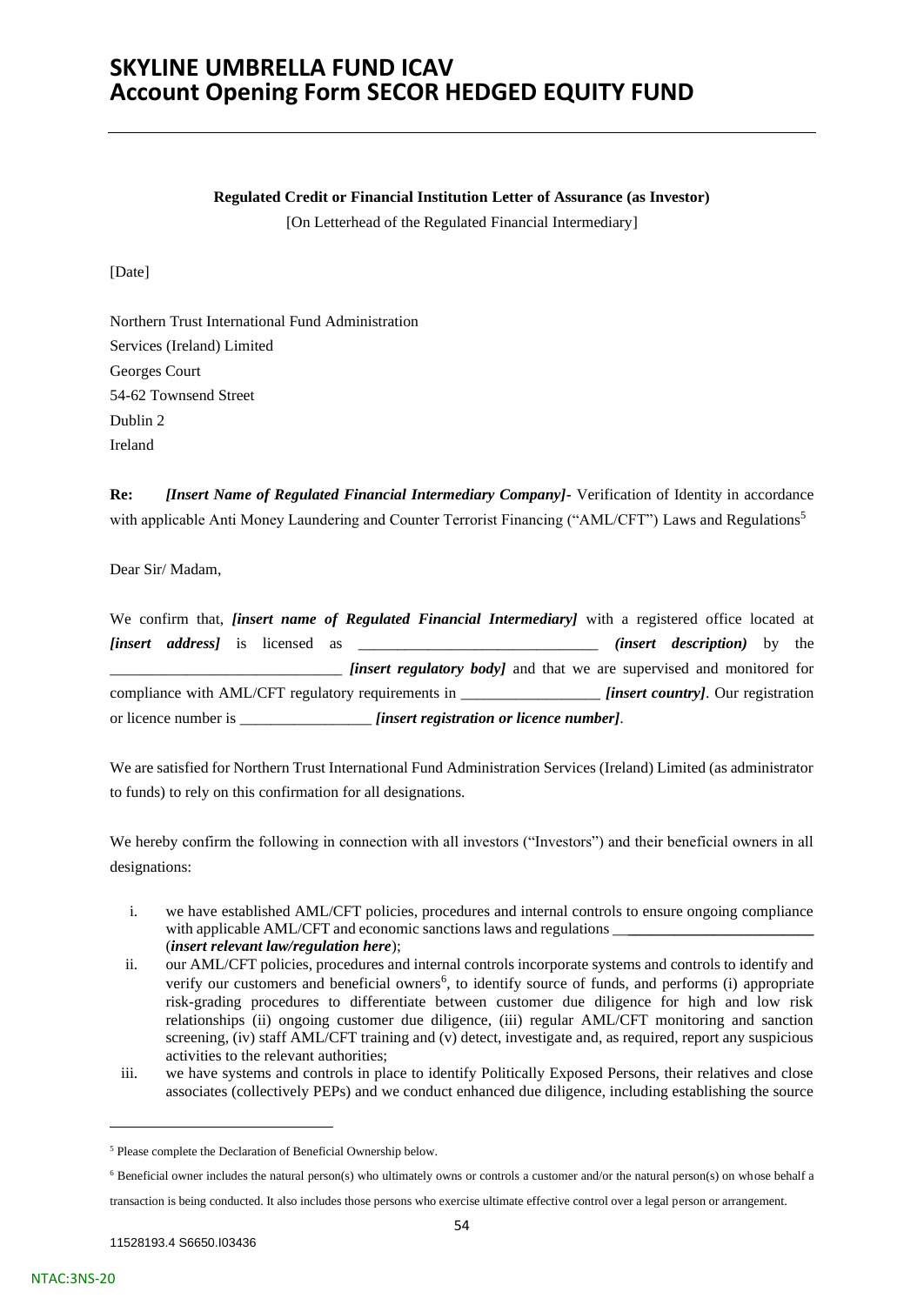**Regulated Credit or Financial Institution Letter of Assurance (as Investor)**

[On Letterhead of the Regulated Financial Intermediary]

[Date]

Northern Trust International Fund Administration
Services (Ireland) Limited
Georges Court
54-62 Townsend Street
Dublin 2
Ireland

**Re:** ***[Insert Name of Regulated Financial Intermediary Company]-*** Verification of Identity in accordance with applicable Anti Money Laundering and Counter Terrorist Financing ("AML/CFT") Laws and Regulations[5]

Dear Sir/ Madam,

We confirm that, ***[insert name of Regulated Financial Intermediary]*** with a registered office located at ***[insert address]*** is licensed as ______________________________ ***(insert description)*** by the ______________________________ ***[insert regulatory body]*** and that we are supervised and monitored for compliance with AML/CFT regulatory requirements in _________________ ***[insert country]***. Our registration or licence number is ________________ ***[insert registration or licence number]***.

We are satisfied for Northern Trust International Fund Administration Services (Ireland) Limited (as administrator to funds) to rely on this confirmation for all designations.

We hereby confirm the following in connection with all investors ("Investors") and their beneficial owners in all designations:

i. we have established AML/CFT policies, procedures and internal controls to ensure ongoing compliance with applicable AML/CFT and economic sanctions laws and regulations ________________________ (***insert relevant law/regulation here***);

ii. our AML/CFT policies, procedures and internal controls incorporate systems and controls to identify and verify our customers and beneficial owners[6], to identify source of funds, and performs (i) appropriate risk-grading procedures to differentiate between customer due diligence for high and low risk relationships (ii) ongoing customer due diligence, (iii) regular AML/CFT monitoring and sanction screening, (iv) staff AML/CFT training and (v) detect, investigate and, as required, report any suspicious activities to the relevant authorities;

iii. we have systems and controls in place to identify Politically Exposed Persons, their relatives and close associates (collectively PEPs) and we conduct enhanced due diligence, including establishing the source

---

[5] Please complete the Declaration of Beneficial Ownership below.

[6] Beneficial owner includes the natural person(s) who ultimately owns or controls a customer and/or the natural person(s) on whose behalf a transaction is being conducted. It also includes those persons who exercise ultimate effective control over a legal person or arrangement.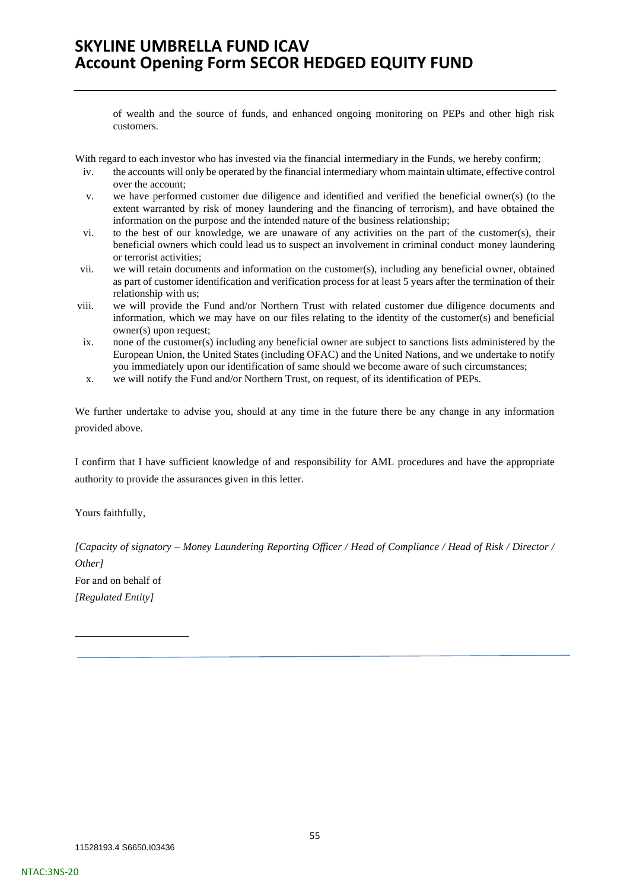of wealth and the source of funds, and enhanced ongoing monitoring on PEPs and other high risk customers.

With regard to each investor who has invested via the financial intermediary in the Funds, we hereby confirm;

iv. the accounts will only be operated by the financial intermediary whom maintain ultimate, effective control over the account;

v. we have performed customer due diligence and identified and verified the beneficial owner(s) (to the extent warranted by risk of money laundering and the financing of terrorism), and have obtained the information on the purpose and the intended nature of the business relationship;

vi. to the best of our knowledge, we are unaware of any activities on the part of the customer(s), their beneficial owners which could lead us to suspect an involvement in criminal conduct, money laundering or terrorist activities;

vii. we will retain documents and information on the customer(s), including any beneficial owner, obtained as part of customer identification and verification process for at least 5 years after the termination of their relationship with us;

viii. we will provide the Fund and/or Northern Trust with related customer due diligence documents and information, which we may have on our files relating to the identity of the customer(s) and beneficial owner(s) upon request;

ix. none of the customer(s) including any beneficial owner are subject to sanctions lists administered by the European Union, the United States (including OFAC) and the United Nations, and we undertake to notify you immediately upon our identification of same should we become aware of such circumstances;

x. we will notify the Fund and/or Northern Trust, on request, of its identification of PEPs.

We further undertake to advise you, should at any time in the future there be any change in any information provided above.

I confirm that I have sufficient knowledge of and responsibility for AML procedures and have the appropriate authority to provide the assurances given in this letter.

Yours faithfully,

*[Capacity of signatory – Money Laundering Reporting Officer / Head of Compliance / Head of Risk / Director / Other]*

For and on behalf of

*[Regulated Entity]*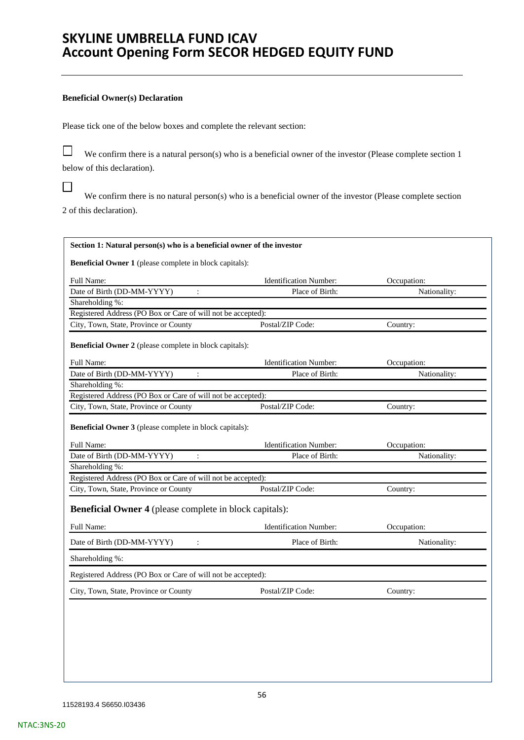# SKYLINE UMBRELLA FUND ICAV
# Account Opening Form SECOR HEDGED EQUITY FUND

**Beneficial Owner(s) Declaration**

Please tick one of the below boxes and complete the relevant section:

☐ We confirm there is a natural person(s) who is a beneficial owner of the investor (Please complete section 1 below of this declaration).

☐ We confirm there is no natural person(s) who is a beneficial owner of the investor (Please complete section 2 of this declaration).

**Section 1: Natural person(s) who is a beneficial owner of the investor**

**Beneficial Owner 1** (please complete in block capitals):

| Full Name: | Identification Number: | Occupation: |
|---|---|---|
| Date of Birth (DD-MM-YYYY) : | Place of Birth: | Nationality: |
| Shareholding %: | | |
| Registered Address (PO Box or Care of will not be accepted): | | |
| City, Town, State, Province or County | Postal/ZIP Code: | Country: |

**Beneficial Owner 2** (please complete in block capitals):

| Full Name: | Identification Number: | Occupation: |
|---|---|---|
| Date of Birth (DD-MM-YYYY) : | Place of Birth: | Nationality: |
| Shareholding %: | | |
| Registered Address (PO Box or Care of will not be accepted): | | |
| City, Town, State, Province or County | Postal/ZIP Code: | Country: |

**Beneficial Owner 3** (please complete in block capitals):

| Full Name: | Identification Number: | Occupation: |
|---|---|---|
| Date of Birth (DD-MM-YYYY) : | Place of Birth: | Nationality: |
| Shareholding %: | | |
| Registered Address (PO Box or Care of will not be accepted): | | |
| City, Town, State, Province or County | Postal/ZIP Code: | Country: |

**Beneficial Owner 4** (please complete in block capitals):

| Full Name: | Identification Number: | Occupation: |
|---|---|---|
| Date of Birth (DD-MM-YYYY) : | Place of Birth: | Nationality: |
| Shareholding %: | | |
| Registered Address (PO Box or Care of will not be accepted): | | |
| City, Town, State, Province or County | Postal/ZIP Code: | Country: |

11528193.4 S6650.I03436

NTAC:3NS-20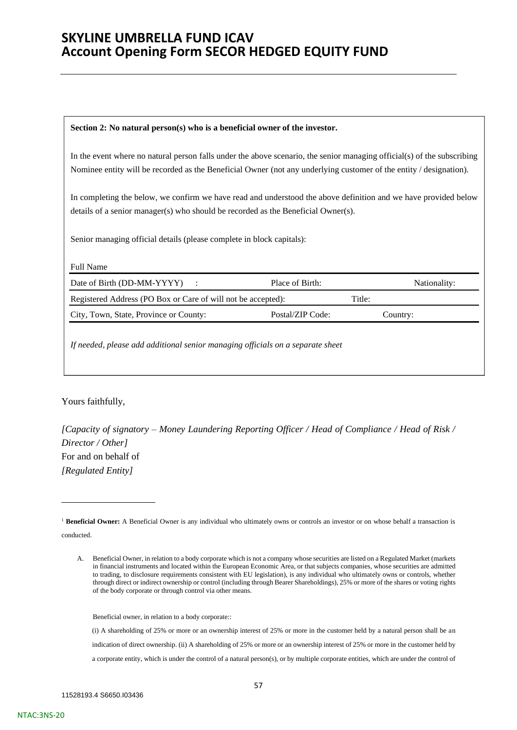# SKYLINE UMBRELLA FUND ICAV
# Account Opening Form SECOR HEDGED EQUITY FUND

**Section 2: No natural person(s) who is a beneficial owner of the investor.**

In the event where no natural person falls under the above scenario, the senior managing official(s) of the subscribing Nominee entity will be recorded as the Beneficial Owner (not any underlying customer of the entity / designation).

In completing the below, we confirm we have read and understood the above definition and we have provided below details of a senior manager(s) who should be recorded as the Beneficial Owner(s).

Senior managing official details (please complete in block capitals):

| Full Name | | |
|---|---|---|
| Date of Birth (DD-MM-YYYY) : | Place of Birth: | Nationality: |
| Registered Address (PO Box or Care of will not be accepted): | | Title: |
| City, Town, State, Province or County: | Postal/ZIP Code: | Country: |

*If needed, please add additional senior managing officials on a separate sheet*

Yours faithfully,

*[Capacity of signatory – Money Laundering Reporting Officer / Head of Compliance / Head of Risk / Director / Other]*
For and on behalf of
*[Regulated Entity]*

---

[1] **Beneficial Owner:** A Beneficial Owner is any individual who ultimately owns or controls an investor or on whose behalf a transaction is conducted.

A. Beneficial Owner, in relation to a body corporate which is not a company whose securities are listed on a Regulated Market (markets in financial instruments and located within the European Economic Area, or that subjects companies, whose securities are admitted to trading, to disclosure requirements consistent with EU legislation), is any individual who ultimately owns or controls, whether through direct or indirect ownership or control (including through Bearer Shareholdings), 25% or more of the shares or voting rights of the body corporate or through control via other means.

Beneficial owner, in relation to a body corporate::

(i) A shareholding of 25% or more or an ownership interest of 25% or more in the customer held by a natural person shall be an indication of direct ownership. (ii) A shareholding of 25% or more or an ownership interest of 25% or more in the customer held by a corporate entity, which is under the control of a natural person(s), or by multiple corporate entities, which are under the control of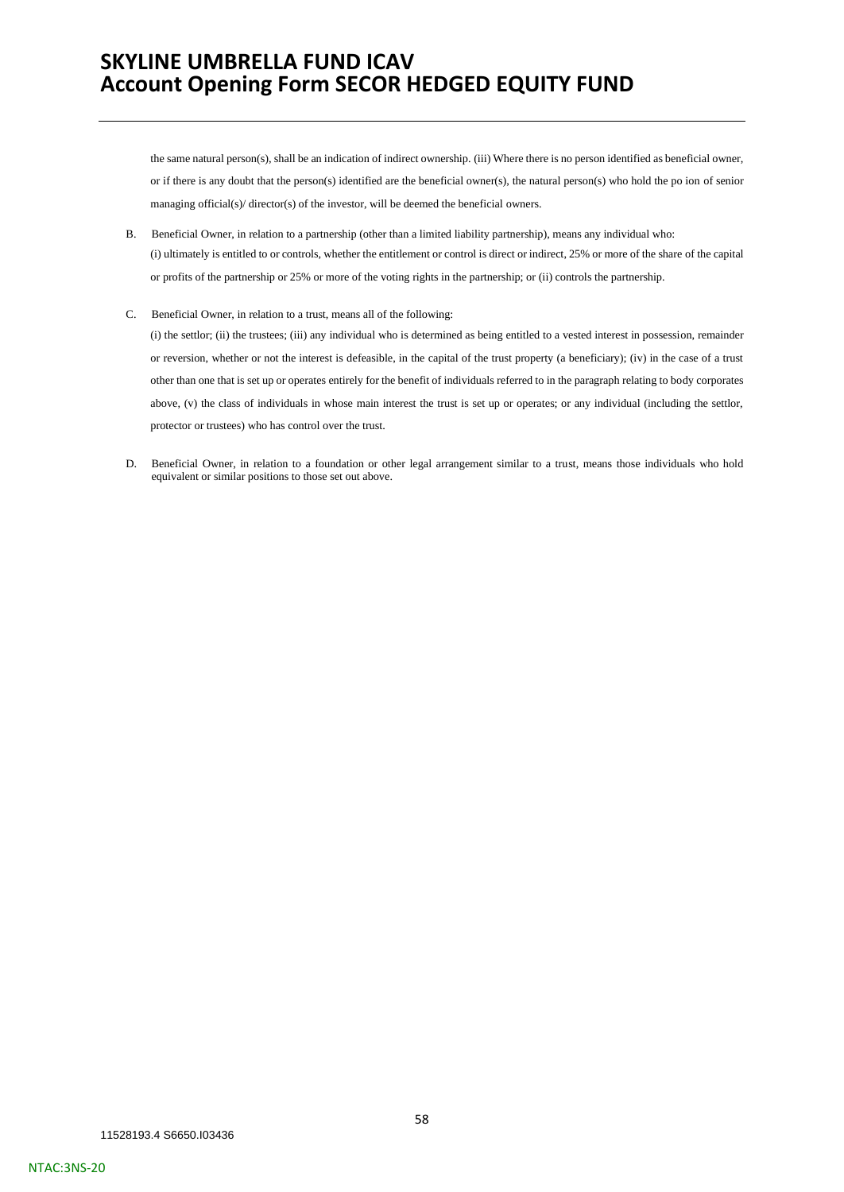the same natural person(s), shall be an indication of indirect ownership. (iii) Where there is no person identified as beneficial owner, or if there is any doubt that the person(s) identified are the beneficial owner(s), the natural person(s) who hold the po ion of senior managing official(s)/ director(s) of the investor, will be deemed the beneficial owners.

B. Beneficial Owner, in relation to a partnership (other than a limited liability partnership), means any individual who:
(i) ultimately is entitled to or controls, whether the entitlement or control is direct or indirect, 25% or more of the share of the capital or profits of the partnership or 25% or more of the voting rights in the partnership; or (ii) controls the partnership.

C. Beneficial Owner, in relation to a trust, means all of the following:
(i) the settlor; (ii) the trustees; (iii) any individual who is determined as being entitled to a vested interest in possession, remainder or reversion, whether or not the interest is defeasible, in the capital of the trust property (a beneficiary); (iv) in the case of a trust other than one that is set up or operates entirely for the benefit of individuals referred to in the paragraph relating to body corporates above, (v) the class of individuals in whose main interest the trust is set up or operates; or any individual (including the settlor, protector or trustees) who has control over the trust.

D. Beneficial Owner, in relation to a foundation or other legal arrangement similar to a trust, means those individuals who hold equivalent or similar positions to those set out above.